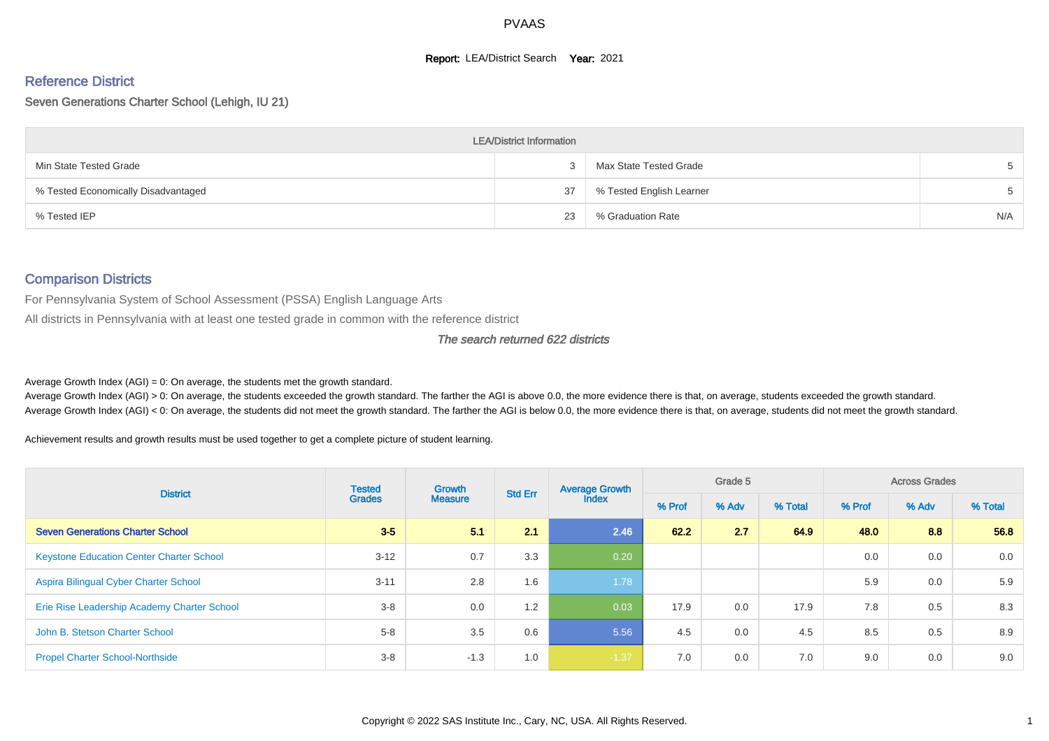# PVAAS

**Report:** LEA/District Search **Year:** 2021

## Reference District

Seven Generations Charter School (Lehigh, IU 21)

| LEA/District Information | | | |
|---|---|---|---|
| Min State Tested Grade | 3 | Max State Tested Grade | 5 |
| % Tested Economically Disadvantaged | 37 | % Tested English Learner | 5 |
| % Tested IEP | 23 | % Graduation Rate | N/A |

## Comparison Districts

For Pennsylvania System of School Assessment (PSSA) English Language Arts

All districts in Pennsylvania with at least one tested grade in common with the reference district

*The search returned 622 districts*

Average Growth Index (AGI) = 0: On average, the students met the growth standard.
Average Growth Index (AGI) > 0: On average, the students exceeded the growth standard. The farther the AGI is above 0.0, the more evidence there is that, on average, students exceeded the growth standard.
Average Growth Index (AGI) < 0: On average, the students did not meet the growth standard. The farther the AGI is below 0.0, the more evidence there is that, on average, students did not meet the growth standard.

Achievement results and growth results must be used together to get a complete picture of student learning.

| District | Tested Grades | Growth Measure | Std Err | Average Growth Index | Grade 5 | | | Across Grades | | |
|---|---|---|---|---|---|---|---|---|---|---|
| | | | | | % Prof | % Adv | % Total | % Prof | % Adv | % Total |
| **Seven Generations Charter School** | **3-5** | **5.1** | **2.1** | **2.46** | **62.2** | **2.7** | **64.9** | **48.0** | **8.8** | **56.8** |
| Keystone Education Center Charter School | 3-12 | 0.7 | 3.3 | 0.20 | | | | 0.0 | 0.0 | 0.0 |
| Aspira Bilingual Cyber Charter School | 3-11 | 2.8 | 1.6 | 1.78 | | | | 5.9 | 0.0 | 5.9 |
| Erie Rise Leadership Academy Charter School | 3-8 | 0.0 | 1.2 | 0.03 | 17.9 | 0.0 | 17.9 | 7.8 | 0.5 | 8.3 |
| John B. Stetson Charter School | 5-8 | 3.5 | 0.6 | 5.56 | 4.5 | 0.0 | 4.5 | 8.5 | 0.5 | 8.9 |
| Propel Charter School-Northside | 3-8 | -1.3 | 1.0 | -1.37 | 7.0 | 0.0 | 7.0 | 9.0 | 0.0 | 9.0 |

Copyright © 2022 SAS Institute Inc., Cary, NC, USA. All Rights Reserved.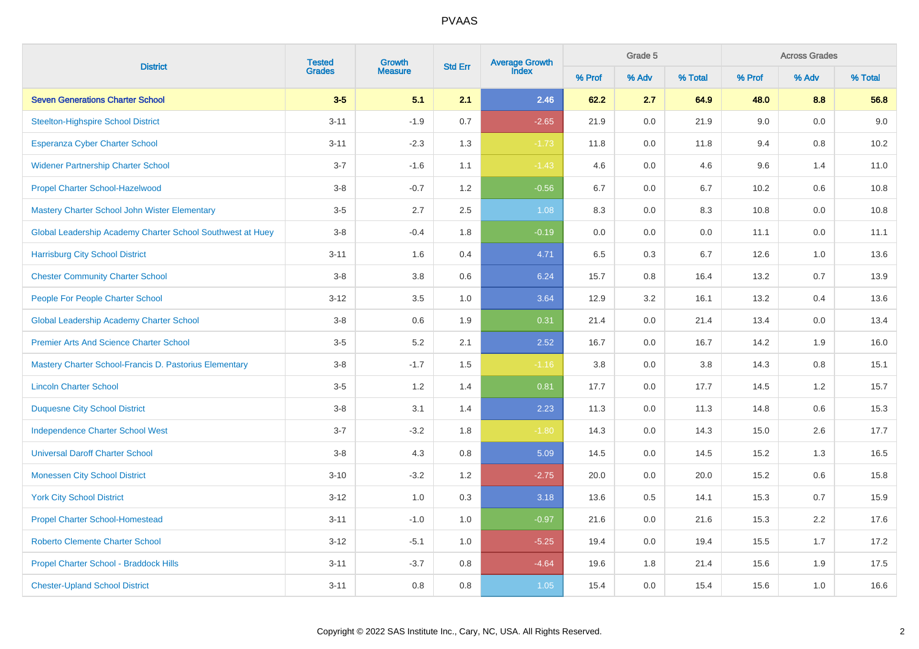# PVAAS

| District | Tested Grades | Growth Measure | Std Err | Average Growth Index | Grade 5 | | | Across Grades | | |
|---|---|---|---|---|---|---|---|---|---|---|
| | | | | | % Prof | % Adv | % Total | % Prof | % Adv | % Total |
| **Seven Generations Charter School** | **3-5** | **5.1** | **2.1** | **2.46** | **62.2** | **2.7** | **64.9** | **48.0** | **8.8** | **56.8** |
| Steelton-Highspire School District | 3-11 | -1.9 | 0.7 | -2.65 | 21.9 | 0.0 | 21.9 | 9.0 | 0.0 | 9.0 |
| Esperanza Cyber Charter School | 3-11 | -2.3 | 1.3 | -1.73 | 11.8 | 0.0 | 11.8 | 9.4 | 0.8 | 10.2 |
| Widener Partnership Charter School | 3-7 | -1.6 | 1.1 | -1.43 | 4.6 | 0.0 | 4.6 | 9.6 | 1.4 | 11.0 |
| Propel Charter School-Hazelwood | 3-8 | -0.7 | 1.2 | -0.56 | 6.7 | 0.0 | 6.7 | 10.2 | 0.6 | 10.8 |
| Mastery Charter School John Wister Elementary | 3-5 | 2.7 | 2.5 | 1.08 | 8.3 | 0.0 | 8.3 | 10.8 | 0.0 | 10.8 |
| Global Leadership Academy Charter School Southwest at Huey | 3-8 | -0.4 | 1.8 | -0.19 | 0.0 | 0.0 | 0.0 | 11.1 | 0.0 | 11.1 |
| Harrisburg City School District | 3-11 | 1.6 | 0.4 | 4.71 | 6.5 | 0.3 | 6.7 | 12.6 | 1.0 | 13.6 |
| Chester Community Charter School | 3-8 | 3.8 | 0.6 | 6.24 | 15.7 | 0.8 | 16.4 | 13.2 | 0.7 | 13.9 |
| People For People Charter School | 3-12 | 3.5 | 1.0 | 3.64 | 12.9 | 3.2 | 16.1 | 13.2 | 0.4 | 13.6 |
| Global Leadership Academy Charter School | 3-8 | 0.6 | 1.9 | 0.31 | 21.4 | 0.0 | 21.4 | 13.4 | 0.0 | 13.4 |
| Premier Arts And Science Charter School | 3-5 | 5.2 | 2.1 | 2.52 | 16.7 | 0.0 | 16.7 | 14.2 | 1.9 | 16.0 |
| Mastery Charter School-Francis D. Pastorius Elementary | 3-8 | -1.7 | 1.5 | -1.16 | 3.8 | 0.0 | 3.8 | 14.3 | 0.8 | 15.1 |
| Lincoln Charter School | 3-5 | 1.2 | 1.4 | 0.81 | 17.7 | 0.0 | 17.7 | 14.5 | 1.2 | 15.7 |
| Duquesne City School District | 3-8 | 3.1 | 1.4 | 2.23 | 11.3 | 0.0 | 11.3 | 14.8 | 0.6 | 15.3 |
| Independence Charter School West | 3-7 | -3.2 | 1.8 | -1.80 | 14.3 | 0.0 | 14.3 | 15.0 | 2.6 | 17.7 |
| Universal Daroff Charter School | 3-8 | 4.3 | 0.8 | 5.09 | 14.5 | 0.0 | 14.5 | 15.2 | 1.3 | 16.5 |
| Monessen City School District | 3-10 | -3.2 | 1.2 | -2.75 | 20.0 | 0.0 | 20.0 | 15.2 | 0.6 | 15.8 |
| York City School District | 3-12 | 1.0 | 0.3 | 3.18 | 13.6 | 0.5 | 14.1 | 15.3 | 0.7 | 15.9 |
| Propel Charter School-Homestead | 3-11 | -1.0 | 1.0 | -0.97 | 21.6 | 0.0 | 21.6 | 15.3 | 2.2 | 17.6 |
| Roberto Clemente Charter School | 3-12 | -5.1 | 1.0 | -5.25 | 19.4 | 0.0 | 19.4 | 15.5 | 1.7 | 17.2 |
| Propel Charter School - Braddock Hills | 3-11 | -3.7 | 0.8 | -4.64 | 19.6 | 1.8 | 21.4 | 15.6 | 1.9 | 17.5 |
| Chester-Upland School District | 3-11 | 0.8 | 0.8 | 1.05 | 15.4 | 0.0 | 15.4 | 15.6 | 1.0 | 16.6 |

Copyright © 2022 SAS Institute Inc., Cary, NC, USA. All Rights Reserved.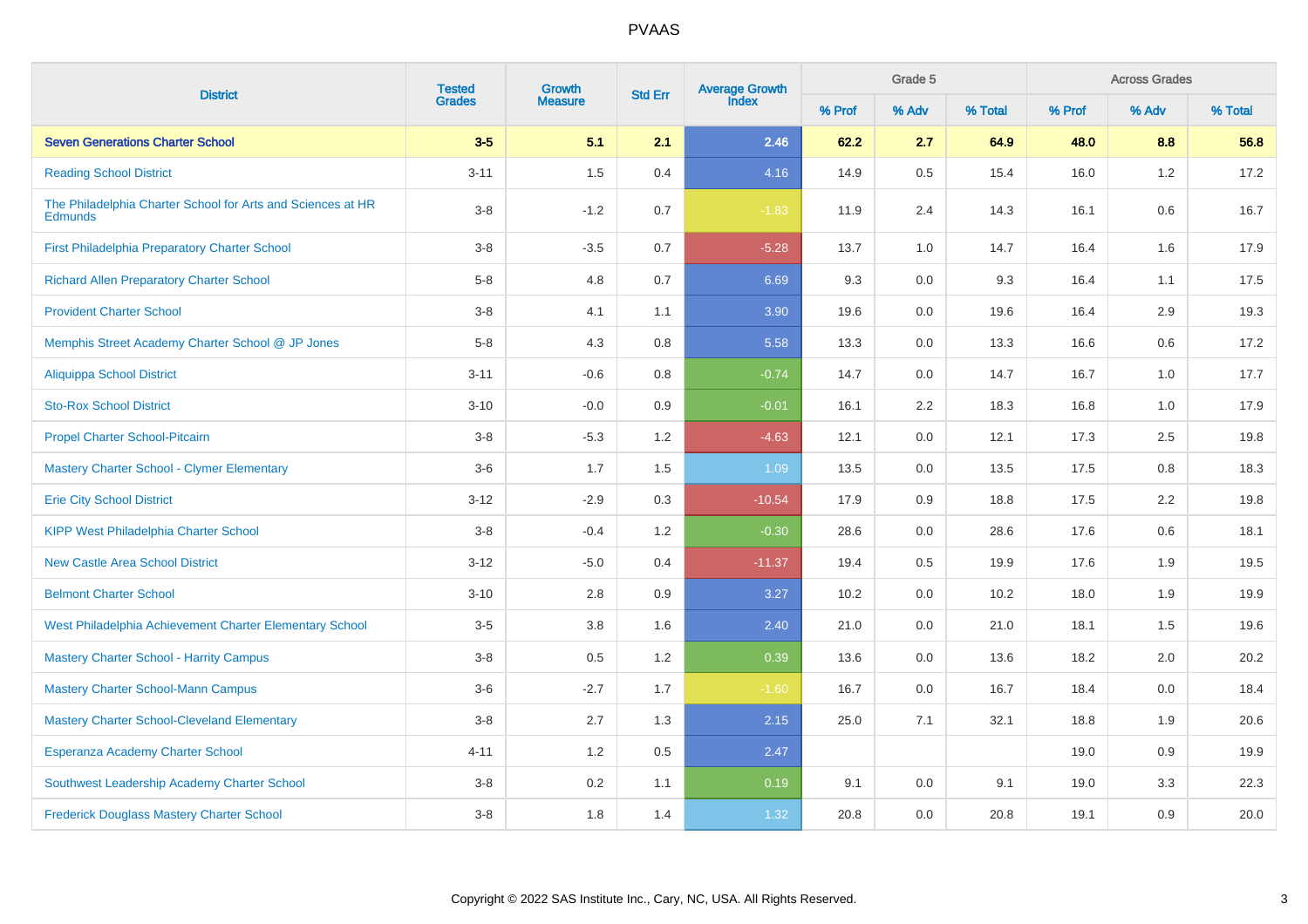# PVAAS

| District | Tested Grades | Growth Measure | Std Err | Average Growth Index | Grade 5 | | | Across Grades | | |
|---|---|---|---|---|---|---|---|---|---|---|
| | | | | | % Prof | % Adv | % Total | % Prof | % Adv | % Total |
| **Seven Generations Charter School** | **3-5** | **5.1** | **2.1** | **2.46** | **62.2** | **2.7** | **64.9** | **48.0** | **8.8** | **56.8** |
| Reading School District | 3-11 | 1.5 | 0.4 | 4.16 | 14.9 | 0.5 | 15.4 | 16.0 | 1.2 | 17.2 |
| The Philadelphia Charter School for Arts and Sciences at HR Edmunds | 3-8 | -1.2 | 0.7 | -1.83 | 11.9 | 2.4 | 14.3 | 16.1 | 0.6 | 16.7 |
| First Philadelphia Preparatory Charter School | 3-8 | -3.5 | 0.7 | -5.28 | 13.7 | 1.0 | 14.7 | 16.4 | 1.6 | 17.9 |
| Richard Allen Preparatory Charter School | 5-8 | 4.8 | 0.7 | 6.69 | 9.3 | 0.0 | 9.3 | 16.4 | 1.1 | 17.5 |
| Provident Charter School | 3-8 | 4.1 | 1.1 | 3.90 | 19.6 | 0.0 | 19.6 | 16.4 | 2.9 | 19.3 |
| Memphis Street Academy Charter School @ JP Jones | 5-8 | 4.3 | 0.8 | 5.58 | 13.3 | 0.0 | 13.3 | 16.6 | 0.6 | 17.2 |
| Aliquippa School District | 3-11 | -0.6 | 0.8 | -0.74 | 14.7 | 0.0 | 14.7 | 16.7 | 1.0 | 17.7 |
| Sto-Rox School District | 3-10 | -0.0 | 0.9 | -0.01 | 16.1 | 2.2 | 18.3 | 16.8 | 1.0 | 17.9 |
| Propel Charter School-Pitcairn | 3-8 | -5.3 | 1.2 | -4.63 | 12.1 | 0.0 | 12.1 | 17.3 | 2.5 | 19.8 |
| Mastery Charter School - Clymer Elementary | 3-6 | 1.7 | 1.5 | 1.09 | 13.5 | 0.0 | 13.5 | 17.5 | 0.8 | 18.3 |
| Erie City School District | 3-12 | -2.9 | 0.3 | -10.54 | 17.9 | 0.9 | 18.8 | 17.5 | 2.2 | 19.8 |
| KIPP West Philadelphia Charter School | 3-8 | -0.4 | 1.2 | -0.30 | 28.6 | 0.0 | 28.6 | 17.6 | 0.6 | 18.1 |
| New Castle Area School District | 3-12 | -5.0 | 0.4 | -11.37 | 19.4 | 0.5 | 19.9 | 17.6 | 1.9 | 19.5 |
| Belmont Charter School | 3-10 | 2.8 | 0.9 | 3.27 | 10.2 | 0.0 | 10.2 | 18.0 | 1.9 | 19.9 |
| West Philadelphia Achievement Charter Elementary School | 3-5 | 3.8 | 1.6 | 2.40 | 21.0 | 0.0 | 21.0 | 18.1 | 1.5 | 19.6 |
| Mastery Charter School - Harrity Campus | 3-8 | 0.5 | 1.2 | 0.39 | 13.6 | 0.0 | 13.6 | 18.2 | 2.0 | 20.2 |
| Mastery Charter School-Mann Campus | 3-6 | -2.7 | 1.7 | -1.60 | 16.7 | 0.0 | 16.7 | 18.4 | 0.0 | 18.4 |
| Mastery Charter School-Cleveland Elementary | 3-8 | 2.7 | 1.3 | 2.15 | 25.0 | 7.1 | 32.1 | 18.8 | 1.9 | 20.6 |
| Esperanza Academy Charter School | 4-11 | 1.2 | 0.5 | 2.47 | | | | 19.0 | 0.9 | 19.9 |
| Southwest Leadership Academy Charter School | 3-8 | 0.2 | 1.1 | 0.19 | 9.1 | 0.0 | 9.1 | 19.0 | 3.3 | 22.3 |
| Frederick Douglass Mastery Charter School | 3-8 | 1.8 | 1.4 | 1.32 | 20.8 | 0.0 | 20.8 | 19.1 | 0.9 | 20.0 |

Copyright © 2022 SAS Institute Inc., Cary, NC, USA. All Rights Reserved.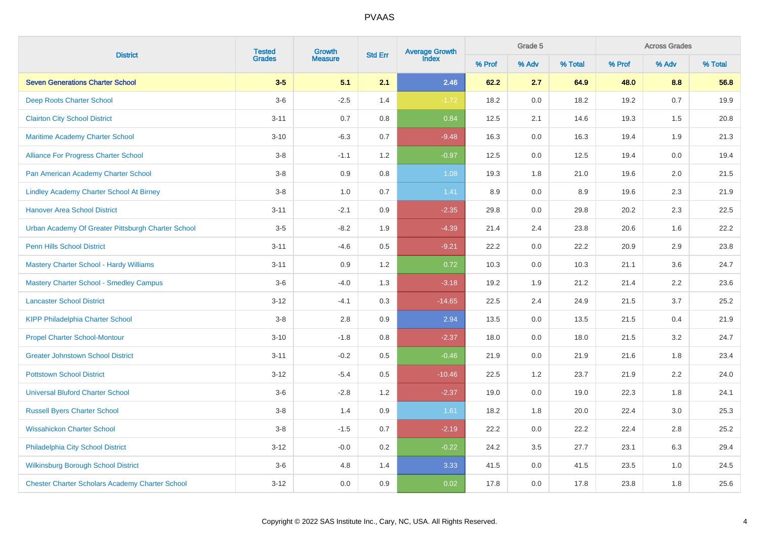PVAAS

| District | Tested Grades | Growth Measure | Std Err | Average Growth Index | Grade 5 | | | Across Grades | | |
|---|---|---|---|---|---|---|---|---|---|---|
| | | | | | % Prof | % Adv | % Total | % Prof | % Adv | % Total |
| **Seven Generations Charter School** | **3-5** | **5.1** | **2.1** | **2.46** | **62.2** | **2.7** | **64.9** | **48.0** | **8.8** | **56.8** |
| Deep Roots Charter School | 3-6 | -2.5 | 1.4 | -1.72 | 18.2 | 0.0 | 18.2 | 19.2 | 0.7 | 19.9 |
| Clairton City School District | 3-11 | 0.7 | 0.8 | 0.84 | 12.5 | 2.1 | 14.6 | 19.3 | 1.5 | 20.8 |
| Maritime Academy Charter School | 3-10 | -6.3 | 0.7 | -9.48 | 16.3 | 0.0 | 16.3 | 19.4 | 1.9 | 21.3 |
| Alliance For Progress Charter School | 3-8 | -1.1 | 1.2 | -0.97 | 12.5 | 0.0 | 12.5 | 19.4 | 0.0 | 19.4 |
| Pan American Academy Charter School | 3-8 | 0.9 | 0.8 | 1.08 | 19.3 | 1.8 | 21.0 | 19.6 | 2.0 | 21.5 |
| Lindley Academy Charter School At Birney | 3-8 | 1.0 | 0.7 | 1.41 | 8.9 | 0.0 | 8.9 | 19.6 | 2.3 | 21.9 |
| Hanover Area School District | 3-11 | -2.1 | 0.9 | -2.35 | 29.8 | 0.0 | 29.8 | 20.2 | 2.3 | 22.5 |
| Urban Academy Of Greater Pittsburgh Charter School | 3-5 | -8.2 | 1.9 | -4.39 | 21.4 | 2.4 | 23.8 | 20.6 | 1.6 | 22.2 |
| Penn Hills School District | 3-11 | -4.6 | 0.5 | -9.21 | 22.2 | 0.0 | 22.2 | 20.9 | 2.9 | 23.8 |
| Mastery Charter School - Hardy Williams | 3-11 | 0.9 | 1.2 | 0.72 | 10.3 | 0.0 | 10.3 | 21.1 | 3.6 | 24.7 |
| Mastery Charter School - Smedley Campus | 3-6 | -4.0 | 1.3 | -3.18 | 19.2 | 1.9 | 21.2 | 21.4 | 2.2 | 23.6 |
| Lancaster School District | 3-12 | -4.1 | 0.3 | -14.65 | 22.5 | 2.4 | 24.9 | 21.5 | 3.7 | 25.2 |
| KIPP Philadelphia Charter School | 3-8 | 2.8 | 0.9 | 2.94 | 13.5 | 0.0 | 13.5 | 21.5 | 0.4 | 21.9 |
| Propel Charter School-Montour | 3-10 | -1.8 | 0.8 | -2.37 | 18.0 | 0.0 | 18.0 | 21.5 | 3.2 | 24.7 |
| Greater Johnstown School District | 3-11 | -0.2 | 0.5 | -0.46 | 21.9 | 0.0 | 21.9 | 21.6 | 1.8 | 23.4 |
| Pottstown School District | 3-12 | -5.4 | 0.5 | -10.46 | 22.5 | 1.2 | 23.7 | 21.9 | 2.2 | 24.0 |
| Universal Bluford Charter School | 3-6 | -2.8 | 1.2 | -2.37 | 19.0 | 0.0 | 19.0 | 22.3 | 1.8 | 24.1 |
| Russell Byers Charter School | 3-8 | 1.4 | 0.9 | 1.61 | 18.2 | 1.8 | 20.0 | 22.4 | 3.0 | 25.3 |
| Wissahickon Charter School | 3-8 | -1.5 | 0.7 | -2.19 | 22.2 | 0.0 | 22.2 | 22.4 | 2.8 | 25.2 |
| Philadelphia City School District | 3-12 | -0.0 | 0.2 | -0.22 | 24.2 | 3.5 | 27.7 | 23.1 | 6.3 | 29.4 |
| Wilkinsburg Borough School District | 3-6 | 4.8 | 1.4 | 3.33 | 41.5 | 0.0 | 41.5 | 23.5 | 1.0 | 24.5 |
| Chester Charter Scholars Academy Charter School | 3-12 | 0.0 | 0.9 | 0.02 | 17.8 | 0.0 | 17.8 | 23.8 | 1.8 | 25.6 |

Copyright © 2022 SAS Institute Inc., Cary, NC, USA. All Rights Reserved.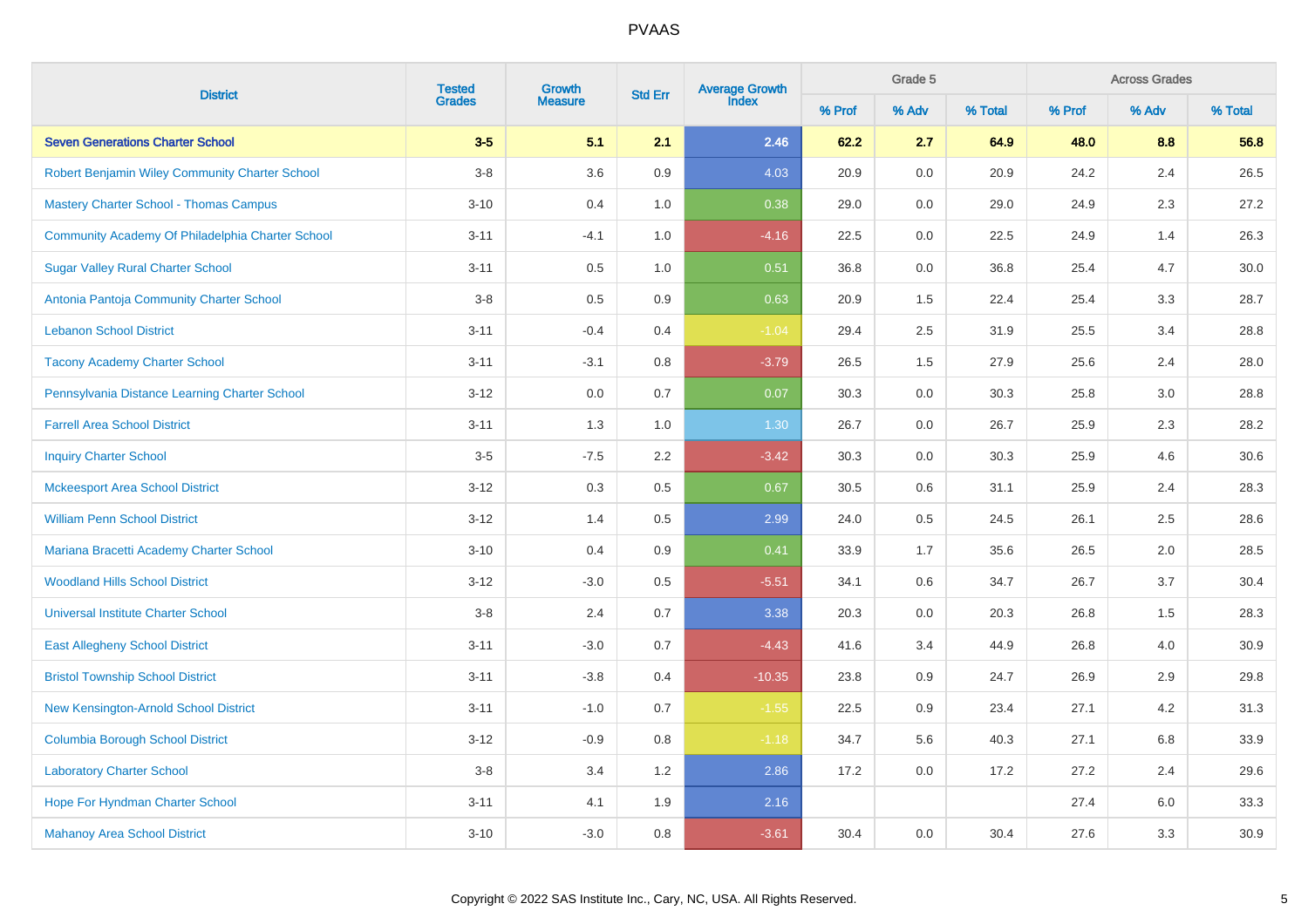# PVAAS

| District | Tested Grades | Growth Measure | Std Err | Average Growth Index | Grade 5 | | | Across Grades | | |
|---|---|---|---|---|---|---|---|---|---|---|
| | | | | | % Prof | % Adv | % Total | % Prof | % Adv | % Total |
| **Seven Generations Charter School** | **3-5** | **5.1** | **2.1** | **2.46** | **62.2** | **2.7** | **64.9** | **48.0** | **8.8** | **56.8** |
| Robert Benjamin Wiley Community Charter School | 3-8 | 3.6 | 0.9 | 4.03 | 20.9 | 0.0 | 20.9 | 24.2 | 2.4 | 26.5 |
| Mastery Charter School - Thomas Campus | 3-10 | 0.4 | 1.0 | 0.38 | 29.0 | 0.0 | 29.0 | 24.9 | 2.3 | 27.2 |
| Community Academy Of Philadelphia Charter School | 3-11 | -4.1 | 1.0 | -4.16 | 22.5 | 0.0 | 22.5 | 24.9 | 1.4 | 26.3 |
| Sugar Valley Rural Charter School | 3-11 | 0.5 | 1.0 | 0.51 | 36.8 | 0.0 | 36.8 | 25.4 | 4.7 | 30.0 |
| Antonia Pantoja Community Charter School | 3-8 | 0.5 | 0.9 | 0.63 | 20.9 | 1.5 | 22.4 | 25.4 | 3.3 | 28.7 |
| Lebanon School District | 3-11 | -0.4 | 0.4 | -1.04 | 29.4 | 2.5 | 31.9 | 25.5 | 3.4 | 28.8 |
| Tacony Academy Charter School | 3-11 | -3.1 | 0.8 | -3.79 | 26.5 | 1.5 | 27.9 | 25.6 | 2.4 | 28.0 |
| Pennsylvania Distance Learning Charter School | 3-12 | 0.0 | 0.7 | 0.07 | 30.3 | 0.0 | 30.3 | 25.8 | 3.0 | 28.8 |
| Farrell Area School District | 3-11 | 1.3 | 1.0 | 1.30 | 26.7 | 0.0 | 26.7 | 25.9 | 2.3 | 28.2 |
| Inquiry Charter School | 3-5 | -7.5 | 2.2 | -3.42 | 30.3 | 0.0 | 30.3 | 25.9 | 4.6 | 30.6 |
| Mckeesport Area School District | 3-12 | 0.3 | 0.5 | 0.67 | 30.5 | 0.6 | 31.1 | 25.9 | 2.4 | 28.3 |
| William Penn School District | 3-12 | 1.4 | 0.5 | 2.99 | 24.0 | 0.5 | 24.5 | 26.1 | 2.5 | 28.6 |
| Mariana Bracetti Academy Charter School | 3-10 | 0.4 | 0.9 | 0.41 | 33.9 | 1.7 | 35.6 | 26.5 | 2.0 | 28.5 |
| Woodland Hills School District | 3-12 | -3.0 | 0.5 | -5.51 | 34.1 | 0.6 | 34.7 | 26.7 | 3.7 | 30.4 |
| Universal Institute Charter School | 3-8 | 2.4 | 0.7 | 3.38 | 20.3 | 0.0 | 20.3 | 26.8 | 1.5 | 28.3 |
| East Allegheny School District | 3-11 | -3.0 | 0.7 | -4.43 | 41.6 | 3.4 | 44.9 | 26.8 | 4.0 | 30.9 |
| Bristol Township School District | 3-11 | -3.8 | 0.4 | -10.35 | 23.8 | 0.9 | 24.7 | 26.9 | 2.9 | 29.8 |
| New Kensington-Arnold School District | 3-11 | -1.0 | 0.7 | -1.55 | 22.5 | 0.9 | 23.4 | 27.1 | 4.2 | 31.3 |
| Columbia Borough School District | 3-12 | -0.9 | 0.8 | -1.18 | 34.7 | 5.6 | 40.3 | 27.1 | 6.8 | 33.9 |
| Laboratory Charter School | 3-8 | 3.4 | 1.2 | 2.86 | 17.2 | 0.0 | 17.2 | 27.2 | 2.4 | 29.6 |
| Hope For Hyndman Charter School | 3-11 | 4.1 | 1.9 | 2.16 | | | | 27.4 | 6.0 | 33.3 |
| Mahanoy Area School District | 3-10 | -3.0 | 0.8 | -3.61 | 30.4 | 0.0 | 30.4 | 27.6 | 3.3 | 30.9 |

Copyright © 2022 SAS Institute Inc., Cary, NC, USA. All Rights Reserved.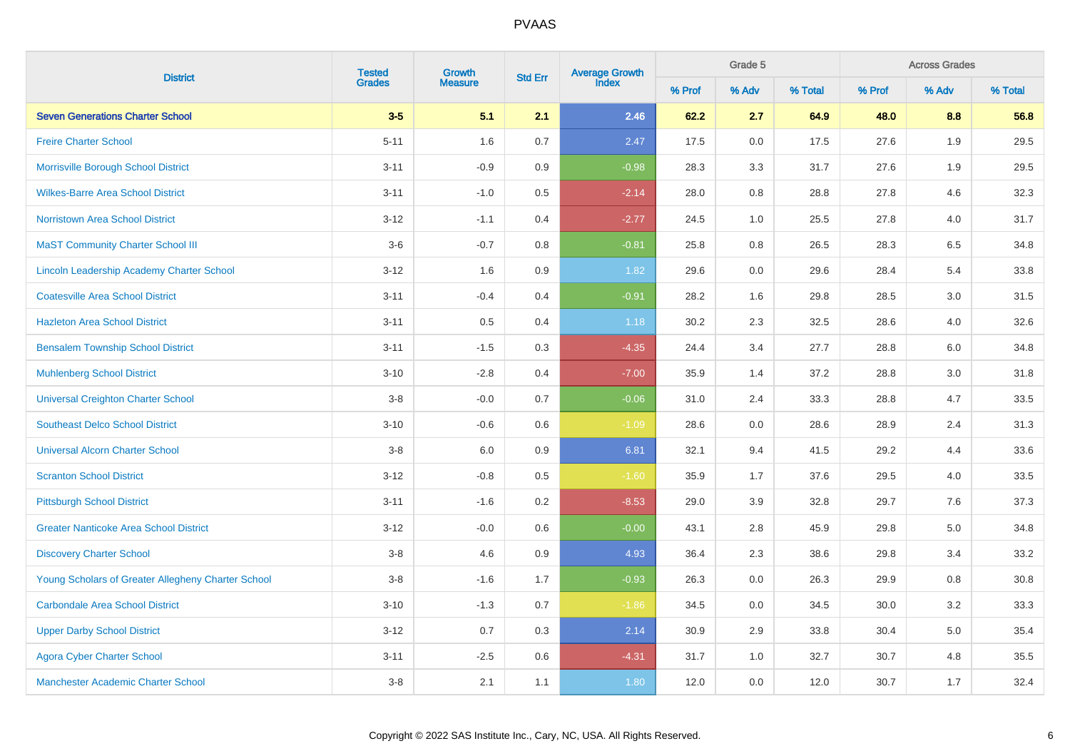# PVAAS

| District | Tested Grades | Growth Measure | Std Err | Average Growth Index | Grade 5 | | | Across Grades | | |
|---|---|---|---|---|---|---|---|---|---|---|
| | | | | | % Prof | % Adv | % Total | % Prof | % Adv | % Total |
| **Seven Generations Charter School** | **3-5** | **5.1** | **2.1** | **2.46** | **62.2** | **2.7** | **64.9** | **48.0** | **8.8** | **56.8** |
| Freire Charter School | 5-11 | 1.6 | 0.7 | 2.47 | 17.5 | 0.0 | 17.5 | 27.6 | 1.9 | 29.5 |
| Morrisville Borough School District | 3-11 | -0.9 | 0.9 | -0.98 | 28.3 | 3.3 | 31.7 | 27.6 | 1.9 | 29.5 |
| Wilkes-Barre Area School District | 3-11 | -1.0 | 0.5 | -2.14 | 28.0 | 0.8 | 28.8 | 27.8 | 4.6 | 32.3 |
| Norristown Area School District | 3-12 | -1.1 | 0.4 | -2.77 | 24.5 | 1.0 | 25.5 | 27.8 | 4.0 | 31.7 |
| MaST Community Charter School III | 3-6 | -0.7 | 0.8 | -0.81 | 25.8 | 0.8 | 26.5 | 28.3 | 6.5 | 34.8 |
| Lincoln Leadership Academy Charter School | 3-12 | 1.6 | 0.9 | 1.82 | 29.6 | 0.0 | 29.6 | 28.4 | 5.4 | 33.8 |
| Coatesville Area School District | 3-11 | -0.4 | 0.4 | -0.91 | 28.2 | 1.6 | 29.8 | 28.5 | 3.0 | 31.5 |
| Hazleton Area School District | 3-11 | 0.5 | 0.4 | 1.18 | 30.2 | 2.3 | 32.5 | 28.6 | 4.0 | 32.6 |
| Bensalem Township School District | 3-11 | -1.5 | 0.3 | -4.35 | 24.4 | 3.4 | 27.7 | 28.8 | 6.0 | 34.8 |
| Muhlenberg School District | 3-10 | -2.8 | 0.4 | -7.00 | 35.9 | 1.4 | 37.2 | 28.8 | 3.0 | 31.8 |
| Universal Creighton Charter School | 3-8 | -0.0 | 0.7 | -0.06 | 31.0 | 2.4 | 33.3 | 28.8 | 4.7 | 33.5 |
| Southeast Delco School District | 3-10 | -0.6 | 0.6 | -1.09 | 28.6 | 0.0 | 28.6 | 28.9 | 2.4 | 31.3 |
| Universal Alcorn Charter School | 3-8 | 6.0 | 0.9 | 6.81 | 32.1 | 9.4 | 41.5 | 29.2 | 4.4 | 33.6 |
| Scranton School District | 3-12 | -0.8 | 0.5 | -1.60 | 35.9 | 1.7 | 37.6 | 29.5 | 4.0 | 33.5 |
| Pittsburgh School District | 3-11 | -1.6 | 0.2 | -8.53 | 29.0 | 3.9 | 32.8 | 29.7 | 7.6 | 37.3 |
| Greater Nanticoke Area School District | 3-12 | -0.0 | 0.6 | -0.00 | 43.1 | 2.8 | 45.9 | 29.8 | 5.0 | 34.8 |
| Discovery Charter School | 3-8 | 4.6 | 0.9 | 4.93 | 36.4 | 2.3 | 38.6 | 29.8 | 3.4 | 33.2 |
| Young Scholars of Greater Allegheny Charter School | 3-8 | -1.6 | 1.7 | -0.93 | 26.3 | 0.0 | 26.3 | 29.9 | 0.8 | 30.8 |
| Carbondale Area School District | 3-10 | -1.3 | 0.7 | -1.86 | 34.5 | 0.0 | 34.5 | 30.0 | 3.2 | 33.3 |
| Upper Darby School District | 3-12 | 0.7 | 0.3 | 2.14 | 30.9 | 2.9 | 33.8 | 30.4 | 5.0 | 35.4 |
| Agora Cyber Charter School | 3-11 | -2.5 | 0.6 | -4.31 | 31.7 | 1.0 | 32.7 | 30.7 | 4.8 | 35.5 |
| Manchester Academic Charter School | 3-8 | 2.1 | 1.1 | 1.80 | 12.0 | 0.0 | 12.0 | 30.7 | 1.7 | 32.4 |

Copyright © 2022 SAS Institute Inc., Cary, NC, USA. All Rights Reserved.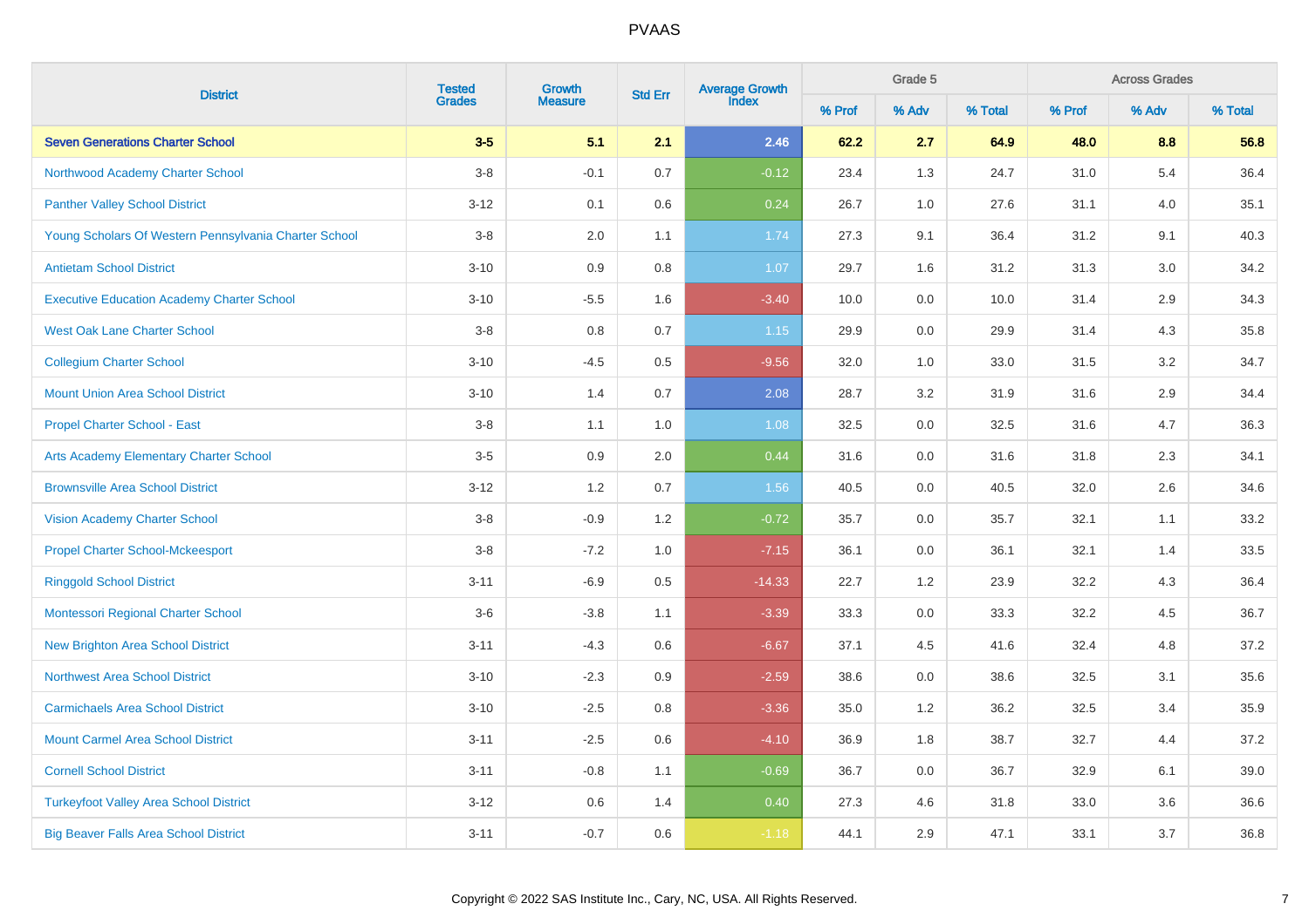# PVAAS

| District | Tested Grades | Growth Measure | Std Err | Average Growth Index | Grade 5 | | | Across Grades | | |
|---|---|---|---|---|---|---|---|---|---|---|
| | | | | | % Prof | % Adv | % Total | % Prof | % Adv | % Total |
| **Seven Generations Charter School** | **3-5** | **5.1** | **2.1** | **2.46** | **62.2** | **2.7** | **64.9** | **48.0** | **8.8** | **56.8** |
| Northwood Academy Charter School | 3-8 | -0.1 | 0.7 | -0.12 | 23.4 | 1.3 | 24.7 | 31.0 | 5.4 | 36.4 |
| Panther Valley School District | 3-12 | 0.1 | 0.6 | 0.24 | 26.7 | 1.0 | 27.6 | 31.1 | 4.0 | 35.1 |
| Young Scholars Of Western Pennsylvania Charter School | 3-8 | 2.0 | 1.1 | 1.74 | 27.3 | 9.1 | 36.4 | 31.2 | 9.1 | 40.3 |
| Antietam School District | 3-10 | 0.9 | 0.8 | 1.07 | 29.7 | 1.6 | 31.2 | 31.3 | 3.0 | 34.2 |
| Executive Education Academy Charter School | 3-10 | -5.5 | 1.6 | -3.40 | 10.0 | 0.0 | 10.0 | 31.4 | 2.9 | 34.3 |
| West Oak Lane Charter School | 3-8 | 0.8 | 0.7 | 1.15 | 29.9 | 0.0 | 29.9 | 31.4 | 4.3 | 35.8 |
| Collegium Charter School | 3-10 | -4.5 | 0.5 | -9.56 | 32.0 | 1.0 | 33.0 | 31.5 | 3.2 | 34.7 |
| Mount Union Area School District | 3-10 | 1.4 | 0.7 | 2.08 | 28.7 | 3.2 | 31.9 | 31.6 | 2.9 | 34.4 |
| Propel Charter School - East | 3-8 | 1.1 | 1.0 | 1.08 | 32.5 | 0.0 | 32.5 | 31.6 | 4.7 | 36.3 |
| Arts Academy Elementary Charter School | 3-5 | 0.9 | 2.0 | 0.44 | 31.6 | 0.0 | 31.6 | 31.8 | 2.3 | 34.1 |
| Brownsville Area School District | 3-12 | 1.2 | 0.7 | 1.56 | 40.5 | 0.0 | 40.5 | 32.0 | 2.6 | 34.6 |
| Vision Academy Charter School | 3-8 | -0.9 | 1.2 | -0.72 | 35.7 | 0.0 | 35.7 | 32.1 | 1.1 | 33.2 |
| Propel Charter School-Mckeesport | 3-8 | -7.2 | 1.0 | -7.15 | 36.1 | 0.0 | 36.1 | 32.1 | 1.4 | 33.5 |
| Ringgold School District | 3-11 | -6.9 | 0.5 | -14.33 | 22.7 | 1.2 | 23.9 | 32.2 | 4.3 | 36.4 |
| Montessori Regional Charter School | 3-6 | -3.8 | 1.1 | -3.39 | 33.3 | 0.0 | 33.3 | 32.2 | 4.5 | 36.7 |
| New Brighton Area School District | 3-11 | -4.3 | 0.6 | -6.67 | 37.1 | 4.5 | 41.6 | 32.4 | 4.8 | 37.2 |
| Northwest Area School District | 3-10 | -2.3 | 0.9 | -2.59 | 38.6 | 0.0 | 38.6 | 32.5 | 3.1 | 35.6 |
| Carmichaels Area School District | 3-10 | -2.5 | 0.8 | -3.36 | 35.0 | 1.2 | 36.2 | 32.5 | 3.4 | 35.9 |
| Mount Carmel Area School District | 3-11 | -2.5 | 0.6 | -4.10 | 36.9 | 1.8 | 38.7 | 32.7 | 4.4 | 37.2 |
| Cornell School District | 3-11 | -0.8 | 1.1 | -0.69 | 36.7 | 0.0 | 36.7 | 32.9 | 6.1 | 39.0 |
| Turkeyfoot Valley Area School District | 3-12 | 0.6 | 1.4 | 0.40 | 27.3 | 4.6 | 31.8 | 33.0 | 3.6 | 36.6 |
| Big Beaver Falls Area School District | 3-11 | -0.7 | 0.6 | -1.18 | 44.1 | 2.9 | 47.1 | 33.1 | 3.7 | 36.8 |

Copyright © 2022 SAS Institute Inc., Cary, NC, USA. All Rights Reserved.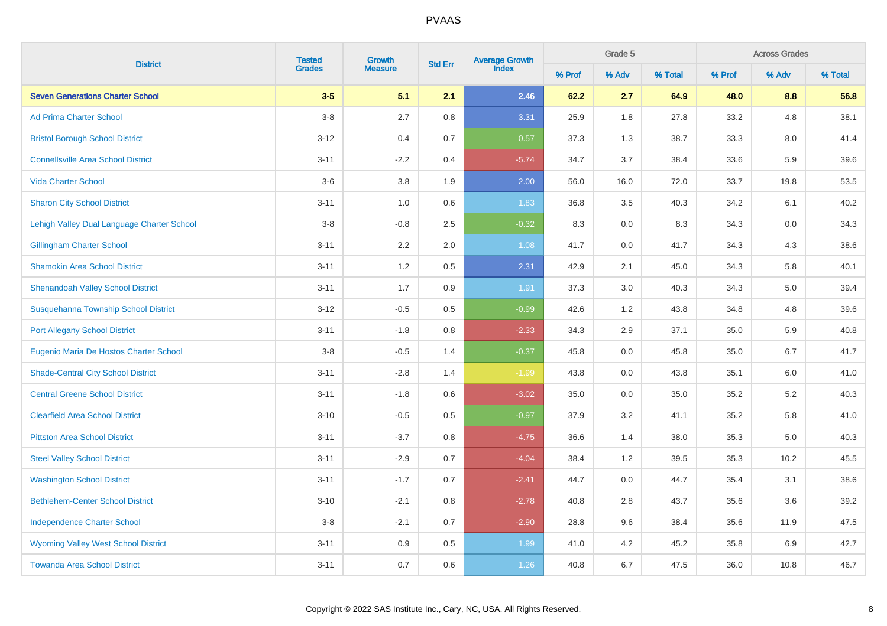| District | Tested Grades | Growth Measure | Std Err | Average Growth Index | Grade 5 | | | Across Grades | | |
|---|---|---|---|---|---|---|---|---|---|---|
| | | | | | % Prof | % Adv | % Total | % Prof | % Adv | % Total |
| **Seven Generations Charter School** | **3-5** | **5.1** | **2.1** | **2.46** | **62.2** | **2.7** | **64.9** | **48.0** | **8.8** | **56.8** |
| Ad Prima Charter School | 3-8 | 2.7 | 0.8 | 3.31 | 25.9 | 1.8 | 27.8 | 33.2 | 4.8 | 38.1 |
| Bristol Borough School District | 3-12 | 0.4 | 0.7 | 0.57 | 37.3 | 1.3 | 38.7 | 33.3 | 8.0 | 41.4 |
| Connellsville Area School District | 3-11 | -2.2 | 0.4 | -5.74 | 34.7 | 3.7 | 38.4 | 33.6 | 5.9 | 39.6 |
| Vida Charter School | 3-6 | 3.8 | 1.9 | 2.00 | 56.0 | 16.0 | 72.0 | 33.7 | 19.8 | 53.5 |
| Sharon City School District | 3-11 | 1.0 | 0.6 | 1.83 | 36.8 | 3.5 | 40.3 | 34.2 | 6.1 | 40.2 |
| Lehigh Valley Dual Language Charter School | 3-8 | -0.8 | 2.5 | -0.32 | 8.3 | 0.0 | 8.3 | 34.3 | 0.0 | 34.3 |
| Gillingham Charter School | 3-11 | 2.2 | 2.0 | 1.08 | 41.7 | 0.0 | 41.7 | 34.3 | 4.3 | 38.6 |
| Shamokin Area School District | 3-11 | 1.2 | 0.5 | 2.31 | 42.9 | 2.1 | 45.0 | 34.3 | 5.8 | 40.1 |
| Shenandoah Valley School District | 3-11 | 1.7 | 0.9 | 1.91 | 37.3 | 3.0 | 40.3 | 34.3 | 5.0 | 39.4 |
| Susquehanna Township School District | 3-12 | -0.5 | 0.5 | -0.99 | 42.6 | 1.2 | 43.8 | 34.8 | 4.8 | 39.6 |
| Port Allegany School District | 3-11 | -1.8 | 0.8 | -2.33 | 34.3 | 2.9 | 37.1 | 35.0 | 5.9 | 40.8 |
| Eugenio Maria De Hostos Charter School | 3-8 | -0.5 | 1.4 | -0.37 | 45.8 | 0.0 | 45.8 | 35.0 | 6.7 | 41.7 |
| Shade-Central City School District | 3-11 | -2.8 | 1.4 | -1.99 | 43.8 | 0.0 | 43.8 | 35.1 | 6.0 | 41.0 |
| Central Greene School District | 3-11 | -1.8 | 0.6 | -3.02 | 35.0 | 0.0 | 35.0 | 35.2 | 5.2 | 40.3 |
| Clearfield Area School District | 3-10 | -0.5 | 0.5 | -0.97 | 37.9 | 3.2 | 41.1 | 35.2 | 5.8 | 41.0 |
| Pittston Area School District | 3-11 | -3.7 | 0.8 | -4.75 | 36.6 | 1.4 | 38.0 | 35.3 | 5.0 | 40.3 |
| Steel Valley School District | 3-11 | -2.9 | 0.7 | -4.04 | 38.4 | 1.2 | 39.5 | 35.3 | 10.2 | 45.5 |
| Washington School District | 3-11 | -1.7 | 0.7 | -2.41 | 44.7 | 0.0 | 44.7 | 35.4 | 3.1 | 38.6 |
| Bethlehem-Center School District | 3-10 | -2.1 | 0.8 | -2.78 | 40.8 | 2.8 | 43.7 | 35.6 | 3.6 | 39.2 |
| Independence Charter School | 3-8 | -2.1 | 0.7 | -2.90 | 28.8 | 9.6 | 38.4 | 35.6 | 11.9 | 47.5 |
| Wyoming Valley West School District | 3-11 | 0.9 | 0.5 | 1.99 | 41.0 | 4.2 | 45.2 | 35.8 | 6.9 | 42.7 |
| Towanda Area School District | 3-11 | 0.7 | 0.6 | 1.26 | 40.8 | 6.7 | 47.5 | 36.0 | 10.8 | 46.7 |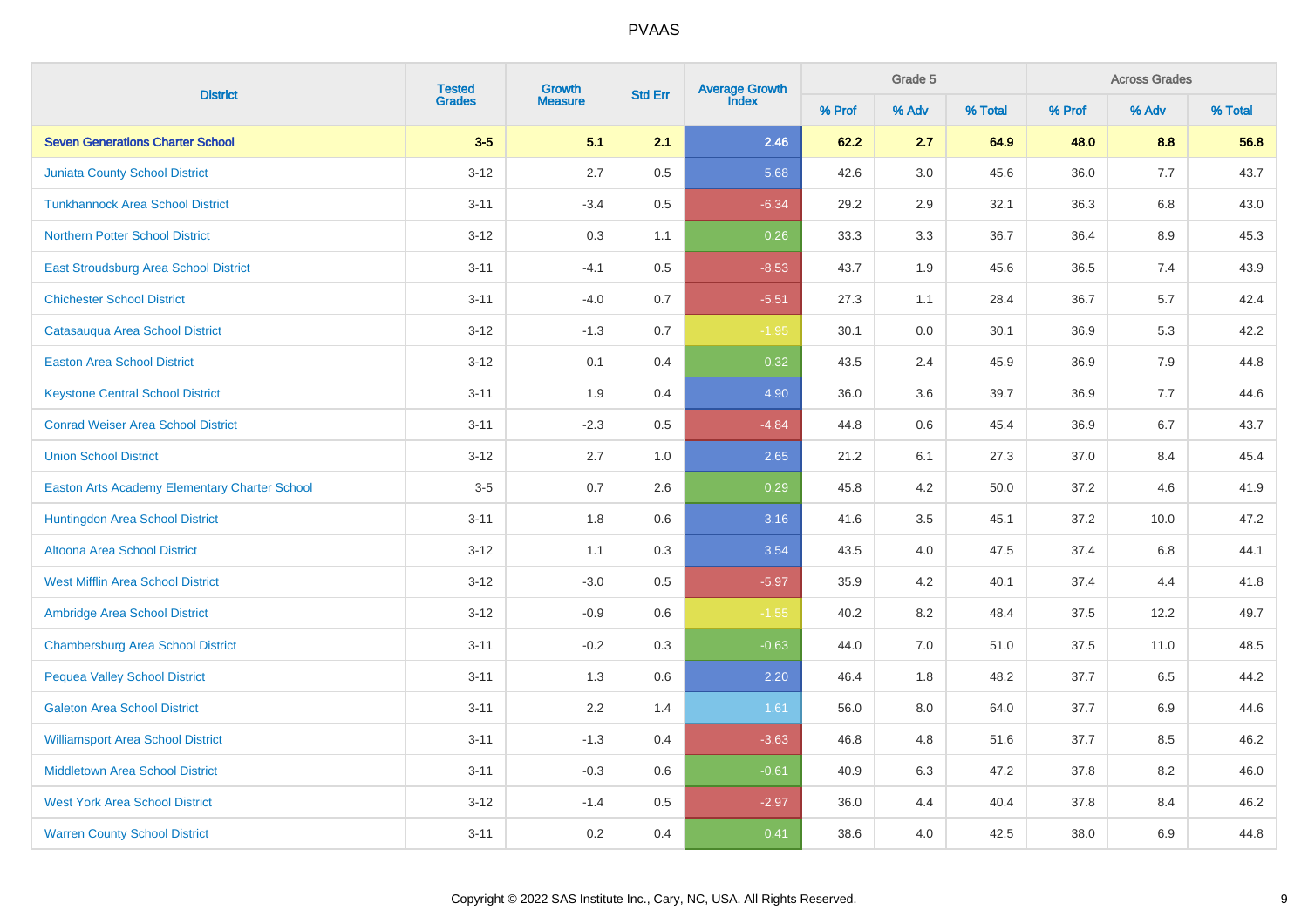| District | Tested Grades | Growth Measure | Std Err | Average Growth Index | Grade 5 | | | Across Grades | | |
|---|---|---|---|---|---|---|---|---|---|---|
| | | | | | % Prof | % Adv | % Total | % Prof | % Adv | % Total |
| **Seven Generations Charter School** | **3-5** | **5.1** | **2.1** | **2.46** | **62.2** | **2.7** | **64.9** | **48.0** | **8.8** | **56.8** |
| Juniata County School District | 3-12 | 2.7 | 0.5 | 5.68 | 42.6 | 3.0 | 45.6 | 36.0 | 7.7 | 43.7 |
| Tunkhannock Area School District | 3-11 | -3.4 | 0.5 | -6.34 | 29.2 | 2.9 | 32.1 | 36.3 | 6.8 | 43.0 |
| Northern Potter School District | 3-12 | 0.3 | 1.1 | 0.26 | 33.3 | 3.3 | 36.7 | 36.4 | 8.9 | 45.3 |
| East Stroudsburg Area School District | 3-11 | -4.1 | 0.5 | -8.53 | 43.7 | 1.9 | 45.6 | 36.5 | 7.4 | 43.9 |
| Chichester School District | 3-11 | -4.0 | 0.7 | -5.51 | 27.3 | 1.1 | 28.4 | 36.7 | 5.7 | 42.4 |
| Catasauqua Area School District | 3-12 | -1.3 | 0.7 | -1.95 | 30.1 | 0.0 | 30.1 | 36.9 | 5.3 | 42.2 |
| Easton Area School District | 3-12 | 0.1 | 0.4 | 0.32 | 43.5 | 2.4 | 45.9 | 36.9 | 7.9 | 44.8 |
| Keystone Central School District | 3-11 | 1.9 | 0.4 | 4.90 | 36.0 | 3.6 | 39.7 | 36.9 | 7.7 | 44.6 |
| Conrad Weiser Area School District | 3-11 | -2.3 | 0.5 | -4.84 | 44.8 | 0.6 | 45.4 | 36.9 | 6.7 | 43.7 |
| Union School District | 3-12 | 2.7 | 1.0 | 2.65 | 21.2 | 6.1 | 27.3 | 37.0 | 8.4 | 45.4 |
| Easton Arts Academy Elementary Charter School | 3-5 | 0.7 | 2.6 | 0.29 | 45.8 | 4.2 | 50.0 | 37.2 | 4.6 | 41.9 |
| Huntingdon Area School District | 3-11 | 1.8 | 0.6 | 3.16 | 41.6 | 3.5 | 45.1 | 37.2 | 10.0 | 47.2 |
| Altoona Area School District | 3-12 | 1.1 | 0.3 | 3.54 | 43.5 | 4.0 | 47.5 | 37.4 | 6.8 | 44.1 |
| West Mifflin Area School District | 3-12 | -3.0 | 0.5 | -5.97 | 35.9 | 4.2 | 40.1 | 37.4 | 4.4 | 41.8 |
| Ambridge Area School District | 3-12 | -0.9 | 0.6 | -1.55 | 40.2 | 8.2 | 48.4 | 37.5 | 12.2 | 49.7 |
| Chambersburg Area School District | 3-11 | -0.2 | 0.3 | -0.63 | 44.0 | 7.0 | 51.0 | 37.5 | 11.0 | 48.5 |
| Pequea Valley School District | 3-11 | 1.3 | 0.6 | 2.20 | 46.4 | 1.8 | 48.2 | 37.7 | 6.5 | 44.2 |
| Galeton Area School District | 3-11 | 2.2 | 1.4 | 1.61 | 56.0 | 8.0 | 64.0 | 37.7 | 6.9 | 44.6 |
| Williamsport Area School District | 3-11 | -1.3 | 0.4 | -3.63 | 46.8 | 4.8 | 51.6 | 37.7 | 8.5 | 46.2 |
| Middletown Area School District | 3-11 | -0.3 | 0.6 | -0.61 | 40.9 | 6.3 | 47.2 | 37.8 | 8.2 | 46.0 |
| West York Area School District | 3-12 | -1.4 | 0.5 | -2.97 | 36.0 | 4.4 | 40.4 | 37.8 | 8.4 | 46.2 |
| Warren County School District | 3-11 | 0.2 | 0.4 | 0.41 | 38.6 | 4.0 | 42.5 | 38.0 | 6.9 | 44.8 |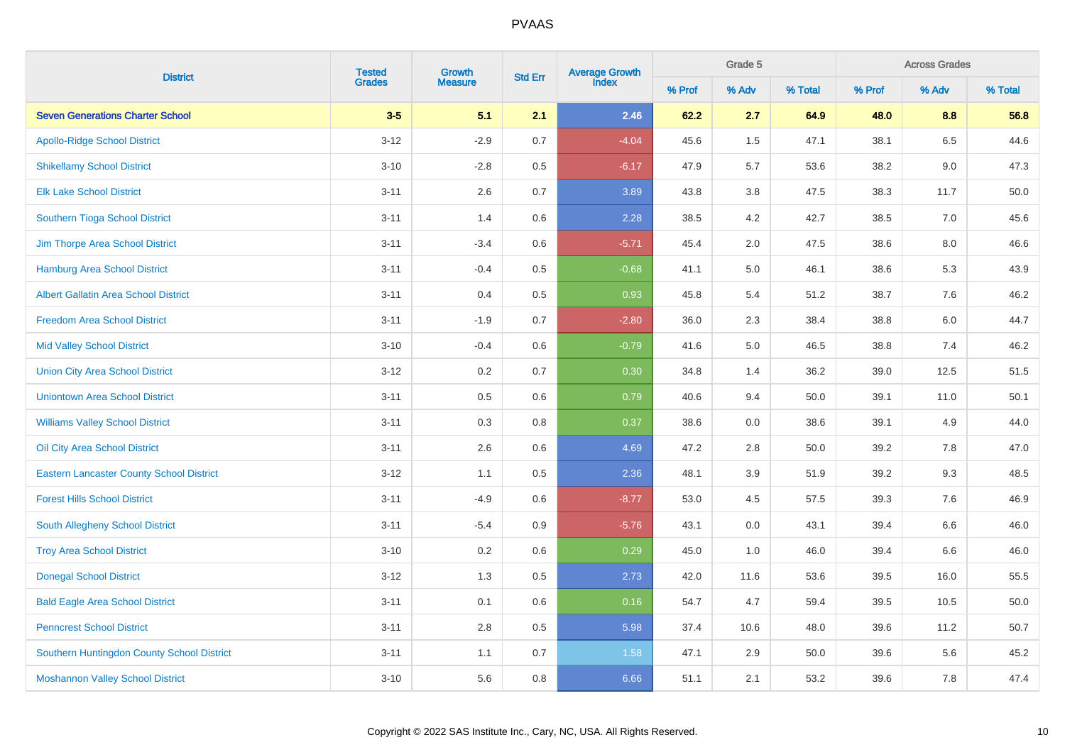| District | Tested Grades | Growth Measure | Std Err | Average Growth Index | Grade 5 | | | Across Grades | | |
|---|---|---|---|---|---|---|---|---|---|---|
| | | | | | % Prof | % Adv | % Total | % Prof | % Adv | % Total |
| **Seven Generations Charter School** | **3-5** | **5.1** | **2.1** | **2.46** | **62.2** | **2.7** | **64.9** | **48.0** | **8.8** | **56.8** |
| Apollo-Ridge School District | 3-12 | -2.9 | 0.7 | -4.04 | 45.6 | 1.5 | 47.1 | 38.1 | 6.5 | 44.6 |
| Shikellamy School District | 3-10 | -2.8 | 0.5 | -6.17 | 47.9 | 5.7 | 53.6 | 38.2 | 9.0 | 47.3 |
| Elk Lake School District | 3-11 | 2.6 | 0.7 | 3.89 | 43.8 | 3.8 | 47.5 | 38.3 | 11.7 | 50.0 |
| Southern Tioga School District | 3-11 | 1.4 | 0.6 | 2.28 | 38.5 | 4.2 | 42.7 | 38.5 | 7.0 | 45.6 |
| Jim Thorpe Area School District | 3-11 | -3.4 | 0.6 | -5.71 | 45.4 | 2.0 | 47.5 | 38.6 | 8.0 | 46.6 |
| Hamburg Area School District | 3-11 | -0.4 | 0.5 | -0.68 | 41.1 | 5.0 | 46.1 | 38.6 | 5.3 | 43.9 |
| Albert Gallatin Area School District | 3-11 | 0.4 | 0.5 | 0.93 | 45.8 | 5.4 | 51.2 | 38.7 | 7.6 | 46.2 |
| Freedom Area School District | 3-11 | -1.9 | 0.7 | -2.80 | 36.0 | 2.3 | 38.4 | 38.8 | 6.0 | 44.7 |
| Mid Valley School District | 3-10 | -0.4 | 0.6 | -0.79 | 41.6 | 5.0 | 46.5 | 38.8 | 7.4 | 46.2 |
| Union City Area School District | 3-12 | 0.2 | 0.7 | 0.30 | 34.8 | 1.4 | 36.2 | 39.0 | 12.5 | 51.5 |
| Uniontown Area School District | 3-11 | 0.5 | 0.6 | 0.79 | 40.6 | 9.4 | 50.0 | 39.1 | 11.0 | 50.1 |
| Williams Valley School District | 3-11 | 0.3 | 0.8 | 0.37 | 38.6 | 0.0 | 38.6 | 39.1 | 4.9 | 44.0 |
| Oil City Area School District | 3-11 | 2.6 | 0.6 | 4.69 | 47.2 | 2.8 | 50.0 | 39.2 | 7.8 | 47.0 |
| Eastern Lancaster County School District | 3-12 | 1.1 | 0.5 | 2.36 | 48.1 | 3.9 | 51.9 | 39.2 | 9.3 | 48.5 |
| Forest Hills School District | 3-11 | -4.9 | 0.6 | -8.77 | 53.0 | 4.5 | 57.5 | 39.3 | 7.6 | 46.9 |
| South Allegheny School District | 3-11 | -5.4 | 0.9 | -5.76 | 43.1 | 0.0 | 43.1 | 39.4 | 6.6 | 46.0 |
| Troy Area School District | 3-10 | 0.2 | 0.6 | 0.29 | 45.0 | 1.0 | 46.0 | 39.4 | 6.6 | 46.0 |
| Donegal School District | 3-12 | 1.3 | 0.5 | 2.73 | 42.0 | 11.6 | 53.6 | 39.5 | 16.0 | 55.5 |
| Bald Eagle Area School District | 3-11 | 0.1 | 0.6 | 0.16 | 54.7 | 4.7 | 59.4 | 39.5 | 10.5 | 50.0 |
| Penncrest School District | 3-11 | 2.8 | 0.5 | 5.98 | 37.4 | 10.6 | 48.0 | 39.6 | 11.2 | 50.7 |
| Southern Huntingdon County School District | 3-11 | 1.1 | 0.7 | 1.58 | 47.1 | 2.9 | 50.0 | 39.6 | 5.6 | 45.2 |
| Moshannon Valley School District | 3-10 | 5.6 | 0.8 | 6.66 | 51.1 | 2.1 | 53.2 | 39.6 | 7.8 | 47.4 |

Copyright © 2022 SAS Institute Inc., Cary, NC, USA. All Rights Reserved.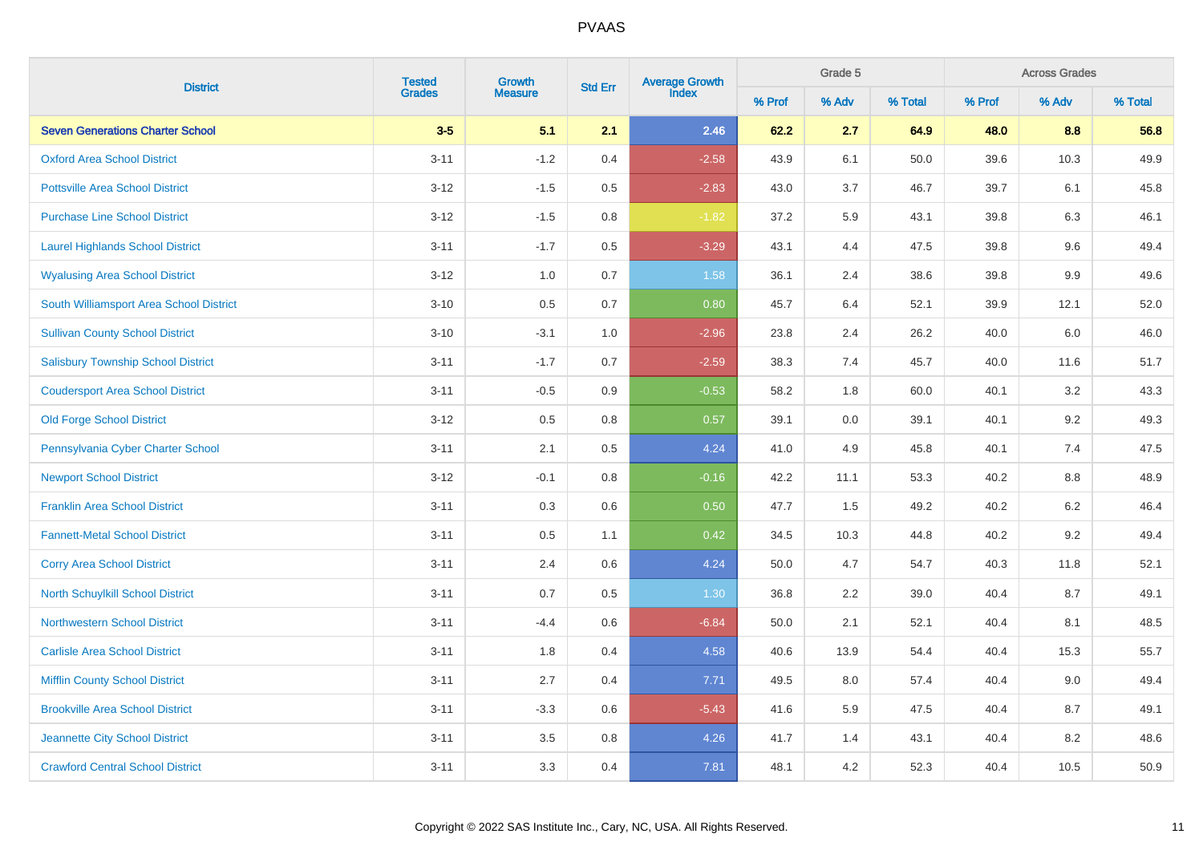| District | Tested Grades | Growth Measure | Std Err | Average Growth Index | Grade 5 | | | Across Grades | | |
|---|---|---|---|---|---|---|---|---|---|---|
| | | | | | % Prof | % Adv | % Total | % Prof | % Adv | % Total |
| **Seven Generations Charter School** | **3-5** | **5.1** | **2.1** | **2.46** | **62.2** | **2.7** | **64.9** | **48.0** | **8.8** | **56.8** |
| Oxford Area School District | 3-11 | -1.2 | 0.4 | -2.58 | 43.9 | 6.1 | 50.0 | 39.6 | 10.3 | 49.9 |
| Pottsville Area School District | 3-12 | -1.5 | 0.5 | -2.83 | 43.0 | 3.7 | 46.7 | 39.7 | 6.1 | 45.8 |
| Purchase Line School District | 3-12 | -1.5 | 0.8 | -1.82 | 37.2 | 5.9 | 43.1 | 39.8 | 6.3 | 46.1 |
| Laurel Highlands School District | 3-11 | -1.7 | 0.5 | -3.29 | 43.1 | 4.4 | 47.5 | 39.8 | 9.6 | 49.4 |
| Wyalusing Area School District | 3-12 | 1.0 | 0.7 | 1.58 | 36.1 | 2.4 | 38.6 | 39.8 | 9.9 | 49.6 |
| South Williamsport Area School District | 3-10 | 0.5 | 0.7 | 0.80 | 45.7 | 6.4 | 52.1 | 39.9 | 12.1 | 52.0 |
| Sullivan County School District | 3-10 | -3.1 | 1.0 | -2.96 | 23.8 | 2.4 | 26.2 | 40.0 | 6.0 | 46.0 |
| Salisbury Township School District | 3-11 | -1.7 | 0.7 | -2.59 | 38.3 | 7.4 | 45.7 | 40.0 | 11.6 | 51.7 |
| Coudersport Area School District | 3-11 | -0.5 | 0.9 | -0.53 | 58.2 | 1.8 | 60.0 | 40.1 | 3.2 | 43.3 |
| Old Forge School District | 3-12 | 0.5 | 0.8 | 0.57 | 39.1 | 0.0 | 39.1 | 40.1 | 9.2 | 49.3 |
| Pennsylvania Cyber Charter School | 3-11 | 2.1 | 0.5 | 4.24 | 41.0 | 4.9 | 45.8 | 40.1 | 7.4 | 47.5 |
| Newport School District | 3-12 | -0.1 | 0.8 | -0.16 | 42.2 | 11.1 | 53.3 | 40.2 | 8.8 | 48.9 |
| Franklin Area School District | 3-11 | 0.3 | 0.6 | 0.50 | 47.7 | 1.5 | 49.2 | 40.2 | 6.2 | 46.4 |
| Fannett-Metal School District | 3-11 | 0.5 | 1.1 | 0.42 | 34.5 | 10.3 | 44.8 | 40.2 | 9.2 | 49.4 |
| Corry Area School District | 3-11 | 2.4 | 0.6 | 4.24 | 50.0 | 4.7 | 54.7 | 40.3 | 11.8 | 52.1 |
| North Schuylkill School District | 3-11 | 0.7 | 0.5 | 1.30 | 36.8 | 2.2 | 39.0 | 40.4 | 8.7 | 49.1 |
| Northwestern School District | 3-11 | -4.4 | 0.6 | -6.84 | 50.0 | 2.1 | 52.1 | 40.4 | 8.1 | 48.5 |
| Carlisle Area School District | 3-11 | 1.8 | 0.4 | 4.58 | 40.6 | 13.9 | 54.4 | 40.4 | 15.3 | 55.7 |
| Mifflin County School District | 3-11 | 2.7 | 0.4 | 7.71 | 49.5 | 8.0 | 57.4 | 40.4 | 9.0 | 49.4 |
| Brookville Area School District | 3-11 | -3.3 | 0.6 | -5.43 | 41.6 | 5.9 | 47.5 | 40.4 | 8.7 | 49.1 |
| Jeannette City School District | 3-11 | 3.5 | 0.8 | 4.26 | 41.7 | 1.4 | 43.1 | 40.4 | 8.2 | 48.6 |
| Crawford Central School District | 3-11 | 3.3 | 0.4 | 7.81 | 48.1 | 4.2 | 52.3 | 40.4 | 10.5 | 50.9 |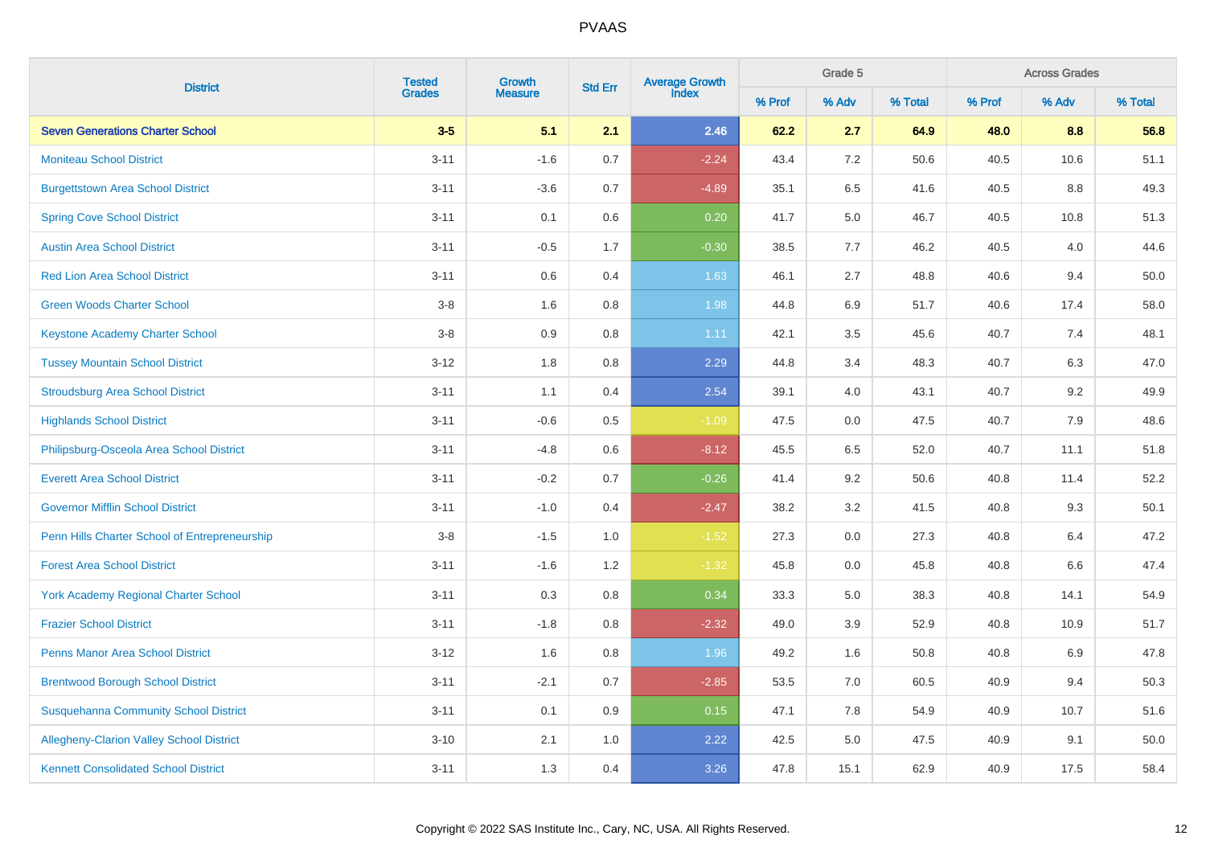| District | Tested Grades | Growth Measure | Std Err | Average Growth Index | Grade 5 | | | Across Grades | | |
|---|---|---|---|---|---|---|---|---|---|---|
| | | | | | % Prof | % Adv | % Total | % Prof | % Adv | % Total |
| **Seven Generations Charter School** | **3-5** | **5.1** | **2.1** | **2.46** | **62.2** | **2.7** | **64.9** | **48.0** | **8.8** | **56.8** |
| Moniteau School District | 3-11 | -1.6 | 0.7 | -2.24 | 43.4 | 7.2 | 50.6 | 40.5 | 10.6 | 51.1 |
| Burgettstown Area School District | 3-11 | -3.6 | 0.7 | -4.89 | 35.1 | 6.5 | 41.6 | 40.5 | 8.8 | 49.3 |
| Spring Cove School District | 3-11 | 0.1 | 0.6 | 0.20 | 41.7 | 5.0 | 46.7 | 40.5 | 10.8 | 51.3 |
| Austin Area School District | 3-11 | -0.5 | 1.7 | -0.30 | 38.5 | 7.7 | 46.2 | 40.5 | 4.0 | 44.6 |
| Red Lion Area School District | 3-11 | 0.6 | 0.4 | 1.63 | 46.1 | 2.7 | 48.8 | 40.6 | 9.4 | 50.0 |
| Green Woods Charter School | 3-8 | 1.6 | 0.8 | 1.98 | 44.8 | 6.9 | 51.7 | 40.6 | 17.4 | 58.0 |
| Keystone Academy Charter School | 3-8 | 0.9 | 0.8 | 1.11 | 42.1 | 3.5 | 45.6 | 40.7 | 7.4 | 48.1 |
| Tussey Mountain School District | 3-12 | 1.8 | 0.8 | 2.29 | 44.8 | 3.4 | 48.3 | 40.7 | 6.3 | 47.0 |
| Stroudsburg Area School District | 3-11 | 1.1 | 0.4 | 2.54 | 39.1 | 4.0 | 43.1 | 40.7 | 9.2 | 49.9 |
| Highlands School District | 3-11 | -0.6 | 0.5 | -1.09 | 47.5 | 0.0 | 47.5 | 40.7 | 7.9 | 48.6 |
| Philipsburg-Osceola Area School District | 3-11 | -4.8 | 0.6 | -8.12 | 45.5 | 6.5 | 52.0 | 40.7 | 11.1 | 51.8 |
| Everett Area School District | 3-11 | -0.2 | 0.7 | -0.26 | 41.4 | 9.2 | 50.6 | 40.8 | 11.4 | 52.2 |
| Governor Mifflin School District | 3-11 | -1.0 | 0.4 | -2.47 | 38.2 | 3.2 | 41.5 | 40.8 | 9.3 | 50.1 |
| Penn Hills Charter School of Entrepreneurship | 3-8 | -1.5 | 1.0 | -1.52 | 27.3 | 0.0 | 27.3 | 40.8 | 6.4 | 47.2 |
| Forest Area School District | 3-11 | -1.6 | 1.2 | -1.32 | 45.8 | 0.0 | 45.8 | 40.8 | 6.6 | 47.4 |
| York Academy Regional Charter School | 3-11 | 0.3 | 0.8 | 0.34 | 33.3 | 5.0 | 38.3 | 40.8 | 14.1 | 54.9 |
| Frazier School District | 3-11 | -1.8 | 0.8 | -2.32 | 49.0 | 3.9 | 52.9 | 40.8 | 10.9 | 51.7 |
| Penns Manor Area School District | 3-12 | 1.6 | 0.8 | 1.96 | 49.2 | 1.6 | 50.8 | 40.8 | 6.9 | 47.8 |
| Brentwood Borough School District | 3-11 | -2.1 | 0.7 | -2.85 | 53.5 | 7.0 | 60.5 | 40.9 | 9.4 | 50.3 |
| Susquehanna Community School District | 3-11 | 0.1 | 0.9 | 0.15 | 47.1 | 7.8 | 54.9 | 40.9 | 10.7 | 51.6 |
| Allegheny-Clarion Valley School District | 3-10 | 2.1 | 1.0 | 2.22 | 42.5 | 5.0 | 47.5 | 40.9 | 9.1 | 50.0 |
| Kennett Consolidated School District | 3-11 | 1.3 | 0.4 | 3.26 | 47.8 | 15.1 | 62.9 | 40.9 | 17.5 | 58.4 |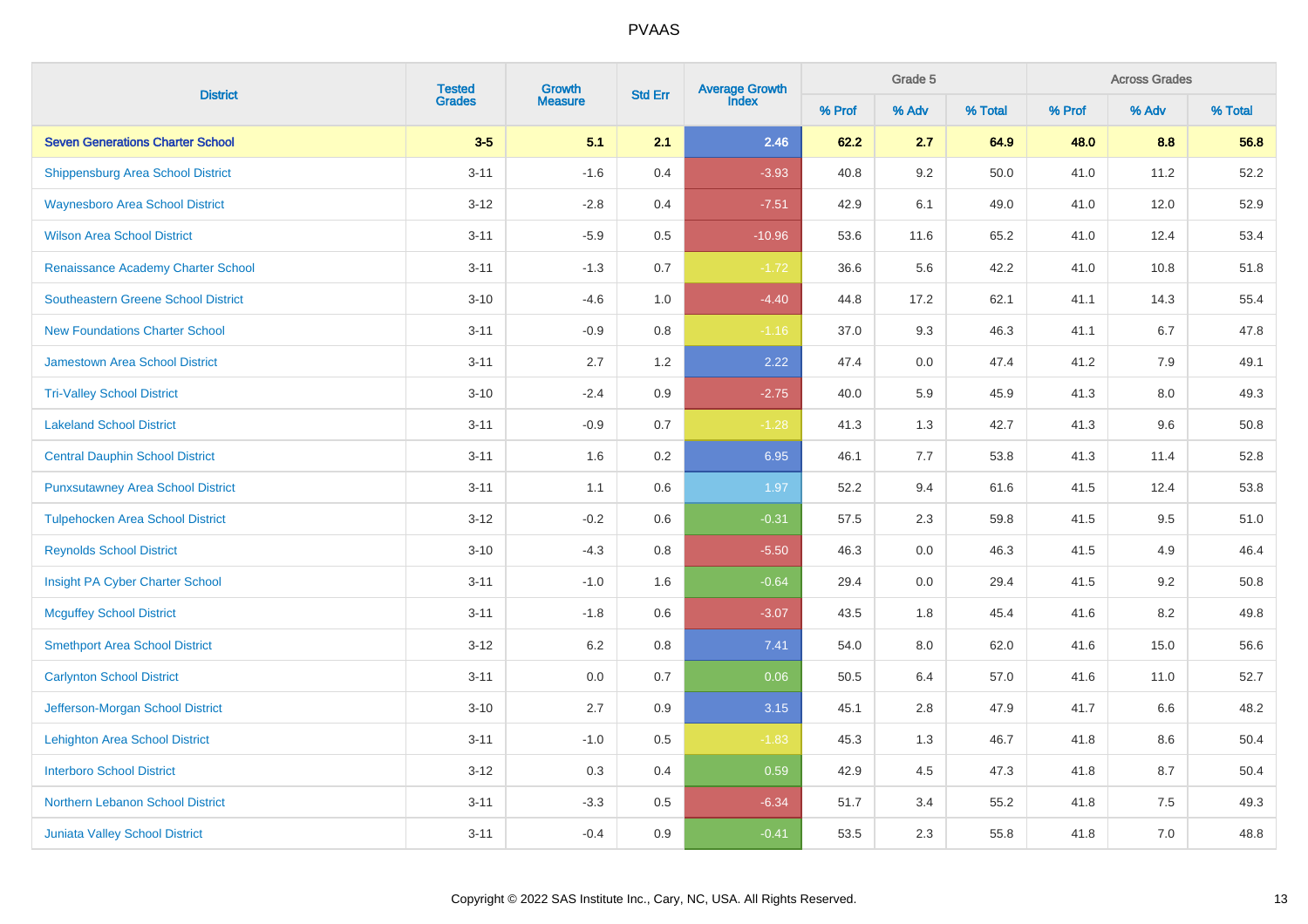| District | Tested Grades | Growth Measure | Std Err | Average Growth Index | Grade 5 | | | Across Grades | | |
|---|---|---|---|---|---|---|---|---|---|---|
| | | | | | % Prof | % Adv | % Total | % Prof | % Adv | % Total |
| **Seven Generations Charter School** | **3-5** | **5.1** | **2.1** | **2.46** | **62.2** | **2.7** | **64.9** | **48.0** | **8.8** | **56.8** |
| Shippensburg Area School District | 3-11 | -1.6 | 0.4 | -3.93 | 40.8 | 9.2 | 50.0 | 41.0 | 11.2 | 52.2 |
| Waynesboro Area School District | 3-12 | -2.8 | 0.4 | -7.51 | 42.9 | 6.1 | 49.0 | 41.0 | 12.0 | 52.9 |
| Wilson Area School District | 3-11 | -5.9 | 0.5 | -10.96 | 53.6 | 11.6 | 65.2 | 41.0 | 12.4 | 53.4 |
| Renaissance Academy Charter School | 3-11 | -1.3 | 0.7 | -1.72 | 36.6 | 5.6 | 42.2 | 41.0 | 10.8 | 51.8 |
| Southeastern Greene School District | 3-10 | -4.6 | 1.0 | -4.40 | 44.8 | 17.2 | 62.1 | 41.1 | 14.3 | 55.4 |
| New Foundations Charter School | 3-11 | -0.9 | 0.8 | -1.16 | 37.0 | 9.3 | 46.3 | 41.1 | 6.7 | 47.8 |
| Jamestown Area School District | 3-11 | 2.7 | 1.2 | 2.22 | 47.4 | 0.0 | 47.4 | 41.2 | 7.9 | 49.1 |
| Tri-Valley School District | 3-10 | -2.4 | 0.9 | -2.75 | 40.0 | 5.9 | 45.9 | 41.3 | 8.0 | 49.3 |
| Lakeland School District | 3-11 | -0.9 | 0.7 | -1.28 | 41.3 | 1.3 | 42.7 | 41.3 | 9.6 | 50.8 |
| Central Dauphin School District | 3-11 | 1.6 | 0.2 | 6.95 | 46.1 | 7.7 | 53.8 | 41.3 | 11.4 | 52.8 |
| Punxsutawney Area School District | 3-11 | 1.1 | 0.6 | 1.97 | 52.2 | 9.4 | 61.6 | 41.5 | 12.4 | 53.8 |
| Tulpehocken Area School District | 3-12 | -0.2 | 0.6 | -0.31 | 57.5 | 2.3 | 59.8 | 41.5 | 9.5 | 51.0 |
| Reynolds School District | 3-10 | -4.3 | 0.8 | -5.50 | 46.3 | 0.0 | 46.3 | 41.5 | 4.9 | 46.4 |
| Insight PA Cyber Charter School | 3-11 | -1.0 | 1.6 | -0.64 | 29.4 | 0.0 | 29.4 | 41.5 | 9.2 | 50.8 |
| Mcguffey School District | 3-11 | -1.8 | 0.6 | -3.07 | 43.5 | 1.8 | 45.4 | 41.6 | 8.2 | 49.8 |
| Smethport Area School District | 3-12 | 6.2 | 0.8 | 7.41 | 54.0 | 8.0 | 62.0 | 41.6 | 15.0 | 56.6 |
| Carlynton School District | 3-11 | 0.0 | 0.7 | 0.06 | 50.5 | 6.4 | 57.0 | 41.6 | 11.0 | 52.7 |
| Jefferson-Morgan School District | 3-10 | 2.7 | 0.9 | 3.15 | 45.1 | 2.8 | 47.9 | 41.7 | 6.6 | 48.2 |
| Lehighton Area School District | 3-11 | -1.0 | 0.5 | -1.83 | 45.3 | 1.3 | 46.7 | 41.8 | 8.6 | 50.4 |
| Interboro School District | 3-12 | 0.3 | 0.4 | 0.59 | 42.9 | 4.5 | 47.3 | 41.8 | 8.7 | 50.4 |
| Northern Lebanon School District | 3-11 | -3.3 | 0.5 | -6.34 | 51.7 | 3.4 | 55.2 | 41.8 | 7.5 | 49.3 |
| Juniata Valley School District | 3-11 | -0.4 | 0.9 | -0.41 | 53.5 | 2.3 | 55.8 | 41.8 | 7.0 | 48.8 |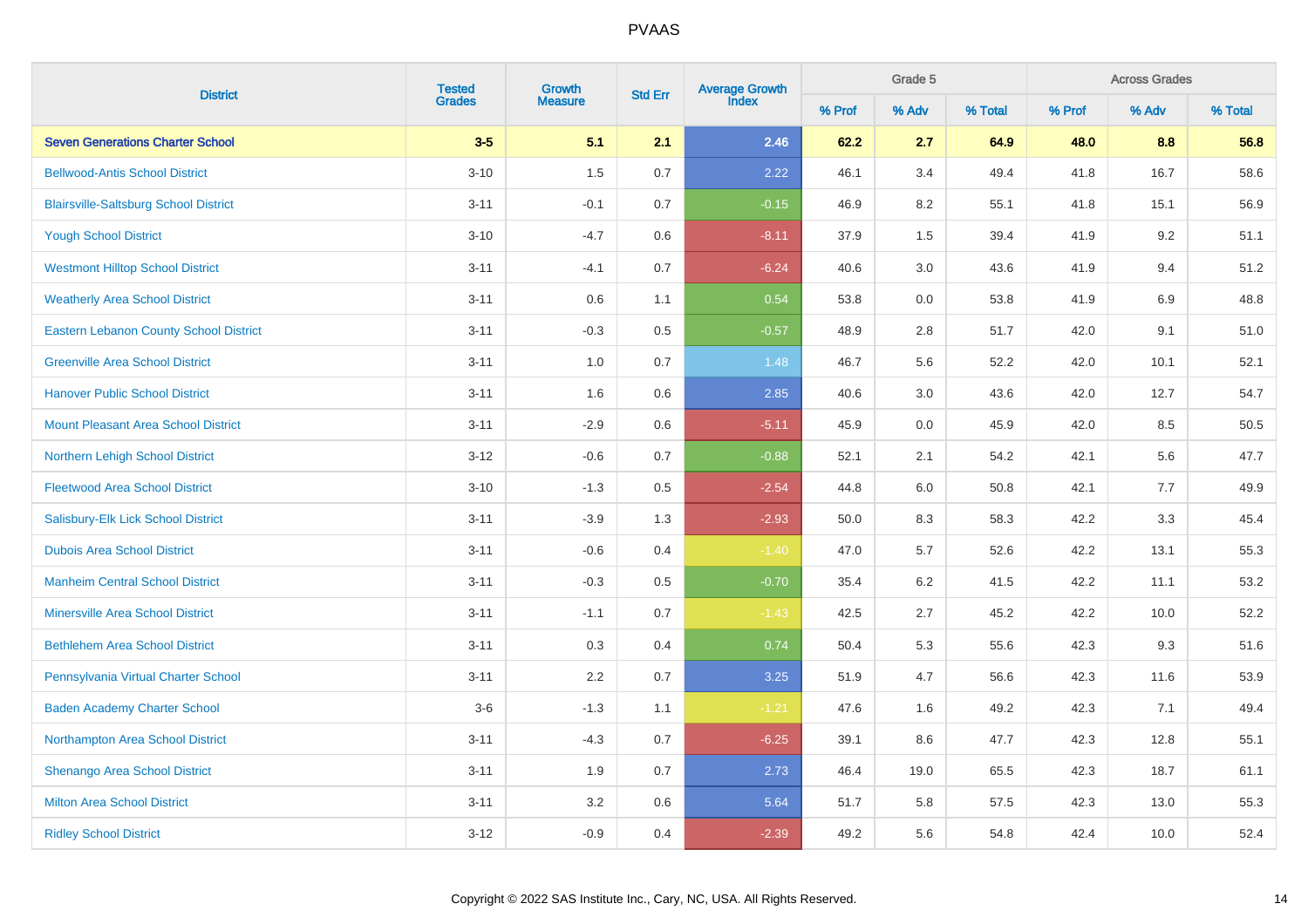| District | Tested Grades | Growth Measure | Std Err | Average Growth Index | Grade 5 | | | Across Grades | | |
|---|---|---|---|---|---|---|---|---|---|---|
| | | | | | % Prof | % Adv | % Total | % Prof | % Adv | % Total |
| **Seven Generations Charter School** | **3-5** | **5.1** | **2.1** | **2.46** | **62.2** | **2.7** | **64.9** | **48.0** | **8.8** | **56.8** |
| Bellwood-Antis School District | 3-10 | 1.5 | 0.7 | 2.22 | 46.1 | 3.4 | 49.4 | 41.8 | 16.7 | 58.6 |
| Blairsville-Saltsburg School District | 3-11 | -0.1 | 0.7 | -0.15 | 46.9 | 8.2 | 55.1 | 41.8 | 15.1 | 56.9 |
| Yough School District | 3-10 | -4.7 | 0.6 | -8.11 | 37.9 | 1.5 | 39.4 | 41.9 | 9.2 | 51.1 |
| Westmont Hilltop School District | 3-11 | -4.1 | 0.7 | -6.24 | 40.6 | 3.0 | 43.6 | 41.9 | 9.4 | 51.2 |
| Weatherly Area School District | 3-11 | 0.6 | 1.1 | 0.54 | 53.8 | 0.0 | 53.8 | 41.9 | 6.9 | 48.8 |
| Eastern Lebanon County School District | 3-11 | -0.3 | 0.5 | -0.57 | 48.9 | 2.8 | 51.7 | 42.0 | 9.1 | 51.0 |
| Greenville Area School District | 3-11 | 1.0 | 0.7 | 1.48 | 46.7 | 5.6 | 52.2 | 42.0 | 10.1 | 52.1 |
| Hanover Public School District | 3-11 | 1.6 | 0.6 | 2.85 | 40.6 | 3.0 | 43.6 | 42.0 | 12.7 | 54.7 |
| Mount Pleasant Area School District | 3-11 | -2.9 | 0.6 | -5.11 | 45.9 | 0.0 | 45.9 | 42.0 | 8.5 | 50.5 |
| Northern Lehigh School District | 3-12 | -0.6 | 0.7 | -0.88 | 52.1 | 2.1 | 54.2 | 42.1 | 5.6 | 47.7 |
| Fleetwood Area School District | 3-10 | -1.3 | 0.5 | -2.54 | 44.8 | 6.0 | 50.8 | 42.1 | 7.7 | 49.9 |
| Salisbury-Elk Lick School District | 3-11 | -3.9 | 1.3 | -2.93 | 50.0 | 8.3 | 58.3 | 42.2 | 3.3 | 45.4 |
| Dubois Area School District | 3-11 | -0.6 | 0.4 | -1.40 | 47.0 | 5.7 | 52.6 | 42.2 | 13.1 | 55.3 |
| Manheim Central School District | 3-11 | -0.3 | 0.5 | -0.70 | 35.4 | 6.2 | 41.5 | 42.2 | 11.1 | 53.2 |
| Minersville Area School District | 3-11 | -1.1 | 0.7 | -1.43 | 42.5 | 2.7 | 45.2 | 42.2 | 10.0 | 52.2 |
| Bethlehem Area School District | 3-11 | 0.3 | 0.4 | 0.74 | 50.4 | 5.3 | 55.6 | 42.3 | 9.3 | 51.6 |
| Pennsylvania Virtual Charter School | 3-11 | 2.2 | 0.7 | 3.25 | 51.9 | 4.7 | 56.6 | 42.3 | 11.6 | 53.9 |
| Baden Academy Charter School | 3-6 | -1.3 | 1.1 | -1.21 | 47.6 | 1.6 | 49.2 | 42.3 | 7.1 | 49.4 |
| Northampton Area School District | 3-11 | -4.3 | 0.7 | -6.25 | 39.1 | 8.6 | 47.7 | 42.3 | 12.8 | 55.1 |
| Shenango Area School District | 3-11 | 1.9 | 0.7 | 2.73 | 46.4 | 19.0 | 65.5 | 42.3 | 18.7 | 61.1 |
| Milton Area School District | 3-11 | 3.2 | 0.6 | 5.64 | 51.7 | 5.8 | 57.5 | 42.3 | 13.0 | 55.3 |
| Ridley School District | 3-12 | -0.9 | 0.4 | -2.39 | 49.2 | 5.6 | 54.8 | 42.4 | 10.0 | 52.4 |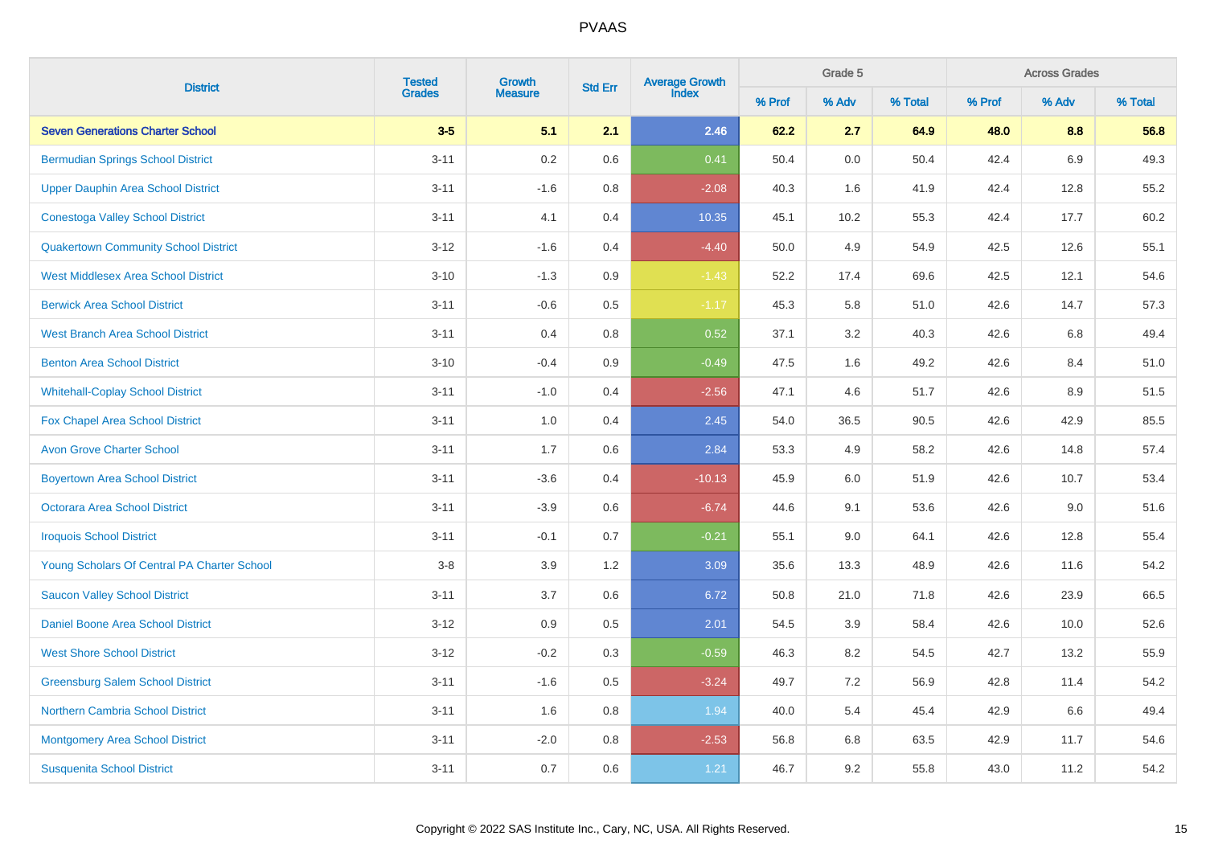| District | Tested Grades | Growth Measure | Std Err | Average Growth Index | Grade 5 | | | Across Grades | | |
|---|---|---|---|---|---|---|---|---|---|---|
| | | | | | % Prof | % Adv | % Total | % Prof | % Adv | % Total |
| **Seven Generations Charter School** | **3-5** | **5.1** | **2.1** | **2.46** | **62.2** | **2.7** | **64.9** | **48.0** | **8.8** | **56.8** |
| Bermudian Springs School District | 3-11 | 0.2 | 0.6 | 0.41 | 50.4 | 0.0 | 50.4 | 42.4 | 6.9 | 49.3 |
| Upper Dauphin Area School District | 3-11 | -1.6 | 0.8 | -2.08 | 40.3 | 1.6 | 41.9 | 42.4 | 12.8 | 55.2 |
| Conestoga Valley School District | 3-11 | 4.1 | 0.4 | 10.35 | 45.1 | 10.2 | 55.3 | 42.4 | 17.7 | 60.2 |
| Quakertown Community School District | 3-12 | -1.6 | 0.4 | -4.40 | 50.0 | 4.9 | 54.9 | 42.5 | 12.6 | 55.1 |
| West Middlesex Area School District | 3-10 | -1.3 | 0.9 | -1.43 | 52.2 | 17.4 | 69.6 | 42.5 | 12.1 | 54.6 |
| Berwick Area School District | 3-11 | -0.6 | 0.5 | -1.17 | 45.3 | 5.8 | 51.0 | 42.6 | 14.7 | 57.3 |
| West Branch Area School District | 3-11 | 0.4 | 0.8 | 0.52 | 37.1 | 3.2 | 40.3 | 42.6 | 6.8 | 49.4 |
| Benton Area School District | 3-10 | -0.4 | 0.9 | -0.49 | 47.5 | 1.6 | 49.2 | 42.6 | 8.4 | 51.0 |
| Whitehall-Coplay School District | 3-11 | -1.0 | 0.4 | -2.56 | 47.1 | 4.6 | 51.7 | 42.6 | 8.9 | 51.5 |
| Fox Chapel Area School District | 3-11 | 1.0 | 0.4 | 2.45 | 54.0 | 36.5 | 90.5 | 42.6 | 42.9 | 85.5 |
| Avon Grove Charter School | 3-11 | 1.7 | 0.6 | 2.84 | 53.3 | 4.9 | 58.2 | 42.6 | 14.8 | 57.4 |
| Boyertown Area School District | 3-11 | -3.6 | 0.4 | -10.13 | 45.9 | 6.0 | 51.9 | 42.6 | 10.7 | 53.4 |
| Octorara Area School District | 3-11 | -3.9 | 0.6 | -6.74 | 44.6 | 9.1 | 53.6 | 42.6 | 9.0 | 51.6 |
| Iroquois School District | 3-11 | -0.1 | 0.7 | -0.21 | 55.1 | 9.0 | 64.1 | 42.6 | 12.8 | 55.4 |
| Young Scholars Of Central PA Charter School | 3-8 | 3.9 | 1.2 | 3.09 | 35.6 | 13.3 | 48.9 | 42.6 | 11.6 | 54.2 |
| Saucon Valley School District | 3-11 | 3.7 | 0.6 | 6.72 | 50.8 | 21.0 | 71.8 | 42.6 | 23.9 | 66.5 |
| Daniel Boone Area School District | 3-12 | 0.9 | 0.5 | 2.01 | 54.5 | 3.9 | 58.4 | 42.6 | 10.0 | 52.6 |
| West Shore School District | 3-12 | -0.2 | 0.3 | -0.59 | 46.3 | 8.2 | 54.5 | 42.7 | 13.2 | 55.9 |
| Greensburg Salem School District | 3-11 | -1.6 | 0.5 | -3.24 | 49.7 | 7.2 | 56.9 | 42.8 | 11.4 | 54.2 |
| Northern Cambria School District | 3-11 | 1.6 | 0.8 | 1.94 | 40.0 | 5.4 | 45.4 | 42.9 | 6.6 | 49.4 |
| Montgomery Area School District | 3-11 | -2.0 | 0.8 | -2.53 | 56.8 | 6.8 | 63.5 | 42.9 | 11.7 | 54.6 |
| Susquenita School District | 3-11 | 0.7 | 0.6 | 1.21 | 46.7 | 9.2 | 55.8 | 43.0 | 11.2 | 54.2 |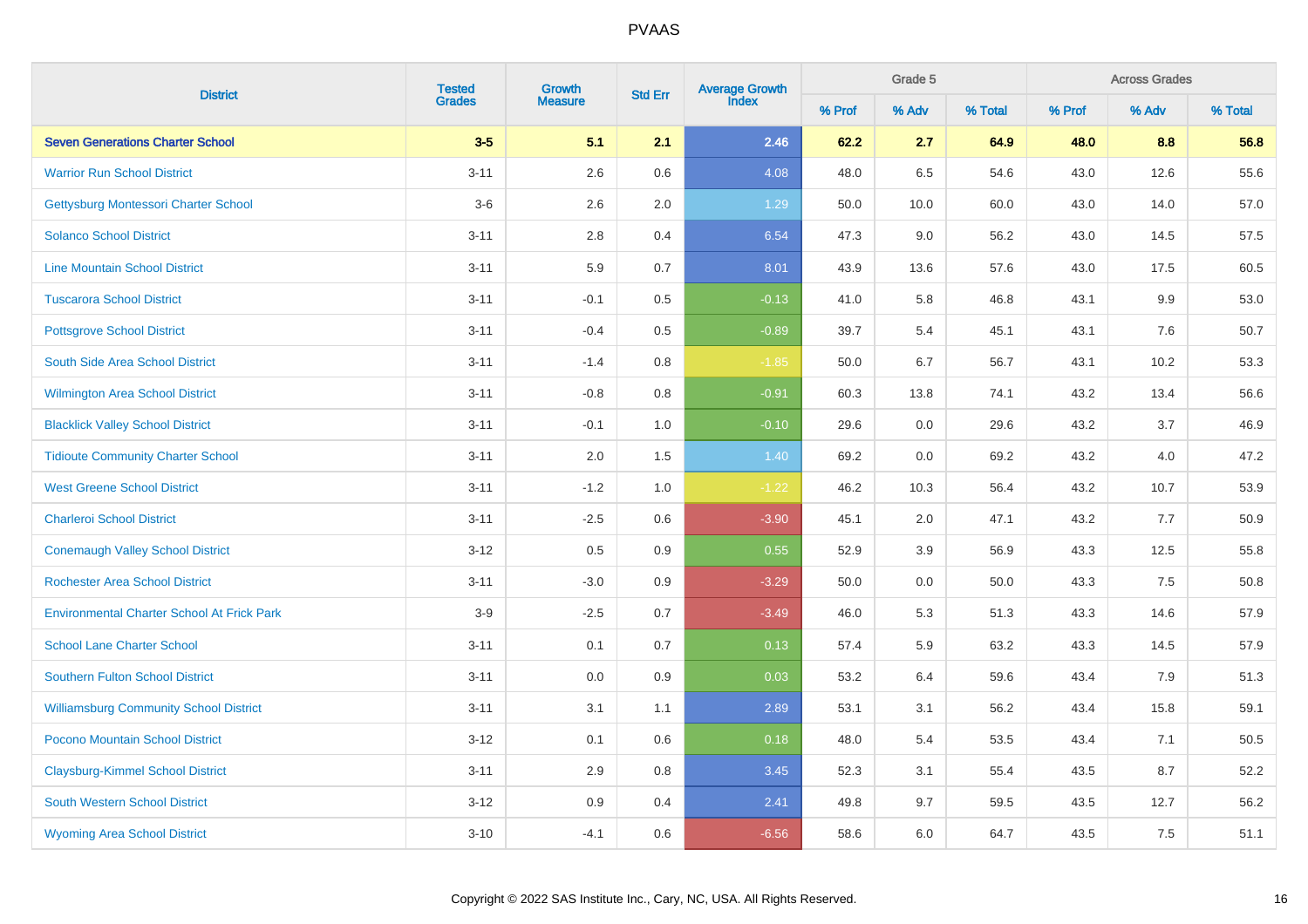| District | Tested Grades | Growth Measure | Std Err | Average Growth Index | Grade 5 | | | Across Grades | | |
|---|---|---|---|---|---|---|---|---|---|---|
| | | | | | % Prof | % Adv | % Total | % Prof | % Adv | % Total |
| **Seven Generations Charter School** | **3-5** | **5.1** | **2.1** | **2.46** | **62.2** | **2.7** | **64.9** | **48.0** | **8.8** | **56.8** |
| Warrior Run School District | 3-11 | 2.6 | 0.6 | 4.08 | 48.0 | 6.5 | 54.6 | 43.0 | 12.6 | 55.6 |
| Gettysburg Montessori Charter School | 3-6 | 2.6 | 2.0 | 1.29 | 50.0 | 10.0 | 60.0 | 43.0 | 14.0 | 57.0 |
| Solanco School District | 3-11 | 2.8 | 0.4 | 6.54 | 47.3 | 9.0 | 56.2 | 43.0 | 14.5 | 57.5 |
| Line Mountain School District | 3-11 | 5.9 | 0.7 | 8.01 | 43.9 | 13.6 | 57.6 | 43.0 | 17.5 | 60.5 |
| Tuscarora School District | 3-11 | -0.1 | 0.5 | -0.13 | 41.0 | 5.8 | 46.8 | 43.1 | 9.9 | 53.0 |
| Pottsgrove School District | 3-11 | -0.4 | 0.5 | -0.89 | 39.7 | 5.4 | 45.1 | 43.1 | 7.6 | 50.7 |
| South Side Area School District | 3-11 | -1.4 | 0.8 | -1.85 | 50.0 | 6.7 | 56.7 | 43.1 | 10.2 | 53.3 |
| Wilmington Area School District | 3-11 | -0.8 | 0.8 | -0.91 | 60.3 | 13.8 | 74.1 | 43.2 | 13.4 | 56.6 |
| Blacklick Valley School District | 3-11 | -0.1 | 1.0 | -0.10 | 29.6 | 0.0 | 29.6 | 43.2 | 3.7 | 46.9 |
| Tidioute Community Charter School | 3-11 | 2.0 | 1.5 | 1.40 | 69.2 | 0.0 | 69.2 | 43.2 | 4.0 | 47.2 |
| West Greene School District | 3-11 | -1.2 | 1.0 | -1.22 | 46.2 | 10.3 | 56.4 | 43.2 | 10.7 | 53.9 |
| Charleroi School District | 3-11 | -2.5 | 0.6 | -3.90 | 45.1 | 2.0 | 47.1 | 43.2 | 7.7 | 50.9 |
| Conemaugh Valley School District | 3-12 | 0.5 | 0.9 | 0.55 | 52.9 | 3.9 | 56.9 | 43.3 | 12.5 | 55.8 |
| Rochester Area School District | 3-11 | -3.0 | 0.9 | -3.29 | 50.0 | 0.0 | 50.0 | 43.3 | 7.5 | 50.8 |
| Environmental Charter School At Frick Park | 3-9 | -2.5 | 0.7 | -3.49 | 46.0 | 5.3 | 51.3 | 43.3 | 14.6 | 57.9 |
| School Lane Charter School | 3-11 | 0.1 | 0.7 | 0.13 | 57.4 | 5.9 | 63.2 | 43.3 | 14.5 | 57.9 |
| Southern Fulton School District | 3-11 | 0.0 | 0.9 | 0.03 | 53.2 | 6.4 | 59.6 | 43.4 | 7.9 | 51.3 |
| Williamsburg Community School District | 3-11 | 3.1 | 1.1 | 2.89 | 53.1 | 3.1 | 56.2 | 43.4 | 15.8 | 59.1 |
| Pocono Mountain School District | 3-12 | 0.1 | 0.6 | 0.18 | 48.0 | 5.4 | 53.5 | 43.4 | 7.1 | 50.5 |
| Claysburg-Kimmel School District | 3-11 | 2.9 | 0.8 | 3.45 | 52.3 | 3.1 | 55.4 | 43.5 | 8.7 | 52.2 |
| South Western School District | 3-12 | 0.9 | 0.4 | 2.41 | 49.8 | 9.7 | 59.5 | 43.5 | 12.7 | 56.2 |
| Wyoming Area School District | 3-10 | -4.1 | 0.6 | -6.56 | 58.6 | 6.0 | 64.7 | 43.5 | 7.5 | 51.1 |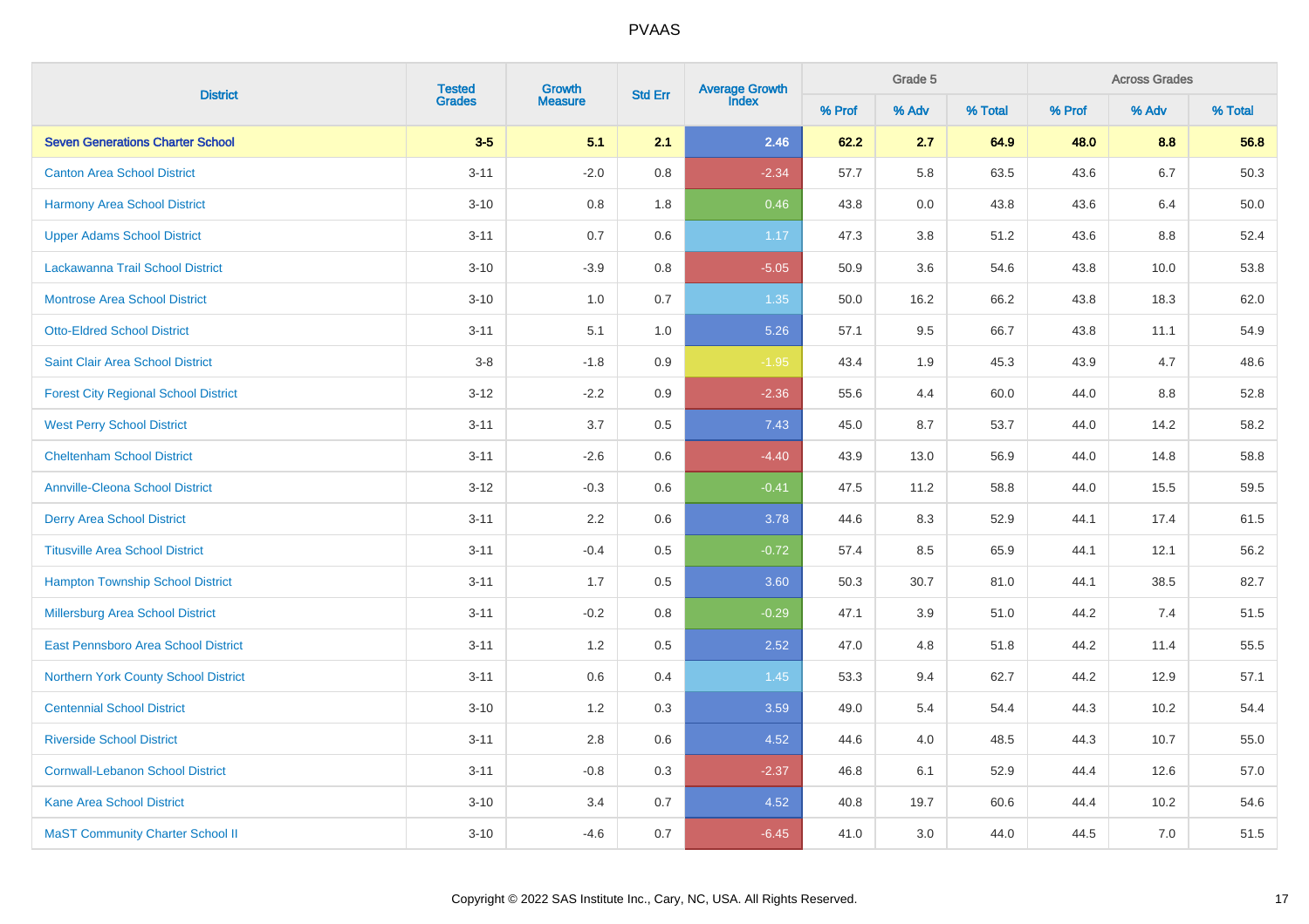PVAAS

| District | Tested Grades | Growth Measure | Std Err | Average Growth Index | Grade 5 | | | Across Grades | | |
|---|---|---|---|---|---|---|---|---|---|---|
| | | | | | % Prof | % Adv | % Total | % Prof | % Adv | % Total |
| **Seven Generations Charter School** | **3-5** | **5.1** | **2.1** | **2.46** | **62.2** | **2.7** | **64.9** | **48.0** | **8.8** | **56.8** |
| Canton Area School District | 3-11 | -2.0 | 0.8 | -2.34 | 57.7 | 5.8 | 63.5 | 43.6 | 6.7 | 50.3 |
| Harmony Area School District | 3-10 | 0.8 | 1.8 | 0.46 | 43.8 | 0.0 | 43.8 | 43.6 | 6.4 | 50.0 |
| Upper Adams School District | 3-11 | 0.7 | 0.6 | 1.17 | 47.3 | 3.8 | 51.2 | 43.6 | 8.8 | 52.4 |
| Lackawanna Trail School District | 3-10 | -3.9 | 0.8 | -5.05 | 50.9 | 3.6 | 54.6 | 43.8 | 10.0 | 53.8 |
| Montrose Area School District | 3-10 | 1.0 | 0.7 | 1.35 | 50.0 | 16.2 | 66.2 | 43.8 | 18.3 | 62.0 |
| Otto-Eldred School District | 3-11 | 5.1 | 1.0 | 5.26 | 57.1 | 9.5 | 66.7 | 43.8 | 11.1 | 54.9 |
| Saint Clair Area School District | 3-8 | -1.8 | 0.9 | -1.95 | 43.4 | 1.9 | 45.3 | 43.9 | 4.7 | 48.6 |
| Forest City Regional School District | 3-12 | -2.2 | 0.9 | -2.36 | 55.6 | 4.4 | 60.0 | 44.0 | 8.8 | 52.8 |
| West Perry School District | 3-11 | 3.7 | 0.5 | 7.43 | 45.0 | 8.7 | 53.7 | 44.0 | 14.2 | 58.2 |
| Cheltenham School District | 3-11 | -2.6 | 0.6 | -4.40 | 43.9 | 13.0 | 56.9 | 44.0 | 14.8 | 58.8 |
| Annville-Cleona School District | 3-12 | -0.3 | 0.6 | -0.41 | 47.5 | 11.2 | 58.8 | 44.0 | 15.5 | 59.5 |
| Derry Area School District | 3-11 | 2.2 | 0.6 | 3.78 | 44.6 | 8.3 | 52.9 | 44.1 | 17.4 | 61.5 |
| Titusville Area School District | 3-11 | -0.4 | 0.5 | -0.72 | 57.4 | 8.5 | 65.9 | 44.1 | 12.1 | 56.2 |
| Hampton Township School District | 3-11 | 1.7 | 0.5 | 3.60 | 50.3 | 30.7 | 81.0 | 44.1 | 38.5 | 82.7 |
| Millersburg Area School District | 3-11 | -0.2 | 0.8 | -0.29 | 47.1 | 3.9 | 51.0 | 44.2 | 7.4 | 51.5 |
| East Pennsboro Area School District | 3-11 | 1.2 | 0.5 | 2.52 | 47.0 | 4.8 | 51.8 | 44.2 | 11.4 | 55.5 |
| Northern York County School District | 3-11 | 0.6 | 0.4 | 1.45 | 53.3 | 9.4 | 62.7 | 44.2 | 12.9 | 57.1 |
| Centennial School District | 3-10 | 1.2 | 0.3 | 3.59 | 49.0 | 5.4 | 54.4 | 44.3 | 10.2 | 54.4 |
| Riverside School District | 3-11 | 2.8 | 0.6 | 4.52 | 44.6 | 4.0 | 48.5 | 44.3 | 10.7 | 55.0 |
| Cornwall-Lebanon School District | 3-11 | -0.8 | 0.3 | -2.37 | 46.8 | 6.1 | 52.9 | 44.4 | 12.6 | 57.0 |
| Kane Area School District | 3-10 | 3.4 | 0.7 | 4.52 | 40.8 | 19.7 | 60.6 | 44.4 | 10.2 | 54.6 |
| MaST Community Charter School II | 3-10 | -4.6 | 0.7 | -6.45 | 41.0 | 3.0 | 44.0 | 44.5 | 7.0 | 51.5 |

Copyright © 2022 SAS Institute Inc., Cary, NC, USA. All Rights Reserved.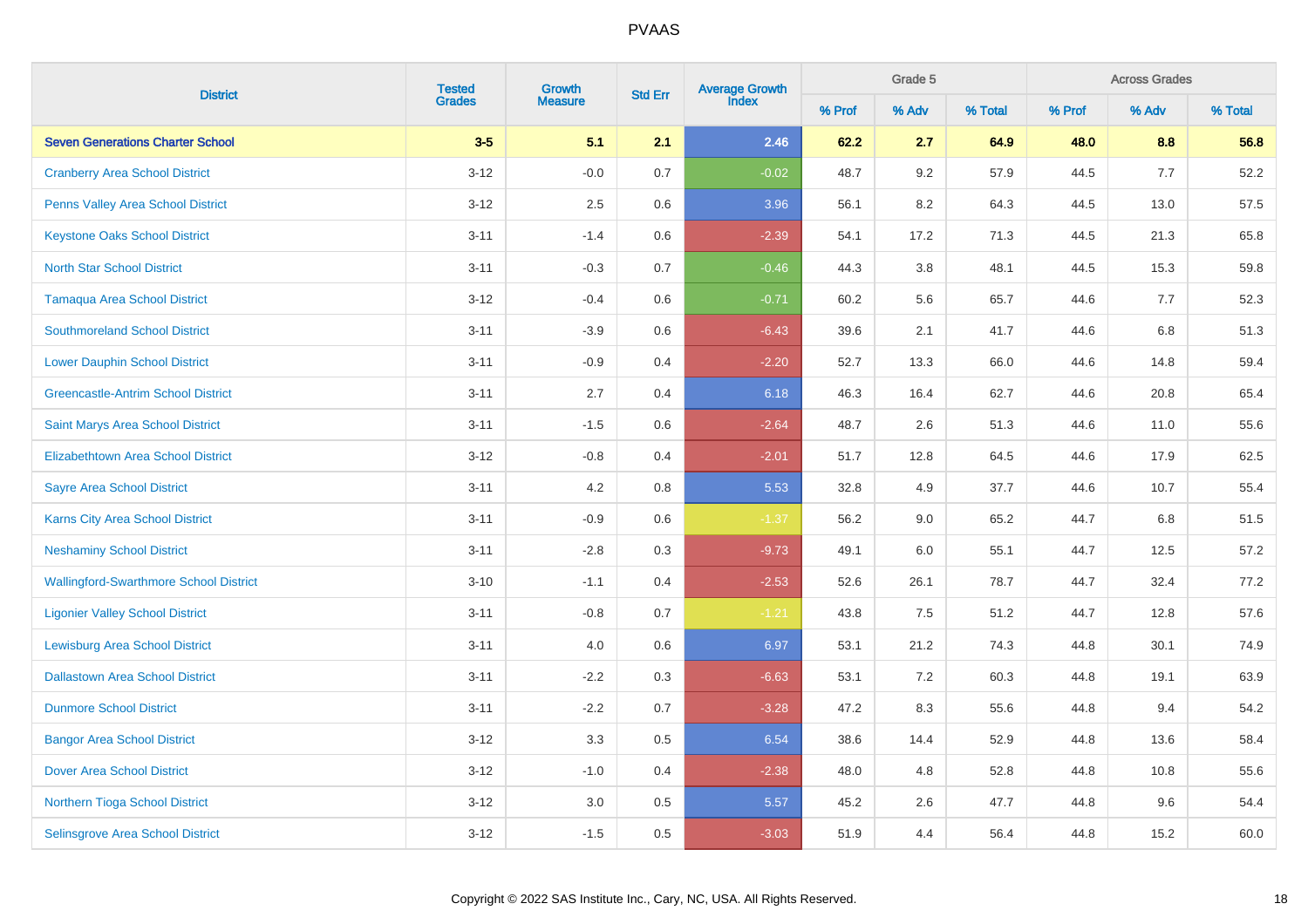# PVAAS

| District | Tested Grades | Growth Measure | Std Err | Average Growth Index | Grade 5 | | | Across Grades | | |
|---|---|---|---|---|---|---|---|---|---|---|
| | | | | | % Prof | % Adv | % Total | % Prof | % Adv | % Total |
| **Seven Generations Charter School** | **3-5** | **5.1** | **2.1** | **2.46** | **62.2** | **2.7** | **64.9** | **48.0** | **8.8** | **56.8** |
| Cranberry Area School District | 3-12 | -0.0 | 0.7 | -0.02 | 48.7 | 9.2 | 57.9 | 44.5 | 7.7 | 52.2 |
| Penns Valley Area School District | 3-12 | 2.5 | 0.6 | 3.96 | 56.1 | 8.2 | 64.3 | 44.5 | 13.0 | 57.5 |
| Keystone Oaks School District | 3-11 | -1.4 | 0.6 | -2.39 | 54.1 | 17.2 | 71.3 | 44.5 | 21.3 | 65.8 |
| North Star School District | 3-11 | -0.3 | 0.7 | -0.46 | 44.3 | 3.8 | 48.1 | 44.5 | 15.3 | 59.8 |
| Tamaqua Area School District | 3-12 | -0.4 | 0.6 | -0.71 | 60.2 | 5.6 | 65.7 | 44.6 | 7.7 | 52.3 |
| Southmoreland School District | 3-11 | -3.9 | 0.6 | -6.43 | 39.6 | 2.1 | 41.7 | 44.6 | 6.8 | 51.3 |
| Lower Dauphin School District | 3-11 | -0.9 | 0.4 | -2.20 | 52.7 | 13.3 | 66.0 | 44.6 | 14.8 | 59.4 |
| Greencastle-Antrim School District | 3-11 | 2.7 | 0.4 | 6.18 | 46.3 | 16.4 | 62.7 | 44.6 | 20.8 | 65.4 |
| Saint Marys Area School District | 3-11 | -1.5 | 0.6 | -2.64 | 48.7 | 2.6 | 51.3 | 44.6 | 11.0 | 55.6 |
| Elizabethtown Area School District | 3-12 | -0.8 | 0.4 | -2.01 | 51.7 | 12.8 | 64.5 | 44.6 | 17.9 | 62.5 |
| Sayre Area School District | 3-11 | 4.2 | 0.8 | 5.53 | 32.8 | 4.9 | 37.7 | 44.6 | 10.7 | 55.4 |
| Karns City Area School District | 3-11 | -0.9 | 0.6 | -1.37 | 56.2 | 9.0 | 65.2 | 44.7 | 6.8 | 51.5 |
| Neshaminy School District | 3-11 | -2.8 | 0.3 | -9.73 | 49.1 | 6.0 | 55.1 | 44.7 | 12.5 | 57.2 |
| Wallingford-Swarthmore School District | 3-10 | -1.1 | 0.4 | -2.53 | 52.6 | 26.1 | 78.7 | 44.7 | 32.4 | 77.2 |
| Ligonier Valley School District | 3-11 | -0.8 | 0.7 | -1.21 | 43.8 | 7.5 | 51.2 | 44.7 | 12.8 | 57.6 |
| Lewisburg Area School District | 3-11 | 4.0 | 0.6 | 6.97 | 53.1 | 21.2 | 74.3 | 44.8 | 30.1 | 74.9 |
| Dallastown Area School District | 3-11 | -2.2 | 0.3 | -6.63 | 53.1 | 7.2 | 60.3 | 44.8 | 19.1 | 63.9 |
| Dunmore School District | 3-11 | -2.2 | 0.7 | -3.28 | 47.2 | 8.3 | 55.6 | 44.8 | 9.4 | 54.2 |
| Bangor Area School District | 3-12 | 3.3 | 0.5 | 6.54 | 38.6 | 14.4 | 52.9 | 44.8 | 13.6 | 58.4 |
| Dover Area School District | 3-12 | -1.0 | 0.4 | -2.38 | 48.0 | 4.8 | 52.8 | 44.8 | 10.8 | 55.6 |
| Northern Tioga School District | 3-12 | 3.0 | 0.5 | 5.57 | 45.2 | 2.6 | 47.7 | 44.8 | 9.6 | 54.4 |
| Selinsgrove Area School District | 3-12 | -1.5 | 0.5 | -3.03 | 51.9 | 4.4 | 56.4 | 44.8 | 15.2 | 60.0 |

Copyright © 2022 SAS Institute Inc., Cary, NC, USA. All Rights Reserved.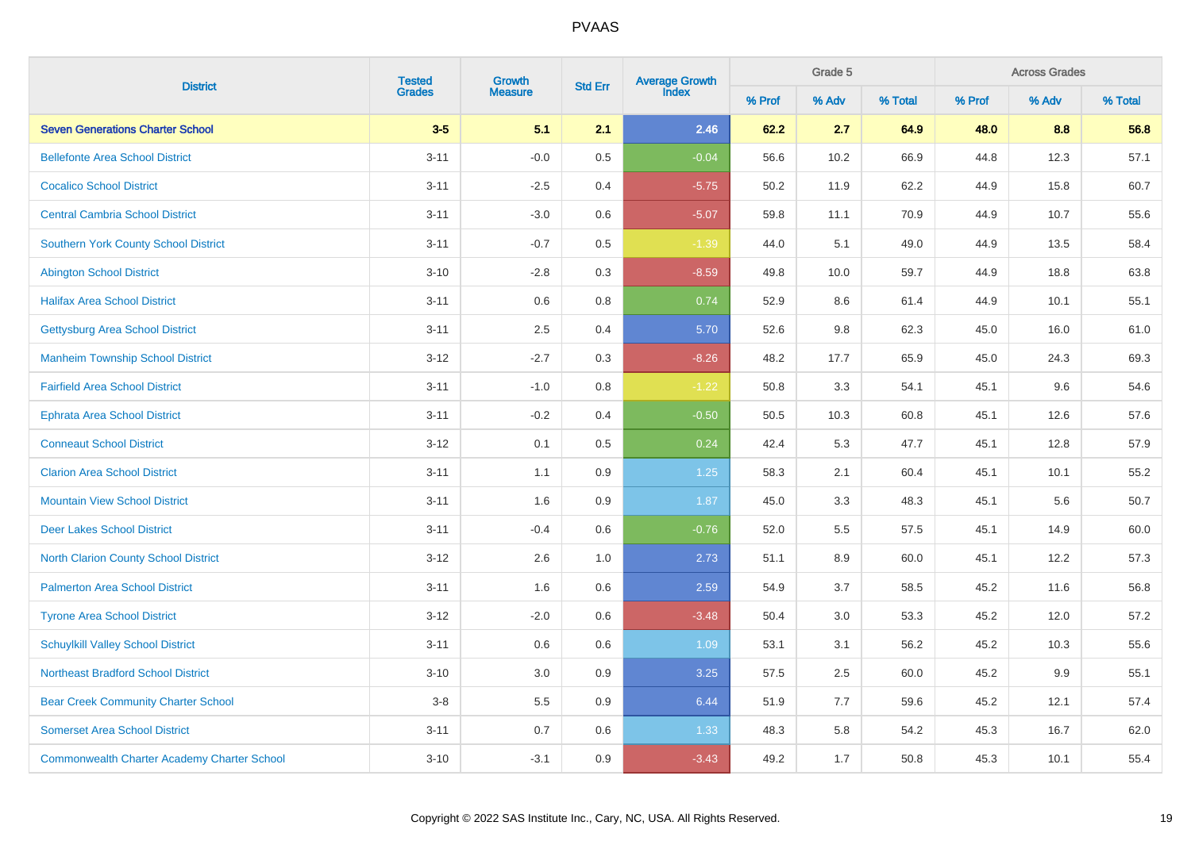PVAAS

| District | Tested Grades | Growth Measure | Std Err | Average Growth Index | Grade 5 | | | Across Grades | | |
|---|---|---|---|---|---|---|---|---|---|---|
| | | | | | % Prof | % Adv | % Total | % Prof | % Adv | % Total |
| **Seven Generations Charter School** | **3-5** | **5.1** | **2.1** | **2.46** | **62.2** | **2.7** | **64.9** | **48.0** | **8.8** | **56.8** |
| Bellefonte Area School District | 3-11 | -0.0 | 0.5 | -0.04 | 56.6 | 10.2 | 66.9 | 44.8 | 12.3 | 57.1 |
| Cocalico School District | 3-11 | -2.5 | 0.4 | -5.75 | 50.2 | 11.9 | 62.2 | 44.9 | 15.8 | 60.7 |
| Central Cambria School District | 3-11 | -3.0 | 0.6 | -5.07 | 59.8 | 11.1 | 70.9 | 44.9 | 10.7 | 55.6 |
| Southern York County School District | 3-11 | -0.7 | 0.5 | -1.39 | 44.0 | 5.1 | 49.0 | 44.9 | 13.5 | 58.4 |
| Abington School District | 3-10 | -2.8 | 0.3 | -8.59 | 49.8 | 10.0 | 59.7 | 44.9 | 18.8 | 63.8 |
| Halifax Area School District | 3-11 | 0.6 | 0.8 | 0.74 | 52.9 | 8.6 | 61.4 | 44.9 | 10.1 | 55.1 |
| Gettysburg Area School District | 3-11 | 2.5 | 0.4 | 5.70 | 52.6 | 9.8 | 62.3 | 45.0 | 16.0 | 61.0 |
| Manheim Township School District | 3-12 | -2.7 | 0.3 | -8.26 | 48.2 | 17.7 | 65.9 | 45.0 | 24.3 | 69.3 |
| Fairfield Area School District | 3-11 | -1.0 | 0.8 | -1.22 | 50.8 | 3.3 | 54.1 | 45.1 | 9.6 | 54.6 |
| Ephrata Area School District | 3-11 | -0.2 | 0.4 | -0.50 | 50.5 | 10.3 | 60.8 | 45.1 | 12.6 | 57.6 |
| Conneaut School District | 3-12 | 0.1 | 0.5 | 0.24 | 42.4 | 5.3 | 47.7 | 45.1 | 12.8 | 57.9 |
| Clarion Area School District | 3-11 | 1.1 | 0.9 | 1.25 | 58.3 | 2.1 | 60.4 | 45.1 | 10.1 | 55.2 |
| Mountain View School District | 3-11 | 1.6 | 0.9 | 1.87 | 45.0 | 3.3 | 48.3 | 45.1 | 5.6 | 50.7 |
| Deer Lakes School District | 3-11 | -0.4 | 0.6 | -0.76 | 52.0 | 5.5 | 57.5 | 45.1 | 14.9 | 60.0 |
| North Clarion County School District | 3-12 | 2.6 | 1.0 | 2.73 | 51.1 | 8.9 | 60.0 | 45.1 | 12.2 | 57.3 |
| Palmerton Area School District | 3-11 | 1.6 | 0.6 | 2.59 | 54.9 | 3.7 | 58.5 | 45.2 | 11.6 | 56.8 |
| Tyrone Area School District | 3-12 | -2.0 | 0.6 | -3.48 | 50.4 | 3.0 | 53.3 | 45.2 | 12.0 | 57.2 |
| Schuylkill Valley School District | 3-11 | 0.6 | 0.6 | 1.09 | 53.1 | 3.1 | 56.2 | 45.2 | 10.3 | 55.6 |
| Northeast Bradford School District | 3-10 | 3.0 | 0.9 | 3.25 | 57.5 | 2.5 | 60.0 | 45.2 | 9.9 | 55.1 |
| Bear Creek Community Charter School | 3-8 | 5.5 | 0.9 | 6.44 | 51.9 | 7.7 | 59.6 | 45.2 | 12.1 | 57.4 |
| Somerset Area School District | 3-11 | 0.7 | 0.6 | 1.33 | 48.3 | 5.8 | 54.2 | 45.3 | 16.7 | 62.0 |
| Commonwealth Charter Academy Charter School | 3-10 | -3.1 | 0.9 | -3.43 | 49.2 | 1.7 | 50.8 | 45.3 | 10.1 | 55.4 |

Copyright © 2022 SAS Institute Inc., Cary, NC, USA. All Rights Reserved.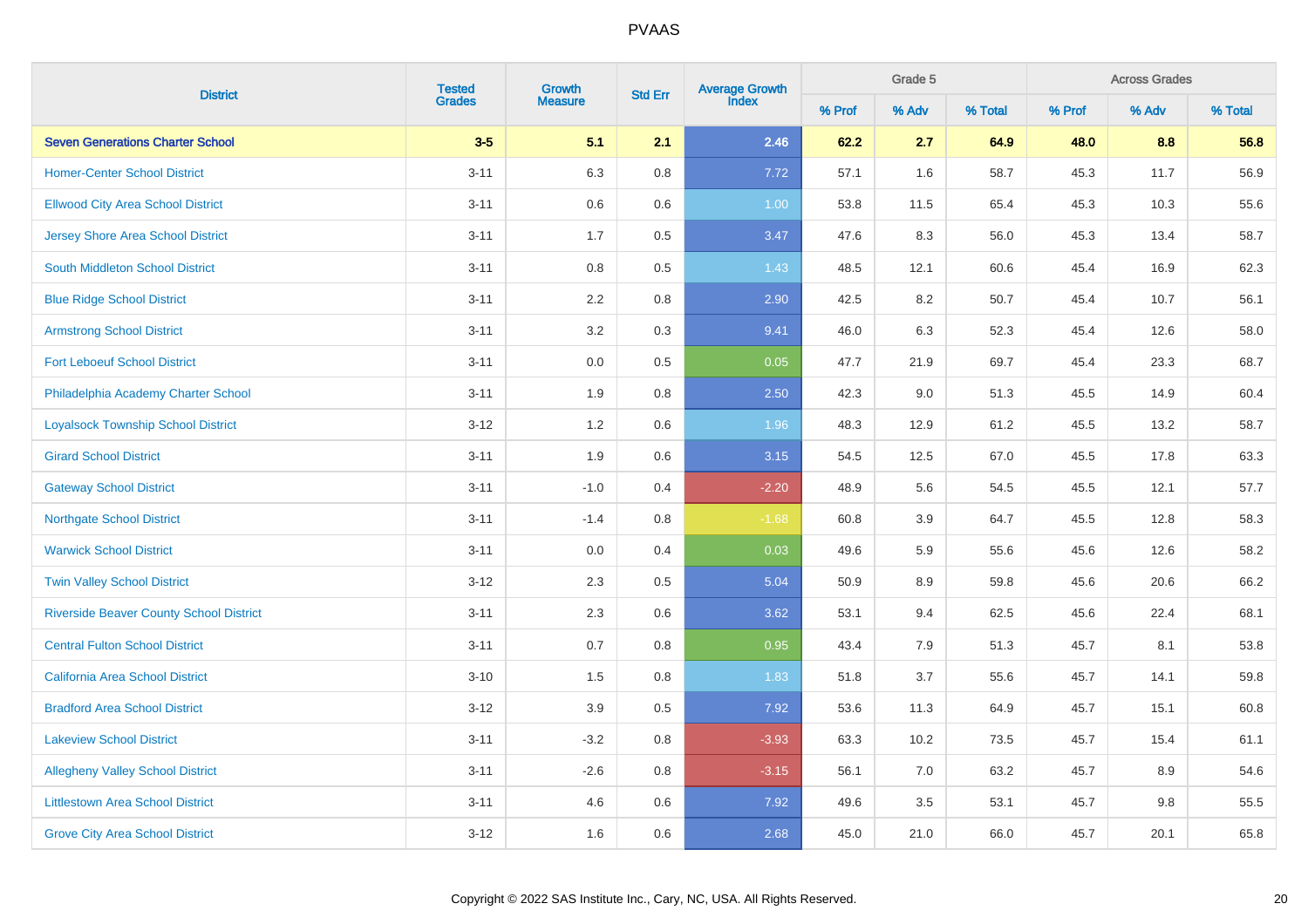# PVAAS

| District | Tested Grades | Growth Measure | Std Err | Average Growth Index | Grade 5 | | | Across Grades | | |
|---|---|---|---|---|---|---|---|---|---|---|
| | | | | | % Prof | % Adv | % Total | % Prof | % Adv | % Total |
| **Seven Generations Charter School** | **3-5** | **5.1** | **2.1** | **2.46** | **62.2** | **2.7** | **64.9** | **48.0** | **8.8** | **56.8** |
| Homer-Center School District | 3-11 | 6.3 | 0.8 | 7.72 | 57.1 | 1.6 | 58.7 | 45.3 | 11.7 | 56.9 |
| Ellwood City Area School District | 3-11 | 0.6 | 0.6 | 1.00 | 53.8 | 11.5 | 65.4 | 45.3 | 10.3 | 55.6 |
| Jersey Shore Area School District | 3-11 | 1.7 | 0.5 | 3.47 | 47.6 | 8.3 | 56.0 | 45.3 | 13.4 | 58.7 |
| South Middleton School District | 3-11 | 0.8 | 0.5 | 1.43 | 48.5 | 12.1 | 60.6 | 45.4 | 16.9 | 62.3 |
| Blue Ridge School District | 3-11 | 2.2 | 0.8 | 2.90 | 42.5 | 8.2 | 50.7 | 45.4 | 10.7 | 56.1 |
| Armstrong School District | 3-11 | 3.2 | 0.3 | 9.41 | 46.0 | 6.3 | 52.3 | 45.4 | 12.6 | 58.0 |
| Fort Leboeuf School District | 3-11 | 0.0 | 0.5 | 0.05 | 47.7 | 21.9 | 69.7 | 45.4 | 23.3 | 68.7 |
| Philadelphia Academy Charter School | 3-11 | 1.9 | 0.8 | 2.50 | 42.3 | 9.0 | 51.3 | 45.5 | 14.9 | 60.4 |
| Loyalsock Township School District | 3-12 | 1.2 | 0.6 | 1.96 | 48.3 | 12.9 | 61.2 | 45.5 | 13.2 | 58.7 |
| Girard School District | 3-11 | 1.9 | 0.6 | 3.15 | 54.5 | 12.5 | 67.0 | 45.5 | 17.8 | 63.3 |
| Gateway School District | 3-11 | -1.0 | 0.4 | -2.20 | 48.9 | 5.6 | 54.5 | 45.5 | 12.1 | 57.7 |
| Northgate School District | 3-11 | -1.4 | 0.8 | -1.68 | 60.8 | 3.9 | 64.7 | 45.5 | 12.8 | 58.3 |
| Warwick School District | 3-11 | 0.0 | 0.4 | 0.03 | 49.6 | 5.9 | 55.6 | 45.6 | 12.6 | 58.2 |
| Twin Valley School District | 3-12 | 2.3 | 0.5 | 5.04 | 50.9 | 8.9 | 59.8 | 45.6 | 20.6 | 66.2 |
| Riverside Beaver County School District | 3-11 | 2.3 | 0.6 | 3.62 | 53.1 | 9.4 | 62.5 | 45.6 | 22.4 | 68.1 |
| Central Fulton School District | 3-11 | 0.7 | 0.8 | 0.95 | 43.4 | 7.9 | 51.3 | 45.7 | 8.1 | 53.8 |
| California Area School District | 3-10 | 1.5 | 0.8 | 1.83 | 51.8 | 3.7 | 55.6 | 45.7 | 14.1 | 59.8 |
| Bradford Area School District | 3-12 | 3.9 | 0.5 | 7.92 | 53.6 | 11.3 | 64.9 | 45.7 | 15.1 | 60.8 |
| Lakeview School District | 3-11 | -3.2 | 0.8 | -3.93 | 63.3 | 10.2 | 73.5 | 45.7 | 15.4 | 61.1 |
| Allegheny Valley School District | 3-11 | -2.6 | 0.8 | -3.15 | 56.1 | 7.0 | 63.2 | 45.7 | 8.9 | 54.6 |
| Littlestown Area School District | 3-11 | 4.6 | 0.6 | 7.92 | 49.6 | 3.5 | 53.1 | 45.7 | 9.8 | 55.5 |
| Grove City Area School District | 3-12 | 1.6 | 0.6 | 2.68 | 45.0 | 21.0 | 66.0 | 45.7 | 20.1 | 65.8 |

Copyright © 2022 SAS Institute Inc., Cary, NC, USA. All Rights Reserved.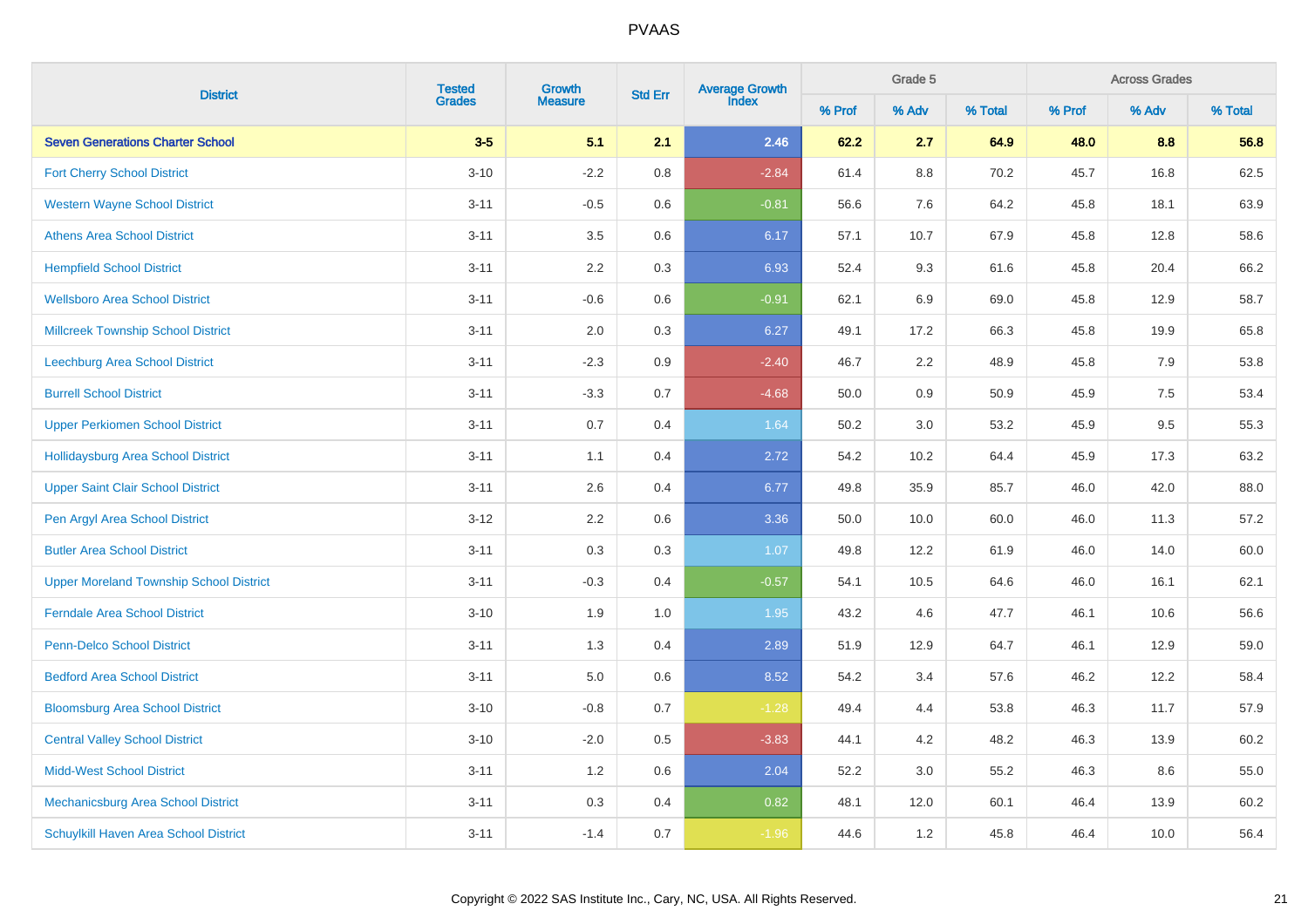# PVAAS

| District | Tested Grades | Growth Measure | Std Err | Average Growth Index | Grade 5 | | | Across Grades | | |
|---|---|---|---|---|---|---|---|---|---|---|
| | | | | | % Prof | % Adv | % Total | % Prof | % Adv | % Total |
| **Seven Generations Charter School** | **3-5** | **5.1** | **2.1** | **2.46** | **62.2** | **2.7** | **64.9** | **48.0** | **8.8** | **56.8** |
| Fort Cherry School District | 3-10 | -2.2 | 0.8 | -2.84 | 61.4 | 8.8 | 70.2 | 45.7 | 16.8 | 62.5 |
| Western Wayne School District | 3-11 | -0.5 | 0.6 | -0.81 | 56.6 | 7.6 | 64.2 | 45.8 | 18.1 | 63.9 |
| Athens Area School District | 3-11 | 3.5 | 0.6 | 6.17 | 57.1 | 10.7 | 67.9 | 45.8 | 12.8 | 58.6 |
| Hempfield School District | 3-11 | 2.2 | 0.3 | 6.93 | 52.4 | 9.3 | 61.6 | 45.8 | 20.4 | 66.2 |
| Wellsboro Area School District | 3-11 | -0.6 | 0.6 | -0.91 | 62.1 | 6.9 | 69.0 | 45.8 | 12.9 | 58.7 |
| Millcreek Township School District | 3-11 | 2.0 | 0.3 | 6.27 | 49.1 | 17.2 | 66.3 | 45.8 | 19.9 | 65.8 |
| Leechburg Area School District | 3-11 | -2.3 | 0.9 | -2.40 | 46.7 | 2.2 | 48.9 | 45.8 | 7.9 | 53.8 |
| Burrell School District | 3-11 | -3.3 | 0.7 | -4.68 | 50.0 | 0.9 | 50.9 | 45.9 | 7.5 | 53.4 |
| Upper Perkiomen School District | 3-11 | 0.7 | 0.4 | 1.64 | 50.2 | 3.0 | 53.2 | 45.9 | 9.5 | 55.3 |
| Hollidaysburg Area School District | 3-11 | 1.1 | 0.4 | 2.72 | 54.2 | 10.2 | 64.4 | 45.9 | 17.3 | 63.2 |
| Upper Saint Clair School District | 3-11 | 2.6 | 0.4 | 6.77 | 49.8 | 35.9 | 85.7 | 46.0 | 42.0 | 88.0 |
| Pen Argyl Area School District | 3-12 | 2.2 | 0.6 | 3.36 | 50.0 | 10.0 | 60.0 | 46.0 | 11.3 | 57.2 |
| Butler Area School District | 3-11 | 0.3 | 0.3 | 1.07 | 49.8 | 12.2 | 61.9 | 46.0 | 14.0 | 60.0 |
| Upper Moreland Township School District | 3-11 | -0.3 | 0.4 | -0.57 | 54.1 | 10.5 | 64.6 | 46.0 | 16.1 | 62.1 |
| Ferndale Area School District | 3-10 | 1.9 | 1.0 | 1.95 | 43.2 | 4.6 | 47.7 | 46.1 | 10.6 | 56.6 |
| Penn-Delco School District | 3-11 | 1.3 | 0.4 | 2.89 | 51.9 | 12.9 | 64.7 | 46.1 | 12.9 | 59.0 |
| Bedford Area School District | 3-11 | 5.0 | 0.6 | 8.52 | 54.2 | 3.4 | 57.6 | 46.2 | 12.2 | 58.4 |
| Bloomsburg Area School District | 3-10 | -0.8 | 0.7 | -1.28 | 49.4 | 4.4 | 53.8 | 46.3 | 11.7 | 57.9 |
| Central Valley School District | 3-10 | -2.0 | 0.5 | -3.83 | 44.1 | 4.2 | 48.2 | 46.3 | 13.9 | 60.2 |
| Midd-West School District | 3-11 | 1.2 | 0.6 | 2.04 | 52.2 | 3.0 | 55.2 | 46.3 | 8.6 | 55.0 |
| Mechanicsburg Area School District | 3-11 | 0.3 | 0.4 | 0.82 | 48.1 | 12.0 | 60.1 | 46.4 | 13.9 | 60.2 |
| Schuylkill Haven Area School District | 3-11 | -1.4 | 0.7 | -1.96 | 44.6 | 1.2 | 45.8 | 46.4 | 10.0 | 56.4 |

Copyright © 2022 SAS Institute Inc., Cary, NC, USA. All Rights Reserved.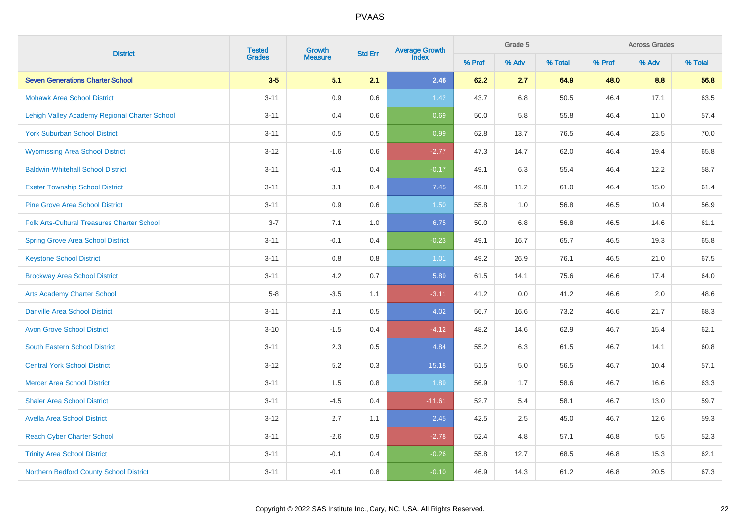# PVAAS

| District | Tested Grades | Growth Measure | Std Err | Average Growth Index | Grade 5 | | | Across Grades | | |
|---|---|---|---|---|---|---|---|---|---|---|
| | | | | | % Prof | % Adv | % Total | % Prof | % Adv | % Total |
| **Seven Generations Charter School** | **3-5** | **5.1** | **2.1** | **2.46** | **62.2** | **2.7** | **64.9** | **48.0** | **8.8** | **56.8** |
| Mohawk Area School District | 3-11 | 0.9 | 0.6 | 1.42 | 43.7 | 6.8 | 50.5 | 46.4 | 17.1 | 63.5 |
| Lehigh Valley Academy Regional Charter School | 3-11 | 0.4 | 0.6 | 0.69 | 50.0 | 5.8 | 55.8 | 46.4 | 11.0 | 57.4 |
| York Suburban School District | 3-11 | 0.5 | 0.5 | 0.99 | 62.8 | 13.7 | 76.5 | 46.4 | 23.5 | 70.0 |
| Wyomissing Area School District | 3-12 | -1.6 | 0.6 | -2.77 | 47.3 | 14.7 | 62.0 | 46.4 | 19.4 | 65.8 |
| Baldwin-Whitehall School District | 3-11 | -0.1 | 0.4 | -0.17 | 49.1 | 6.3 | 55.4 | 46.4 | 12.2 | 58.7 |
| Exeter Township School District | 3-11 | 3.1 | 0.4 | 7.45 | 49.8 | 11.2 | 61.0 | 46.4 | 15.0 | 61.4 |
| Pine Grove Area School District | 3-11 | 0.9 | 0.6 | 1.50 | 55.8 | 1.0 | 56.8 | 46.5 | 10.4 | 56.9 |
| Folk Arts-Cultural Treasures Charter School | 3-7 | 7.1 | 1.0 | 6.75 | 50.0 | 6.8 | 56.8 | 46.5 | 14.6 | 61.1 |
| Spring Grove Area School District | 3-11 | -0.1 | 0.4 | -0.23 | 49.1 | 16.7 | 65.7 | 46.5 | 19.3 | 65.8 |
| Keystone School District | 3-11 | 0.8 | 0.8 | 1.01 | 49.2 | 26.9 | 76.1 | 46.5 | 21.0 | 67.5 |
| Brockway Area School District | 3-11 | 4.2 | 0.7 | 5.89 | 61.5 | 14.1 | 75.6 | 46.6 | 17.4 | 64.0 |
| Arts Academy Charter School | 5-8 | -3.5 | 1.1 | -3.11 | 41.2 | 0.0 | 41.2 | 46.6 | 2.0 | 48.6 |
| Danville Area School District | 3-11 | 2.1 | 0.5 | 4.02 | 56.7 | 16.6 | 73.2 | 46.6 | 21.7 | 68.3 |
| Avon Grove School District | 3-10 | -1.5 | 0.4 | -4.12 | 48.2 | 14.6 | 62.9 | 46.7 | 15.4 | 62.1 |
| South Eastern School District | 3-11 | 2.3 | 0.5 | 4.84 | 55.2 | 6.3 | 61.5 | 46.7 | 14.1 | 60.8 |
| Central York School District | 3-12 | 5.2 | 0.3 | 15.18 | 51.5 | 5.0 | 56.5 | 46.7 | 10.4 | 57.1 |
| Mercer Area School District | 3-11 | 1.5 | 0.8 | 1.89 | 56.9 | 1.7 | 58.6 | 46.7 | 16.6 | 63.3 |
| Shaler Area School District | 3-11 | -4.5 | 0.4 | -11.61 | 52.7 | 5.4 | 58.1 | 46.7 | 13.0 | 59.7 |
| Avella Area School District | 3-12 | 2.7 | 1.1 | 2.45 | 42.5 | 2.5 | 45.0 | 46.7 | 12.6 | 59.3 |
| Reach Cyber Charter School | 3-11 | -2.6 | 0.9 | -2.78 | 52.4 | 4.8 | 57.1 | 46.8 | 5.5 | 52.3 |
| Trinity Area School District | 3-11 | -0.1 | 0.4 | -0.26 | 55.8 | 12.7 | 68.5 | 46.8 | 15.3 | 62.1 |
| Northern Bedford County School District | 3-11 | -0.1 | 0.8 | -0.10 | 46.9 | 14.3 | 61.2 | 46.8 | 20.5 | 67.3 |

Copyright © 2022 SAS Institute Inc., Cary, NC, USA. All Rights Reserved.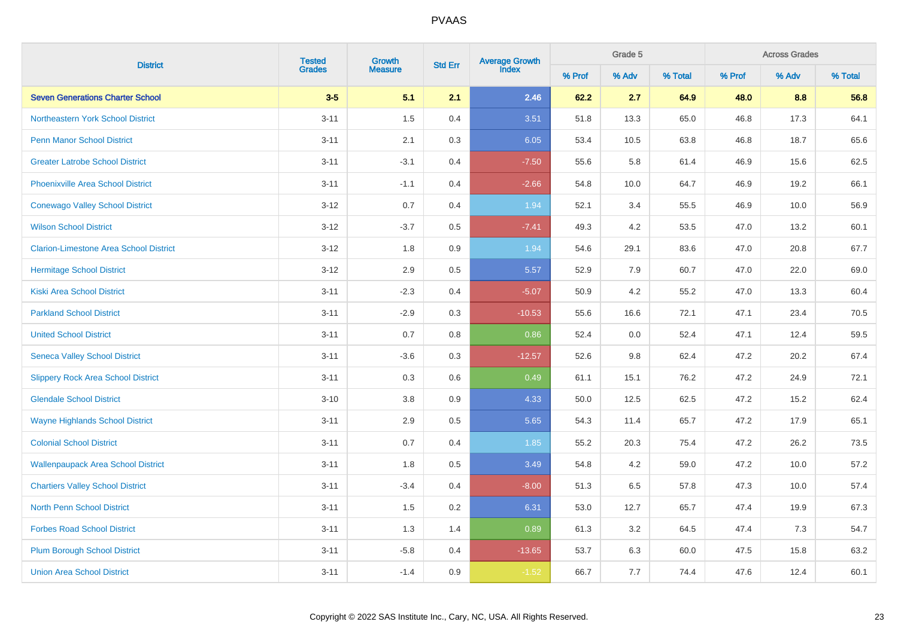PVAAS

| District | Tested Grades | Growth Measure | Std Err | Average Growth Index | Grade 5 | | | Across Grades | | |
|---|---|---|---|---|---|---|---|---|---|---|
| | | | | | % Prof | % Adv | % Total | % Prof | % Adv | % Total |
| **Seven Generations Charter School** | **3-5** | **5.1** | **2.1** | **2.46** | **62.2** | **2.7** | **64.9** | **48.0** | **8.8** | **56.8** |
| Northeastern York School District | 3-11 | 1.5 | 0.4 | 3.51 | 51.8 | 13.3 | 65.0 | 46.8 | 17.3 | 64.1 |
| Penn Manor School District | 3-11 | 2.1 | 0.3 | 6.05 | 53.4 | 10.5 | 63.8 | 46.8 | 18.7 | 65.6 |
| Greater Latrobe School District | 3-11 | -3.1 | 0.4 | -7.50 | 55.6 | 5.8 | 61.4 | 46.9 | 15.6 | 62.5 |
| Phoenixville Area School District | 3-11 | -1.1 | 0.4 | -2.66 | 54.8 | 10.0 | 64.7 | 46.9 | 19.2 | 66.1 |
| Conewago Valley School District | 3-12 | 0.7 | 0.4 | 1.94 | 52.1 | 3.4 | 55.5 | 46.9 | 10.0 | 56.9 |
| Wilson School District | 3-12 | -3.7 | 0.5 | -7.41 | 49.3 | 4.2 | 53.5 | 47.0 | 13.2 | 60.1 |
| Clarion-Limestone Area School District | 3-12 | 1.8 | 0.9 | 1.94 | 54.6 | 29.1 | 83.6 | 47.0 | 20.8 | 67.7 |
| Hermitage School District | 3-12 | 2.9 | 0.5 | 5.57 | 52.9 | 7.9 | 60.7 | 47.0 | 22.0 | 69.0 |
| Kiski Area School District | 3-11 | -2.3 | 0.4 | -5.07 | 50.9 | 4.2 | 55.2 | 47.0 | 13.3 | 60.4 |
| Parkland School District | 3-11 | -2.9 | 0.3 | -10.53 | 55.6 | 16.6 | 72.1 | 47.1 | 23.4 | 70.5 |
| United School District | 3-11 | 0.7 | 0.8 | 0.86 | 52.4 | 0.0 | 52.4 | 47.1 | 12.4 | 59.5 |
| Seneca Valley School District | 3-11 | -3.6 | 0.3 | -12.57 | 52.6 | 9.8 | 62.4 | 47.2 | 20.2 | 67.4 |
| Slippery Rock Area School District | 3-11 | 0.3 | 0.6 | 0.49 | 61.1 | 15.1 | 76.2 | 47.2 | 24.9 | 72.1 |
| Glendale School District | 3-10 | 3.8 | 0.9 | 4.33 | 50.0 | 12.5 | 62.5 | 47.2 | 15.2 | 62.4 |
| Wayne Highlands School District | 3-11 | 2.9 | 0.5 | 5.65 | 54.3 | 11.4 | 65.7 | 47.2 | 17.9 | 65.1 |
| Colonial School District | 3-11 | 0.7 | 0.4 | 1.85 | 55.2 | 20.3 | 75.4 | 47.2 | 26.2 | 73.5 |
| Wallenpaupack Area School District | 3-11 | 1.8 | 0.5 | 3.49 | 54.8 | 4.2 | 59.0 | 47.2 | 10.0 | 57.2 |
| Chartiers Valley School District | 3-11 | -3.4 | 0.4 | -8.00 | 51.3 | 6.5 | 57.8 | 47.3 | 10.0 | 57.4 |
| North Penn School District | 3-11 | 1.5 | 0.2 | 6.31 | 53.0 | 12.7 | 65.7 | 47.4 | 19.9 | 67.3 |
| Forbes Road School District | 3-11 | 1.3 | 1.4 | 0.89 | 61.3 | 3.2 | 64.5 | 47.4 | 7.3 | 54.7 |
| Plum Borough School District | 3-11 | -5.8 | 0.4 | -13.65 | 53.7 | 6.3 | 60.0 | 47.5 | 15.8 | 63.2 |
| Union Area School District | 3-11 | -1.4 | 0.9 | -1.52 | 66.7 | 7.7 | 74.4 | 47.6 | 12.4 | 60.1 |

Copyright © 2022 SAS Institute Inc., Cary, NC, USA. All Rights Reserved.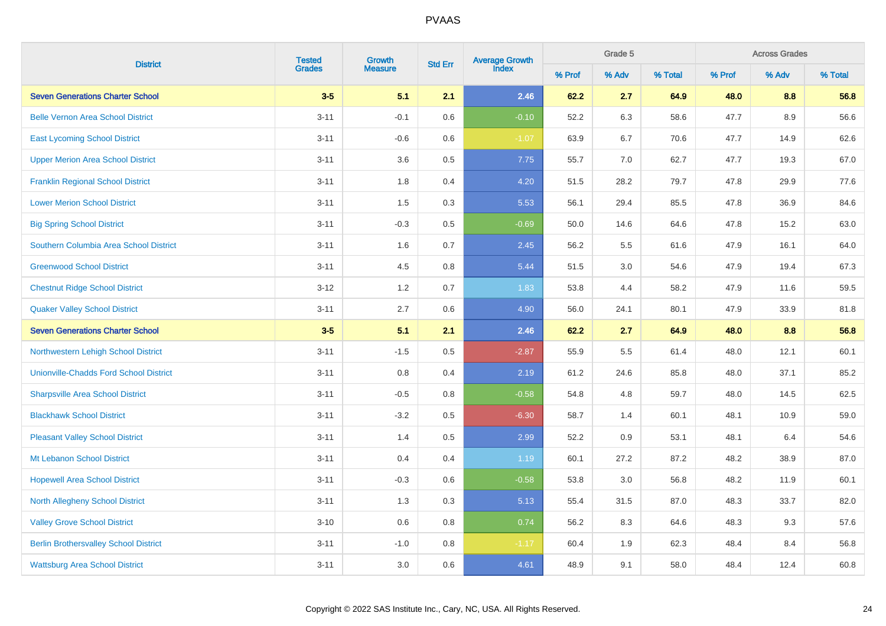| District | Tested Grades | Growth Measure | Std Err | Average Growth Index | Grade 5 | | | Across Grades | | |
|---|---|---|---|---|---|---|---|---|---|---|
| | | | | | % Prof | % Adv | % Total | % Prof | % Adv | % Total |
| **Seven Generations Charter School** | **3-5** | **5.1** | **2.1** | **2.46** | **62.2** | **2.7** | **64.9** | **48.0** | **8.8** | **56.8** |
| Belle Vernon Area School District | 3-11 | -0.1 | 0.6 | -0.10 | 52.2 | 6.3 | 58.6 | 47.7 | 8.9 | 56.6 |
| East Lycoming School District | 3-11 | -0.6 | 0.6 | -1.07 | 63.9 | 6.7 | 70.6 | 47.7 | 14.9 | 62.6 |
| Upper Merion Area School District | 3-11 | 3.6 | 0.5 | 7.75 | 55.7 | 7.0 | 62.7 | 47.7 | 19.3 | 67.0 |
| Franklin Regional School District | 3-11 | 1.8 | 0.4 | 4.20 | 51.5 | 28.2 | 79.7 | 47.8 | 29.9 | 77.6 |
| Lower Merion School District | 3-11 | 1.5 | 0.3 | 5.53 | 56.1 | 29.4 | 85.5 | 47.8 | 36.9 | 84.6 |
| Big Spring School District | 3-11 | -0.3 | 0.5 | -0.69 | 50.0 | 14.6 | 64.6 | 47.8 | 15.2 | 63.0 |
| Southern Columbia Area School District | 3-11 | 1.6 | 0.7 | 2.45 | 56.2 | 5.5 | 61.6 | 47.9 | 16.1 | 64.0 |
| Greenwood School District | 3-11 | 4.5 | 0.8 | 5.44 | 51.5 | 3.0 | 54.6 | 47.9 | 19.4 | 67.3 |
| Chestnut Ridge School District | 3-12 | 1.2 | 0.7 | 1.83 | 53.8 | 4.4 | 58.2 | 47.9 | 11.6 | 59.5 |
| Quaker Valley School District | 3-11 | 2.7 | 0.6 | 4.90 | 56.0 | 24.1 | 80.1 | 47.9 | 33.9 | 81.8 |
| **Seven Generations Charter School** | **3-5** | **5.1** | **2.1** | **2.46** | **62.2** | **2.7** | **64.9** | **48.0** | **8.8** | **56.8** |
| Northwestern Lehigh School District | 3-11 | -1.5 | 0.5 | -2.87 | 55.9 | 5.5 | 61.4 | 48.0 | 12.1 | 60.1 |
| Unionville-Chadds Ford School District | 3-11 | 0.8 | 0.4 | 2.19 | 61.2 | 24.6 | 85.8 | 48.0 | 37.1 | 85.2 |
| Sharpsville Area School District | 3-11 | -0.5 | 0.8 | -0.58 | 54.8 | 4.8 | 59.7 | 48.0 | 14.5 | 62.5 |
| Blackhawk School District | 3-11 | -3.2 | 0.5 | -6.30 | 58.7 | 1.4 | 60.1 | 48.1 | 10.9 | 59.0 |
| Pleasant Valley School District | 3-11 | 1.4 | 0.5 | 2.99 | 52.2 | 0.9 | 53.1 | 48.1 | 6.4 | 54.6 |
| Mt Lebanon School District | 3-11 | 0.4 | 0.4 | 1.19 | 60.1 | 27.2 | 87.2 | 48.2 | 38.9 | 87.0 |
| Hopewell Area School District | 3-11 | -0.3 | 0.6 | -0.58 | 53.8 | 3.0 | 56.8 | 48.2 | 11.9 | 60.1 |
| North Allegheny School District | 3-11 | 1.3 | 0.3 | 5.13 | 55.4 | 31.5 | 87.0 | 48.3 | 33.7 | 82.0 |
| Valley Grove School District | 3-10 | 0.6 | 0.8 | 0.74 | 56.2 | 8.3 | 64.6 | 48.3 | 9.3 | 57.6 |
| Berlin Brothersvalley School District | 3-11 | -1.0 | 0.8 | -1.17 | 60.4 | 1.9 | 62.3 | 48.4 | 8.4 | 56.8 |
| Wattsburg Area School District | 3-11 | 3.0 | 0.6 | 4.61 | 48.9 | 9.1 | 58.0 | 48.4 | 12.4 | 60.8 |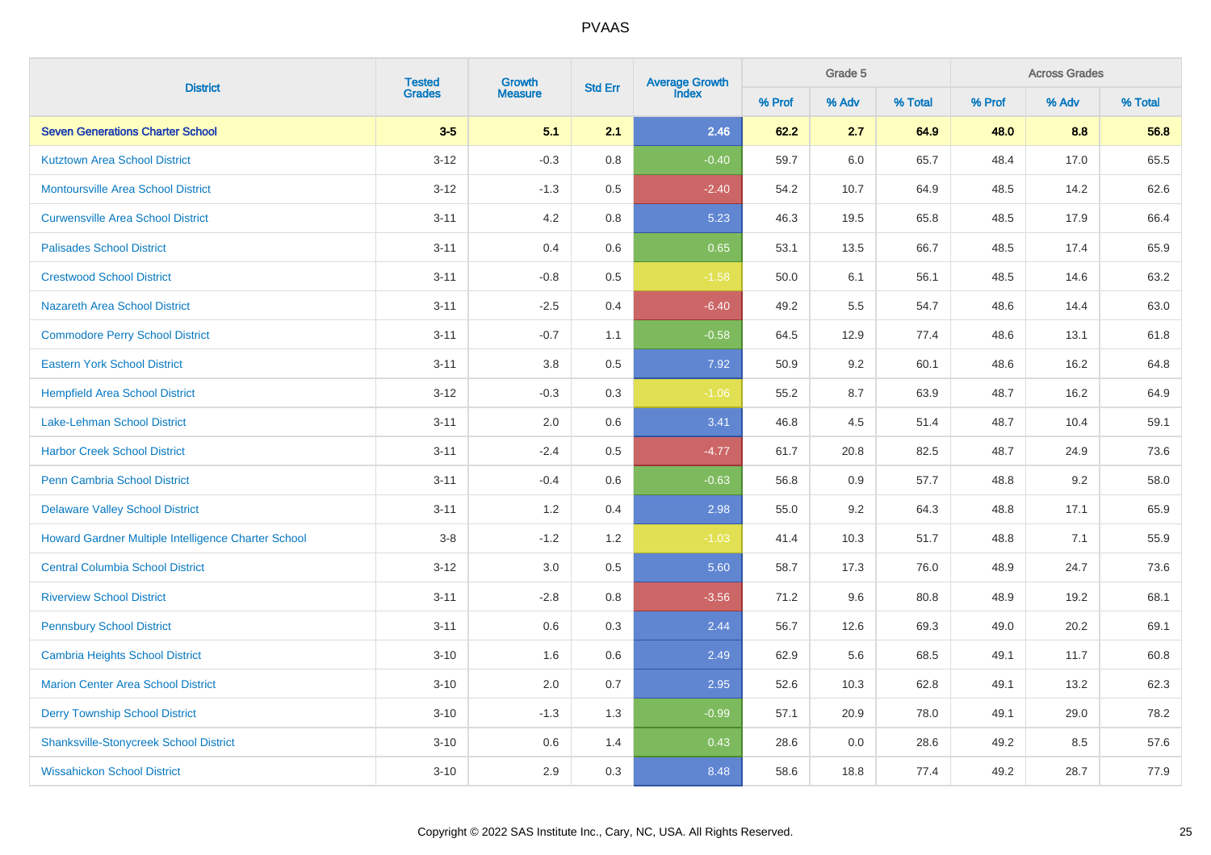| District | Tested Grades | Growth Measure | Std Err | Average Growth Index | Grade 5 | | | Across Grades | | |
|---|---|---|---|---|---|---|---|---|---|---|
| | | | | | % Prof | % Adv | % Total | % Prof | % Adv | % Total |
| **Seven Generations Charter School** | **3-5** | **5.1** | **2.1** | **2.46** | **62.2** | **2.7** | **64.9** | **48.0** | **8.8** | **56.8** |
| Kutztown Area School District | 3-12 | -0.3 | 0.8 | -0.40 | 59.7 | 6.0 | 65.7 | 48.4 | 17.0 | 65.5 |
| Montoursville Area School District | 3-12 | -1.3 | 0.5 | -2.40 | 54.2 | 10.7 | 64.9 | 48.5 | 14.2 | 62.6 |
| Curwensville Area School District | 3-11 | 4.2 | 0.8 | 5.23 | 46.3 | 19.5 | 65.8 | 48.5 | 17.9 | 66.4 |
| Palisades School District | 3-11 | 0.4 | 0.6 | 0.65 | 53.1 | 13.5 | 66.7 | 48.5 | 17.4 | 65.9 |
| Crestwood School District | 3-11 | -0.8 | 0.5 | -1.58 | 50.0 | 6.1 | 56.1 | 48.5 | 14.6 | 63.2 |
| Nazareth Area School District | 3-11 | -2.5 | 0.4 | -6.40 | 49.2 | 5.5 | 54.7 | 48.6 | 14.4 | 63.0 |
| Commodore Perry School District | 3-11 | -0.7 | 1.1 | -0.58 | 64.5 | 12.9 | 77.4 | 48.6 | 13.1 | 61.8 |
| Eastern York School District | 3-11 | 3.8 | 0.5 | 7.92 | 50.9 | 9.2 | 60.1 | 48.6 | 16.2 | 64.8 |
| Hempfield Area School District | 3-12 | -0.3 | 0.3 | -1.06 | 55.2 | 8.7 | 63.9 | 48.7 | 16.2 | 64.9 |
| Lake-Lehman School District | 3-11 | 2.0 | 0.6 | 3.41 | 46.8 | 4.5 | 51.4 | 48.7 | 10.4 | 59.1 |
| Harbor Creek School District | 3-11 | -2.4 | 0.5 | -4.77 | 61.7 | 20.8 | 82.5 | 48.7 | 24.9 | 73.6 |
| Penn Cambria School District | 3-11 | -0.4 | 0.6 | -0.63 | 56.8 | 0.9 | 57.7 | 48.8 | 9.2 | 58.0 |
| Delaware Valley School District | 3-11 | 1.2 | 0.4 | 2.98 | 55.0 | 9.2 | 64.3 | 48.8 | 17.1 | 65.9 |
| Howard Gardner Multiple Intelligence Charter School | 3-8 | -1.2 | 1.2 | -1.03 | 41.4 | 10.3 | 51.7 | 48.8 | 7.1 | 55.9 |
| Central Columbia School District | 3-12 | 3.0 | 0.5 | 5.60 | 58.7 | 17.3 | 76.0 | 48.9 | 24.7 | 73.6 |
| Riverview School District | 3-11 | -2.8 | 0.8 | -3.56 | 71.2 | 9.6 | 80.8 | 48.9 | 19.2 | 68.1 |
| Pennsbury School District | 3-11 | 0.6 | 0.3 | 2.44 | 56.7 | 12.6 | 69.3 | 49.0 | 20.2 | 69.1 |
| Cambria Heights School District | 3-10 | 1.6 | 0.6 | 2.49 | 62.9 | 5.6 | 68.5 | 49.1 | 11.7 | 60.8 |
| Marion Center Area School District | 3-10 | 2.0 | 0.7 | 2.95 | 52.6 | 10.3 | 62.8 | 49.1 | 13.2 | 62.3 |
| Derry Township School District | 3-10 | -1.3 | 1.3 | -0.99 | 57.1 | 20.9 | 78.0 | 49.1 | 29.0 | 78.2 |
| Shanksville-Stonycreek School District | 3-10 | 0.6 | 1.4 | 0.43 | 28.6 | 0.0 | 28.6 | 49.2 | 8.5 | 57.6 |
| Wissahickon School District | 3-10 | 2.9 | 0.3 | 8.48 | 58.6 | 18.8 | 77.4 | 49.2 | 28.7 | 77.9 |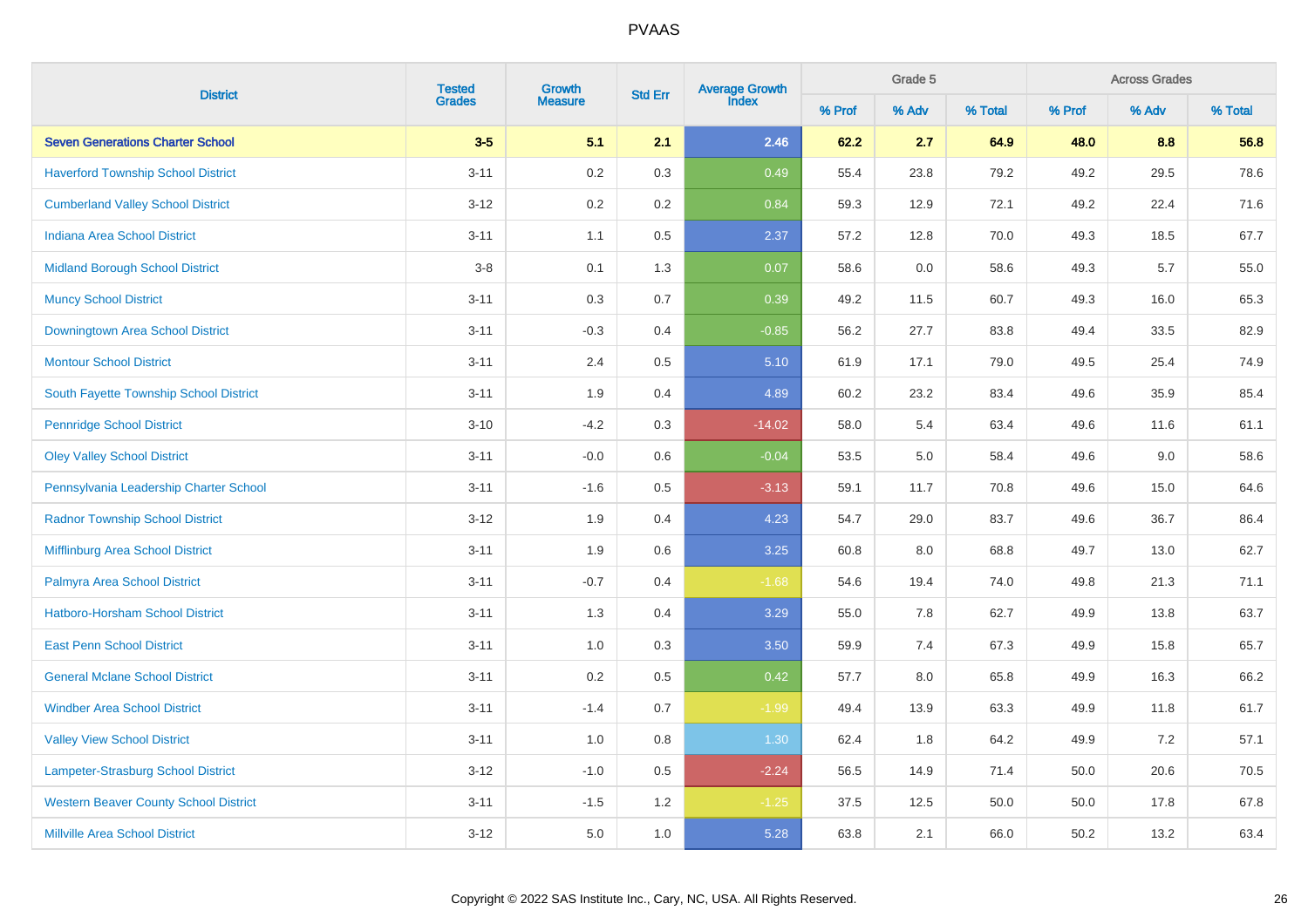| District | Tested Grades | Growth Measure | Std Err | Average Growth Index | Grade 5 | | | Across Grades | | |
|---|---|---|---|---|---|---|---|---|---|---|
| | | | | | % Prof | % Adv | % Total | % Prof | % Adv | % Total |
| **Seven Generations Charter School** | **3-5** | **5.1** | **2.1** | **2.46** | **62.2** | **2.7** | **64.9** | **48.0** | **8.8** | **56.8** |
| Haverford Township School District | 3-11 | 0.2 | 0.3 | 0.49 | 55.4 | 23.8 | 79.2 | 49.2 | 29.5 | 78.6 |
| Cumberland Valley School District | 3-12 | 0.2 | 0.2 | 0.84 | 59.3 | 12.9 | 72.1 | 49.2 | 22.4 | 71.6 |
| Indiana Area School District | 3-11 | 1.1 | 0.5 | 2.37 | 57.2 | 12.8 | 70.0 | 49.3 | 18.5 | 67.7 |
| Midland Borough School District | 3-8 | 0.1 | 1.3 | 0.07 | 58.6 | 0.0 | 58.6 | 49.3 | 5.7 | 55.0 |
| Muncy School District | 3-11 | 0.3 | 0.7 | 0.39 | 49.2 | 11.5 | 60.7 | 49.3 | 16.0 | 65.3 |
| Downingtown Area School District | 3-11 | -0.3 | 0.4 | -0.85 | 56.2 | 27.7 | 83.8 | 49.4 | 33.5 | 82.9 |
| Montour School District | 3-11 | 2.4 | 0.5 | 5.10 | 61.9 | 17.1 | 79.0 | 49.5 | 25.4 | 74.9 |
| South Fayette Township School District | 3-11 | 1.9 | 0.4 | 4.89 | 60.2 | 23.2 | 83.4 | 49.6 | 35.9 | 85.4 |
| Pennridge School District | 3-10 | -4.2 | 0.3 | -14.02 | 58.0 | 5.4 | 63.4 | 49.6 | 11.6 | 61.1 |
| Oley Valley School District | 3-11 | -0.0 | 0.6 | -0.04 | 53.5 | 5.0 | 58.4 | 49.6 | 9.0 | 58.6 |
| Pennsylvania Leadership Charter School | 3-11 | -1.6 | 0.5 | -3.13 | 59.1 | 11.7 | 70.8 | 49.6 | 15.0 | 64.6 |
| Radnor Township School District | 3-12 | 1.9 | 0.4 | 4.23 | 54.7 | 29.0 | 83.7 | 49.6 | 36.7 | 86.4 |
| Mifflinburg Area School District | 3-11 | 1.9 | 0.6 | 3.25 | 60.8 | 8.0 | 68.8 | 49.7 | 13.0 | 62.7 |
| Palmyra Area School District | 3-11 | -0.7 | 0.4 | -1.68 | 54.6 | 19.4 | 74.0 | 49.8 | 21.3 | 71.1 |
| Hatboro-Horsham School District | 3-11 | 1.3 | 0.4 | 3.29 | 55.0 | 7.8 | 62.7 | 49.9 | 13.8 | 63.7 |
| East Penn School District | 3-11 | 1.0 | 0.3 | 3.50 | 59.9 | 7.4 | 67.3 | 49.9 | 15.8 | 65.7 |
| General Mclane School District | 3-11 | 0.2 | 0.5 | 0.42 | 57.7 | 8.0 | 65.8 | 49.9 | 16.3 | 66.2 |
| Windber Area School District | 3-11 | -1.4 | 0.7 | -1.99 | 49.4 | 13.9 | 63.3 | 49.9 | 11.8 | 61.7 |
| Valley View School District | 3-11 | 1.0 | 0.8 | 1.30 | 62.4 | 1.8 | 64.2 | 49.9 | 7.2 | 57.1 |
| Lampeter-Strasburg School District | 3-12 | -1.0 | 0.5 | -2.24 | 56.5 | 14.9 | 71.4 | 50.0 | 20.6 | 70.5 |
| Western Beaver County School District | 3-11 | -1.5 | 1.2 | -1.25 | 37.5 | 12.5 | 50.0 | 50.0 | 17.8 | 67.8 |
| Millville Area School District | 3-12 | 5.0 | 1.0 | 5.28 | 63.8 | 2.1 | 66.0 | 50.2 | 13.2 | 63.4 |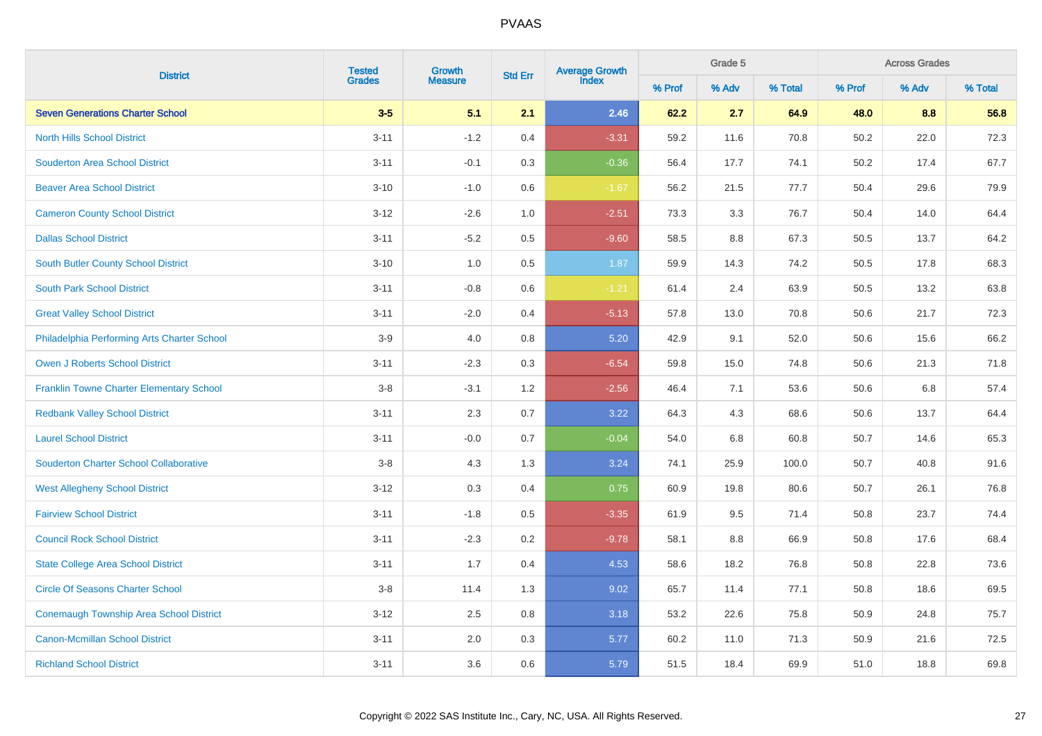# PVAAS

| District | Tested Grades | Growth Measure | Std Err | Average Growth Index | Grade 5 | | | Across Grades | | |
|---|---|---|---|---|---|---|---|---|---|---|
| | | | | | % Prof | % Adv | % Total | % Prof | % Adv | % Total |
| **Seven Generations Charter School** | **3-5** | **5.1** | **2.1** | **2.46** | **62.2** | **2.7** | **64.9** | **48.0** | **8.8** | **56.8** |
| North Hills School District | 3-11 | -1.2 | 0.4 | -3.31 | 59.2 | 11.6 | 70.8 | 50.2 | 22.0 | 72.3 |
| Souderton Area School District | 3-11 | -0.1 | 0.3 | -0.36 | 56.4 | 17.7 | 74.1 | 50.2 | 17.4 | 67.7 |
| Beaver Area School District | 3-10 | -1.0 | 0.6 | -1.67 | 56.2 | 21.5 | 77.7 | 50.4 | 29.6 | 79.9 |
| Cameron County School District | 3-12 | -2.6 | 1.0 | -2.51 | 73.3 | 3.3 | 76.7 | 50.4 | 14.0 | 64.4 |
| Dallas School District | 3-11 | -5.2 | 0.5 | -9.60 | 58.5 | 8.8 | 67.3 | 50.5 | 13.7 | 64.2 |
| South Butler County School District | 3-10 | 1.0 | 0.5 | 1.87 | 59.9 | 14.3 | 74.2 | 50.5 | 17.8 | 68.3 |
| South Park School District | 3-11 | -0.8 | 0.6 | -1.21 | 61.4 | 2.4 | 63.9 | 50.5 | 13.2 | 63.8 |
| Great Valley School District | 3-11 | -2.0 | 0.4 | -5.13 | 57.8 | 13.0 | 70.8 | 50.6 | 21.7 | 72.3 |
| Philadelphia Performing Arts Charter School | 3-9 | 4.0 | 0.8 | 5.20 | 42.9 | 9.1 | 52.0 | 50.6 | 15.6 | 66.2 |
| Owen J Roberts School District | 3-11 | -2.3 | 0.3 | -6.54 | 59.8 | 15.0 | 74.8 | 50.6 | 21.3 | 71.8 |
| Franklin Towne Charter Elementary School | 3-8 | -3.1 | 1.2 | -2.56 | 46.4 | 7.1 | 53.6 | 50.6 | 6.8 | 57.4 |
| Redbank Valley School District | 3-11 | 2.3 | 0.7 | 3.22 | 64.3 | 4.3 | 68.6 | 50.6 | 13.7 | 64.4 |
| Laurel School District | 3-11 | -0.0 | 0.7 | -0.04 | 54.0 | 6.8 | 60.8 | 50.7 | 14.6 | 65.3 |
| Souderton Charter School Collaborative | 3-8 | 4.3 | 1.3 | 3.24 | 74.1 | 25.9 | 100.0 | 50.7 | 40.8 | 91.6 |
| West Allegheny School District | 3-12 | 0.3 | 0.4 | 0.75 | 60.9 | 19.8 | 80.6 | 50.7 | 26.1 | 76.8 |
| Fairview School District | 3-11 | -1.8 | 0.5 | -3.35 | 61.9 | 9.5 | 71.4 | 50.8 | 23.7 | 74.4 |
| Council Rock School District | 3-11 | -2.3 | 0.2 | -9.78 | 58.1 | 8.8 | 66.9 | 50.8 | 17.6 | 68.4 |
| State College Area School District | 3-11 | 1.7 | 0.4 | 4.53 | 58.6 | 18.2 | 76.8 | 50.8 | 22.8 | 73.6 |
| Circle Of Seasons Charter School | 3-8 | 11.4 | 1.3 | 9.02 | 65.7 | 11.4 | 77.1 | 50.8 | 18.6 | 69.5 |
| Conemaugh Township Area School District | 3-12 | 2.5 | 0.8 | 3.18 | 53.2 | 22.6 | 75.8 | 50.9 | 24.8 | 75.7 |
| Canon-Mcmillan School District | 3-11 | 2.0 | 0.3 | 5.77 | 60.2 | 11.0 | 71.3 | 50.9 | 21.6 | 72.5 |
| Richland School District | 3-11 | 3.6 | 0.6 | 5.79 | 51.5 | 18.4 | 69.9 | 51.0 | 18.8 | 69.8 |

Copyright © 2022 SAS Institute Inc., Cary, NC, USA. All Rights Reserved.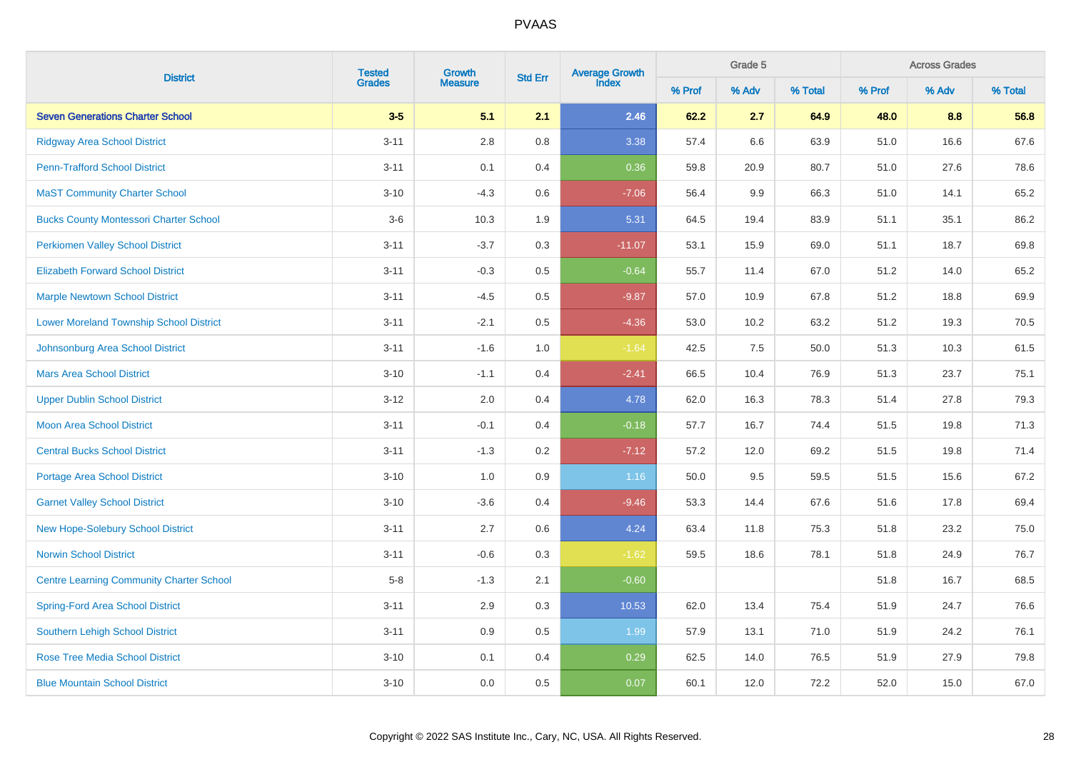| District | Tested Grades | Growth Measure | Std Err | Average Growth Index | Grade 5 | | | Across Grades | | |
|---|---|---|---|---|---|---|---|---|---|---|
| | | | | | % Prof | % Adv | % Total | % Prof | % Adv | % Total |
| **Seven Generations Charter School** | **3-5** | **5.1** | **2.1** | **2.46** | **62.2** | **2.7** | **64.9** | **48.0** | **8.8** | **56.8** |
| Ridgway Area School District | 3-11 | 2.8 | 0.8 | 3.38 | 57.4 | 6.6 | 63.9 | 51.0 | 16.6 | 67.6 |
| Penn-Trafford School District | 3-11 | 0.1 | 0.4 | 0.36 | 59.8 | 20.9 | 80.7 | 51.0 | 27.6 | 78.6 |
| MaST Community Charter School | 3-10 | -4.3 | 0.6 | -7.06 | 56.4 | 9.9 | 66.3 | 51.0 | 14.1 | 65.2 |
| Bucks County Montessori Charter School | 3-6 | 10.3 | 1.9 | 5.31 | 64.5 | 19.4 | 83.9 | 51.1 | 35.1 | 86.2 |
| Perkiomen Valley School District | 3-11 | -3.7 | 0.3 | -11.07 | 53.1 | 15.9 | 69.0 | 51.1 | 18.7 | 69.8 |
| Elizabeth Forward School District | 3-11 | -0.3 | 0.5 | -0.64 | 55.7 | 11.4 | 67.0 | 51.2 | 14.0 | 65.2 |
| Marple Newtown School District | 3-11 | -4.5 | 0.5 | -9.87 | 57.0 | 10.9 | 67.8 | 51.2 | 18.8 | 69.9 |
| Lower Moreland Township School District | 3-11 | -2.1 | 0.5 | -4.36 | 53.0 | 10.2 | 63.2 | 51.2 | 19.3 | 70.5 |
| Johnsonburg Area School District | 3-11 | -1.6 | 1.0 | -1.64 | 42.5 | 7.5 | 50.0 | 51.3 | 10.3 | 61.5 |
| Mars Area School District | 3-10 | -1.1 | 0.4 | -2.41 | 66.5 | 10.4 | 76.9 | 51.3 | 23.7 | 75.1 |
| Upper Dublin School District | 3-12 | 2.0 | 0.4 | 4.78 | 62.0 | 16.3 | 78.3 | 51.4 | 27.8 | 79.3 |
| Moon Area School District | 3-11 | -0.1 | 0.4 | -0.18 | 57.7 | 16.7 | 74.4 | 51.5 | 19.8 | 71.3 |
| Central Bucks School District | 3-11 | -1.3 | 0.2 | -7.12 | 57.2 | 12.0 | 69.2 | 51.5 | 19.8 | 71.4 |
| Portage Area School District | 3-10 | 1.0 | 0.9 | 1.16 | 50.0 | 9.5 | 59.5 | 51.5 | 15.6 | 67.2 |
| Garnet Valley School District | 3-10 | -3.6 | 0.4 | -9.46 | 53.3 | 14.4 | 67.6 | 51.6 | 17.8 | 69.4 |
| New Hope-Solebury School District | 3-11 | 2.7 | 0.6 | 4.24 | 63.4 | 11.8 | 75.3 | 51.8 | 23.2 | 75.0 |
| Norwin School District | 3-11 | -0.6 | 0.3 | -1.62 | 59.5 | 18.6 | 78.1 | 51.8 | 24.9 | 76.7 |
| Centre Learning Community Charter School | 5-8 | -1.3 | 2.1 | -0.60 | | | | 51.8 | 16.7 | 68.5 |
| Spring-Ford Area School District | 3-11 | 2.9 | 0.3 | 10.53 | 62.0 | 13.4 | 75.4 | 51.9 | 24.7 | 76.6 |
| Southern Lehigh School District | 3-11 | 0.9 | 0.5 | 1.99 | 57.9 | 13.1 | 71.0 | 51.9 | 24.2 | 76.1 |
| Rose Tree Media School District | 3-10 | 0.1 | 0.4 | 0.29 | 62.5 | 14.0 | 76.5 | 51.9 | 27.9 | 79.8 |
| Blue Mountain School District | 3-10 | 0.0 | 0.5 | 0.07 | 60.1 | 12.0 | 72.2 | 52.0 | 15.0 | 67.0 |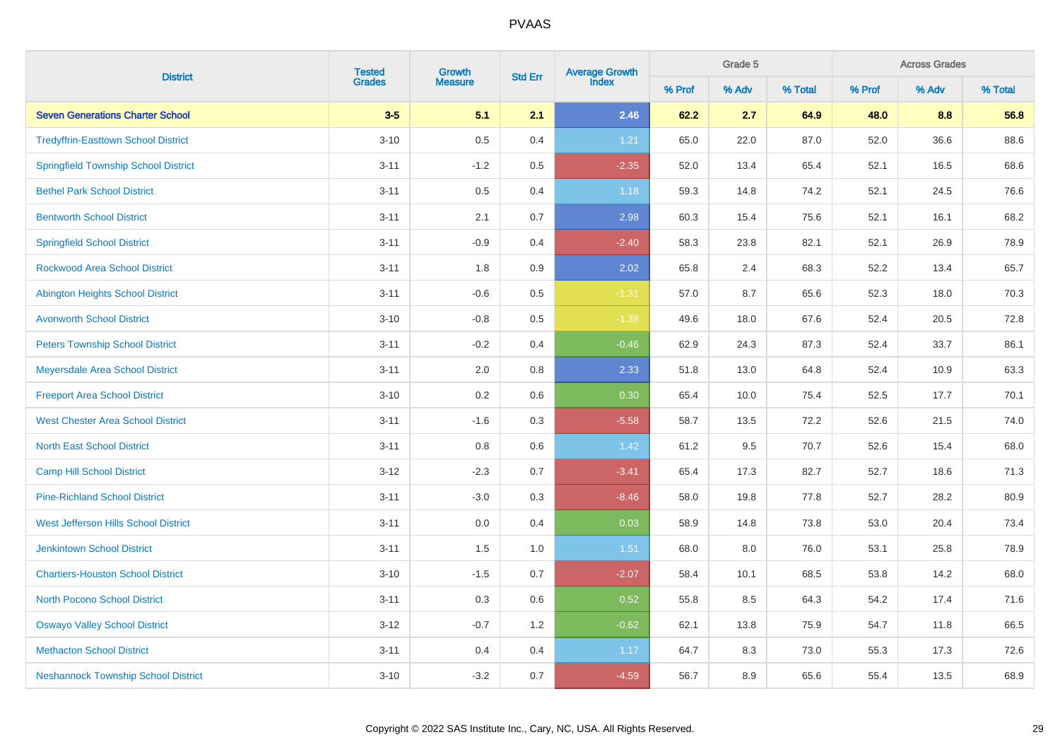# PVAAS

| District | Tested Grades | Growth Measure | Std Err | Average Growth Index | Grade 5 | | | Across Grades | | |
|---|---|---|---|---|---|---|---|---|---|---|
| | | | | | % Prof | % Adv | % Total | % Prof | % Adv | % Total |
| **Seven Generations Charter School** | **3-5** | **5.1** | **2.1** | **2.46** | **62.2** | **2.7** | **64.9** | **48.0** | **8.8** | **56.8** |
| Tredyffrin-Easttown School District | 3-10 | 0.5 | 0.4 | 1.21 | 65.0 | 22.0 | 87.0 | 52.0 | 36.6 | 88.6 |
| Springfield Township School District | 3-11 | -1.2 | 0.5 | -2.35 | 52.0 | 13.4 | 65.4 | 52.1 | 16.5 | 68.6 |
| Bethel Park School District | 3-11 | 0.5 | 0.4 | 1.18 | 59.3 | 14.8 | 74.2 | 52.1 | 24.5 | 76.6 |
| Bentworth School District | 3-11 | 2.1 | 0.7 | 2.98 | 60.3 | 15.4 | 75.6 | 52.1 | 16.1 | 68.2 |
| Springfield School District | 3-11 | -0.9 | 0.4 | -2.40 | 58.3 | 23.8 | 82.1 | 52.1 | 26.9 | 78.9 |
| Rockwood Area School District | 3-11 | 1.8 | 0.9 | 2.02 | 65.8 | 2.4 | 68.3 | 52.2 | 13.4 | 65.7 |
| Abington Heights School District | 3-11 | -0.6 | 0.5 | -1.31 | 57.0 | 8.7 | 65.6 | 52.3 | 18.0 | 70.3 |
| Avonworth School District | 3-10 | -0.8 | 0.5 | -1.38 | 49.6 | 18.0 | 67.6 | 52.4 | 20.5 | 72.8 |
| Peters Township School District | 3-11 | -0.2 | 0.4 | -0.46 | 62.9 | 24.3 | 87.3 | 52.4 | 33.7 | 86.1 |
| Meyersdale Area School District | 3-11 | 2.0 | 0.8 | 2.33 | 51.8 | 13.0 | 64.8 | 52.4 | 10.9 | 63.3 |
| Freeport Area School District | 3-10 | 0.2 | 0.6 | 0.30 | 65.4 | 10.0 | 75.4 | 52.5 | 17.7 | 70.1 |
| West Chester Area School District | 3-11 | -1.6 | 0.3 | -5.58 | 58.7 | 13.5 | 72.2 | 52.6 | 21.5 | 74.0 |
| North East School District | 3-11 | 0.8 | 0.6 | 1.42 | 61.2 | 9.5 | 70.7 | 52.6 | 15.4 | 68.0 |
| Camp Hill School District | 3-12 | -2.3 | 0.7 | -3.41 | 65.4 | 17.3 | 82.7 | 52.7 | 18.6 | 71.3 |
| Pine-Richland School District | 3-11 | -3.0 | 0.3 | -8.46 | 58.0 | 19.8 | 77.8 | 52.7 | 28.2 | 80.9 |
| West Jefferson Hills School District | 3-11 | 0.0 | 0.4 | 0.03 | 58.9 | 14.8 | 73.8 | 53.0 | 20.4 | 73.4 |
| Jenkintown School District | 3-11 | 1.5 | 1.0 | 1.51 | 68.0 | 8.0 | 76.0 | 53.1 | 25.8 | 78.9 |
| Chartiers-Houston School District | 3-10 | -1.5 | 0.7 | -2.07 | 58.4 | 10.1 | 68.5 | 53.8 | 14.2 | 68.0 |
| North Pocono School District | 3-11 | 0.3 | 0.6 | 0.52 | 55.8 | 8.5 | 64.3 | 54.2 | 17.4 | 71.6 |
| Oswayo Valley School District | 3-12 | -0.7 | 1.2 | -0.62 | 62.1 | 13.8 | 75.9 | 54.7 | 11.8 | 66.5 |
| Methacton School District | 3-11 | 0.4 | 0.4 | 1.17 | 64.7 | 8.3 | 73.0 | 55.3 | 17.3 | 72.6 |
| Neshannock Township School District | 3-10 | -3.2 | 0.7 | -4.59 | 56.7 | 8.9 | 65.6 | 55.4 | 13.5 | 68.9 |

Copyright © 2022 SAS Institute Inc., Cary, NC, USA. All Rights Reserved.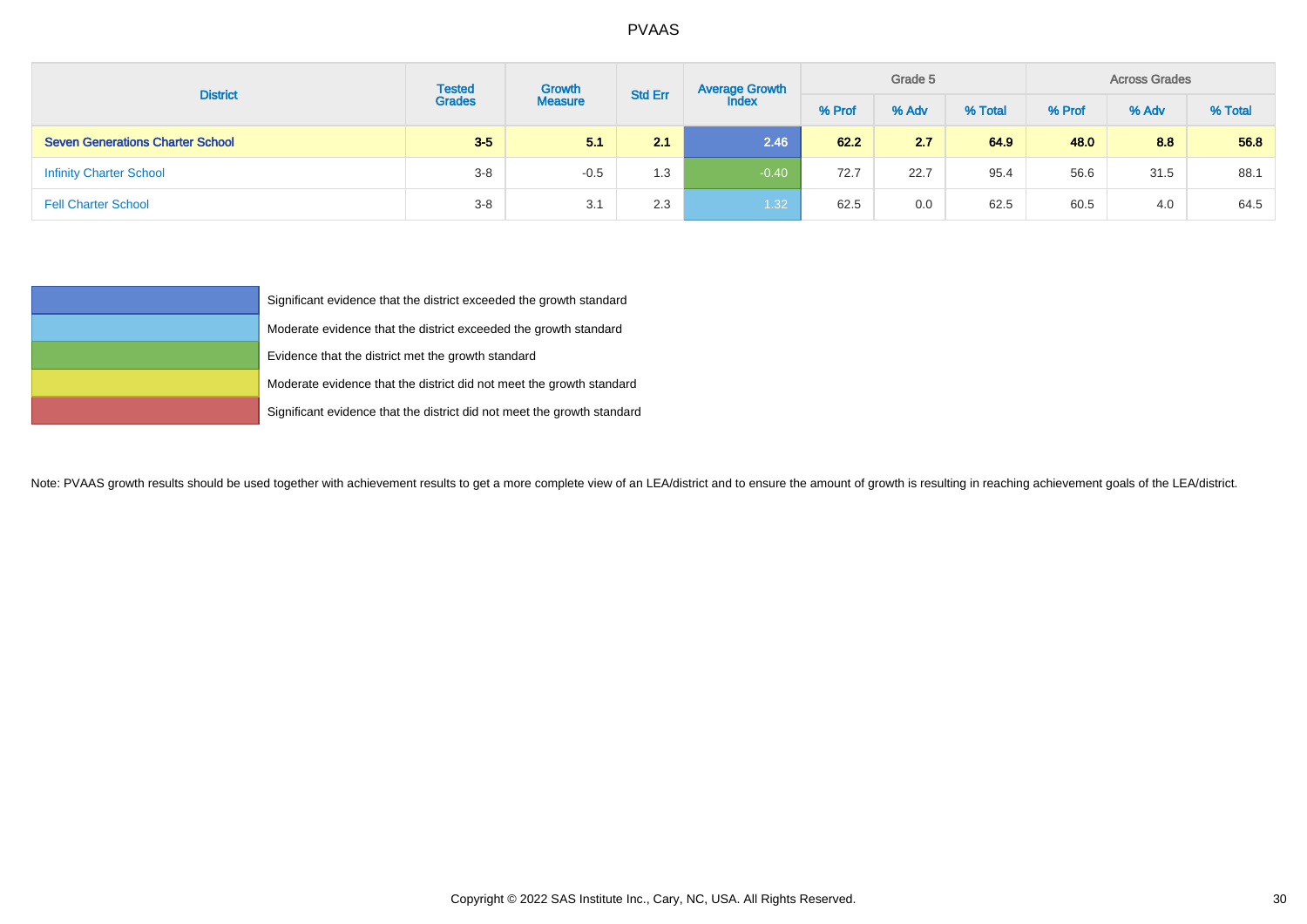# PVAAS

| District | Tested Grades | Growth Measure | Std Err | Average Growth Index | Grade 5 | | | Across Grades | | |
|---|---|---|---|---|---|---|---|---|---|---|
| | | | | | % Prof | % Adv | % Total | % Prof | % Adv | % Total |
| **Seven Generations Charter School** | **3-5** | **5.1** | **2.1** | **2.46** | **62.2** | **2.7** | **64.9** | **48.0** | **8.8** | **56.8** |
| Infinity Charter School | 3-8 | -0.5 | 1.3 | -0.40 | 72.7 | 22.7 | 95.4 | 56.6 | 31.5 | 88.1 |
| Fell Charter School | 3-8 | 3.1 | 2.3 | 1.32 | 62.5 | 0.0 | 62.5 | 60.5 | 4.0 | 64.5 |

- Significant evidence that the district exceeded the growth standard
- Moderate evidence that the district exceeded the growth standard
- Evidence that the district met the growth standard
- Moderate evidence that the district did not meet the growth standard
- Significant evidence that the district did not meet the growth standard

Note: PVAAS growth results should be used together with achievement results to get a more complete view of an LEA/district and to ensure the amount of growth is resulting in reaching achievement goals of the LEA/district.

Copyright © 2022 SAS Institute Inc., Cary, NC, USA. All Rights Reserved.